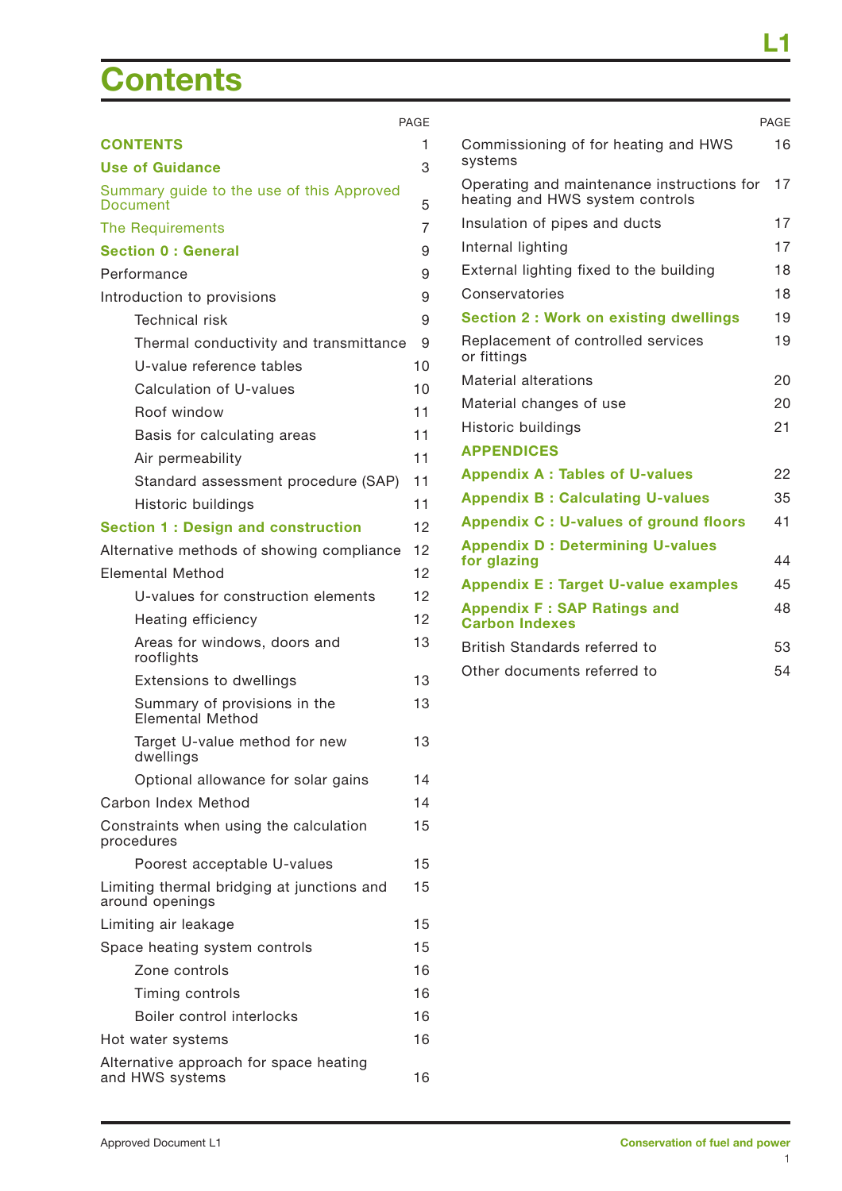# Contents

| | PAGE |
|---|---|
| **CONTENTS** | 1 |
| **Use of Guidance** | 3 |
| Summary guide to the use of this Approved Document | 5 |
| The Requirements | 7 |
| **Section 0 : General** | 9 |
| Performance | 9 |
| Introduction to provisions | 9 |
| Technical risk | 9 |
| Thermal conductivity and transmittance | 9 |
| U-value reference tables | 10 |
| Calculation of U-values | 10 |
| Roof window | 11 |
| Basis for calculating areas | 11 |
| Air permeability | 11 |
| Standard assessment procedure (SAP) | 11 |
| Historic buildings | 11 |
| **Section 1 : Design and construction** | 12 |
| Alternative methods of showing compliance | 12 |
| Elemental Method | 12 |
| U-values for construction elements | 12 |
| Heating efficiency | 12 |
| Areas for windows, doors and rooflights | 13 |
| Extensions to dwellings | 13 |
| Summary of provisions in the Elemental Method | 13 |
| Target U-value method for new dwellings | 13 |
| Optional allowance for solar gains | 14 |
| Carbon Index Method | 14 |
| Constraints when using the calculation procedures | 15 |
| Poorest acceptable U-values | 15 |
| Limiting thermal bridging at junctions and around openings | 15 |
| Limiting air leakage | 15 |
| Space heating system controls | 15 |
| Zone controls | 16 |
| Timing controls | 16 |
| Boiler control interlocks | 16 |
| Hot water systems | 16 |
| Alternative approach for space heating and HWS systems | 16 |
| Commissioning of for heating and HWS systems | 16 |
| Operating and maintenance instructions for heating and HWS system controls | 17 |
| Insulation of pipes and ducts | 17 |
| Internal lighting | 17 |
| External lighting fixed to the building | 18 |
| Conservatories | 18 |
| **Section 2 : Work on existing dwellings** | 19 |
| Replacement of controlled services or fittings | 19 |
| Material alterations | 20 |
| Material changes of use | 20 |
| Historic buildings | 21 |
| **APPENDICES** | |
| **Appendix A : Tables of U-values** | 22 |
| **Appendix B : Calculating U-values** | 35 |
| **Appendix C : U-values of ground floors** | 41 |
| **Appendix D : Determining U-values for glazing** | 44 |
| **Appendix E : Target U-value examples** | 45 |
| **Appendix F : SAP Ratings and Carbon Indexes** | 48 |
| British Standards referred to | 53 |
| Other documents referred to | 54 |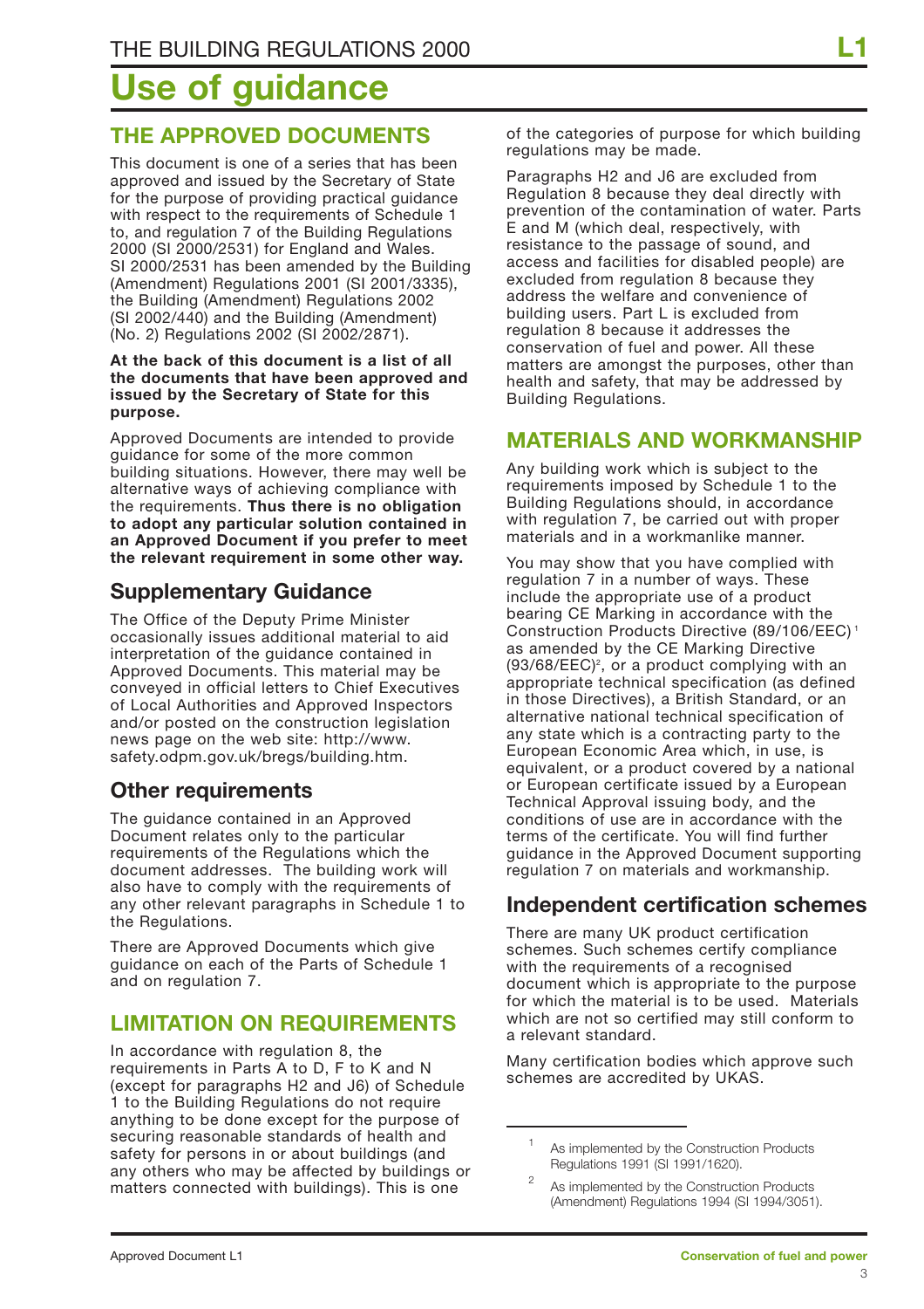# Use of guidance

## THE APPROVED DOCUMENTS

This document is one of a series that has been approved and issued by the Secretary of State for the purpose of providing practical guidance with respect to the requirements of Schedule 1 to, and regulation 7 of the Building Regulations 2000 (SI 2000/2531) for England and Wales. SI 2000/2531 has been amended by the Building (Amendment) Regulations 2001 (SI 2001/3335), the Building (Amendment) Regulations 2002 (SI 2002/440) and the Building (Amendment) (No. 2) Regulations 2002 (SI 2002/2871).

**At the back of this document is a list of all the documents that have been approved and issued by the Secretary of State for this purpose.**

Approved Documents are intended to provide guidance for some of the more common building situations. However, there may well be alternative ways of achieving compliance with the requirements. **Thus there is no obligation to adopt any particular solution contained in an Approved Document if you prefer to meet the relevant requirement in some other way.**

### Supplementary Guidance

The Office of the Deputy Prime Minister occasionally issues additional material to aid interpretation of the guidance contained in Approved Documents. This material may be conveyed in official letters to Chief Executives of Local Authorities and Approved Inspectors and/or posted on the construction legislation news page on the web site: http://www.safety.odpm.gov.uk/bregs/building.htm.

### Other requirements

The guidance contained in an Approved Document relates only to the particular requirements of the Regulations which the document addresses. The building work will also have to comply with the requirements of any other relevant paragraphs in Schedule 1 to the Regulations.

There are Approved Documents which give guidance on each of the Parts of Schedule 1 and on regulation 7.

## LIMITATION ON REQUIREMENTS

In accordance with regulation 8, the requirements in Parts A to D, F to K and N (except for paragraphs H2 and J6) of Schedule 1 to the Building Regulations do not require anything to be done except for the purpose of securing reasonable standards of health and safety for persons in or about buildings (and any others who may be affected by buildings or matters connected with buildings). This is one of the categories of purpose for which building regulations may be made.

Paragraphs H2 and J6 are excluded from Regulation 8 because they deal directly with prevention of the contamination of water. Parts E and M (which deal, respectively, with resistance to the passage of sound, and access and facilities for disabled people) are excluded from regulation 8 because they address the welfare and convenience of building users. Part L is excluded from regulation 8 because it addresses the conservation of fuel and power. All these matters are amongst the purposes, other than health and safety, that may be addressed by Building Regulations.

## MATERIALS AND WORKMANSHIP

Any building work which is subject to the requirements imposed by Schedule 1 to the Building Regulations should, in accordance with regulation 7, be carried out with proper materials and in a workmanlike manner.

You may show that you have complied with regulation 7 in a number of ways. These include the appropriate use of a product bearing CE Marking in accordance with the Construction Products Directive (89/106/EEC)[1] as amended by the CE Marking Directive (93/68/EEC)[2], or a product complying with an appropriate technical specification (as defined in those Directives), a British Standard, or an alternative national technical specification of any state which is a contracting party to the European Economic Area which, in use, is equivalent, or a product covered by a national or European certificate issued by a European Technical Approval issuing body, and the conditions of use are in accordance with the terms of the certificate. You will find further guidance in the Approved Document supporting regulation 7 on materials and workmanship.

### Independent certification schemes

There are many UK product certification schemes. Such schemes certify compliance with the requirements of a recognised document which is appropriate to the purpose for which the material is to be used. Materials which are not so certified may still conform to a relevant standard.

Many certification bodies which approve such schemes are accredited by UKAS.

---

[1] As implemented by the Construction Products Regulations 1991 (SI 1991/1620).

[2] As implemented by the Construction Products (Amendment) Regulations 1994 (SI 1994/3051).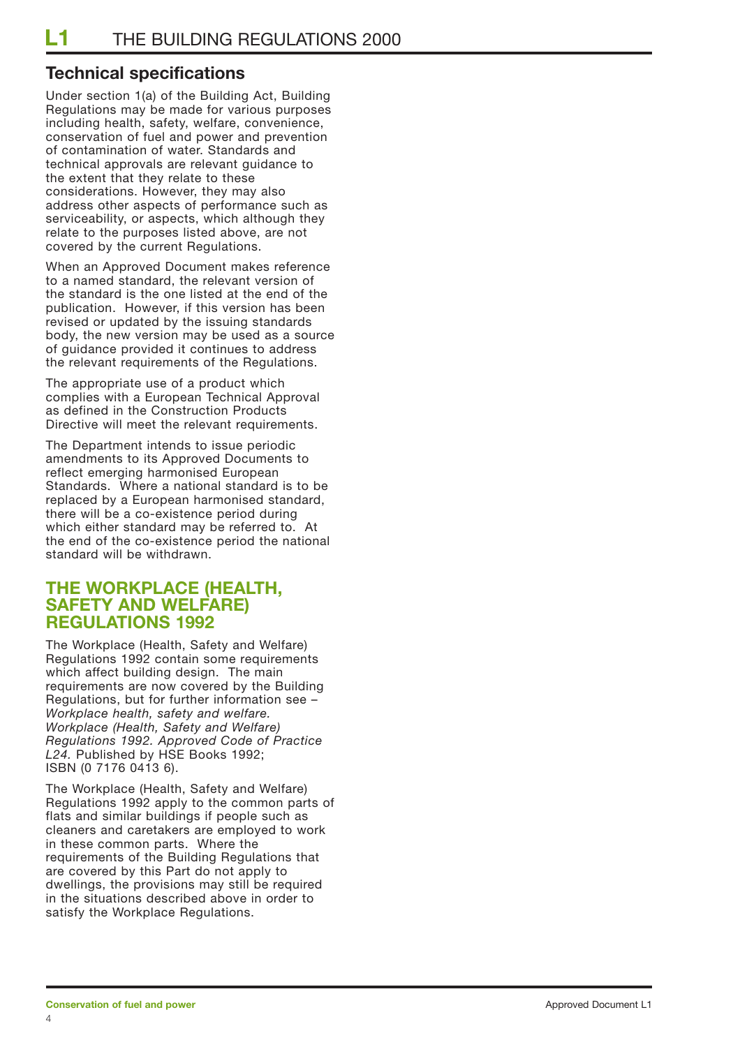## Technical specifications

Under section 1(a) of the Building Act, Building Regulations may be made for various purposes including health, safety, welfare, convenience, conservation of fuel and power and prevention of contamination of water. Standards and technical approvals are relevant guidance to the extent that they relate to these considerations. However, they may also address other aspects of performance such as serviceability, or aspects, which although they relate to the purposes listed above, are not covered by the current Regulations.

When an Approved Document makes reference to a named standard, the relevant version of the standard is the one listed at the end of the publication. However, if this version has been revised or updated by the issuing standards body, the new version may be used as a source of guidance provided it continues to address the relevant requirements of the Regulations.

The appropriate use of a product which complies with a European Technical Approval as defined in the Construction Products Directive will meet the relevant requirements.

The Department intends to issue periodic amendments to its Approved Documents to reflect emerging harmonised European Standards. Where a national standard is to be replaced by a European harmonised standard, there will be a co-existence period during which either standard may be referred to. At the end of the co-existence period the national standard will be withdrawn.

## THE WORKPLACE (HEALTH, SAFETY AND WELFARE) REGULATIONS 1992

The Workplace (Health, Safety and Welfare) Regulations 1992 contain some requirements which affect building design. The main requirements are now covered by the Building Regulations, but for further information see – *Workplace health, safety and welfare. Workplace (Health, Safety and Welfare) Regulations 1992. Approved Code of Practice L24.* Published by HSE Books 1992; ISBN (0 7176 0413 6).

The Workplace (Health, Safety and Welfare) Regulations 1992 apply to the common parts of flats and similar buildings if people such as cleaners and caretakers are employed to work in these common parts. Where the requirements of the Building Regulations that are covered by this Part do not apply to dwellings, the provisions may still be required in the situations described above in order to satisfy the Workplace Regulations.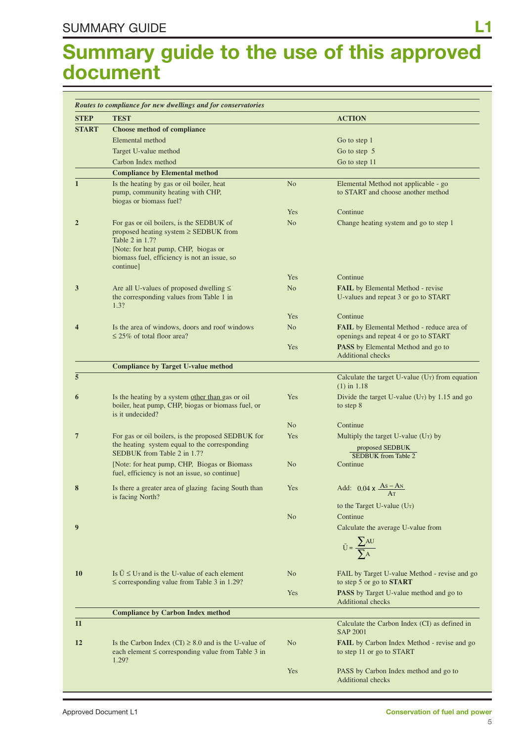# Summary guide to the use of this approved document

*Routes to compliance for new dwellings and for conservatories*

| STEP | TEST | | ACTION |
|---|---|---|---|
| **START** | **Choose method of compliance** | | |
| | Elemental method | | Go to step 1 |
| | Target U-value method | | Go to step 5 |
| | Carbon Index method | | Go to step 11 |
| | **Compliance by Elemental method** | | |
| **1** | Is the heating by gas or oil boiler, heat pump, community heating with CHP, biogas or biomass fuel? | No | Elemental Method not applicable - go to START and choose another method |
| | | Yes | Continue |
| **2** | For gas or oil boilers, is the SEDBUK of proposed heating system ≥ SEDBUK from Table 2 in 1.7? [Note: for heat pump, CHP, biogas or biomass fuel, efficiency is not an issue, so continue] | No | Change heating system and go to step 1 |
| | | Yes | Continue |
| **3** | Are all U-values of proposed dwelling ≤ the corresponding values from Table 1 in 1.3? | No | **FAIL** by Elemental Method - revise U-values and repeat 3 or go to START |
| | | Yes | Continue |
| **4** | Is the area of windows, doors and roof windows ≤ 25% of total floor area? | No | **FAIL** by Elemental Method - reduce area of openings and repeat 4 or go to START |
| | | Yes | **PASS** by Elemental Method and go to Additional checks |
| | **Compliance by Target U-value method** | | |
| **5** | | | Calculate the target U-value ($U_T$) from equation (1) in 1.18 |
| **6** | Is the heating by a system other than gas or oil boiler, heat pump, CHP, biogas or biomass fuel, or is it undecided? | Yes | Divide the target U-value ($U_T$) by 1.15 and go to step 8 |
| | | No | Continue |
| **7** | For gas or oil boilers, is the proposed SEDBUK for the heating system equal to the corresponding SEDBUK from Table 2 in 1.7? | Yes | Multiply the target U-value ($U_T$) by $\frac{\text{proposed SEDBUK}}{\text{SEDBUK from Table 2}}$ |
| | [Note: for heat pump, CHP, Biogas or Biomass fuel, efficiency is not an issue, so continue] | No | Continue |
| **8** | Is there a greater area of glazing facing South than is facing North? | Yes | Add: $0.04 \times \frac{A_S - A_N}{A_T}$ to the Target U-value ($U_T$) |
| | | No | Continue |
| **9** | | | Calculate the average U-value from $\bar{U} = \frac{\sum AU}{\sum A}$ |
| **10** | Is $\bar{U} \leq U_T$ and is the U-value of each element ≤ corresponding value from Table 3 in 1.29? | No | FAIL by Target U-value Method - revise and go to step 5 or go to **START** |
| | | Yes | **PASS** by Target U-value method and go to Additional checks |
| | **Compliance by Carbon Index method** | | |
| **11** | | | Calculate the Carbon Index (CI) as defined in SAP 2001 |
| **12** | Is the Carbon Index (CI) ≥ 8.0 and is the U-value of each element ≤ corresponding value from Table 3 in 1.29? | No | **FAIL** by Carbon Index Method - revise and go to step 11 or go to START |
| | | Yes | PASS by Carbon Index method and go to Additional checks |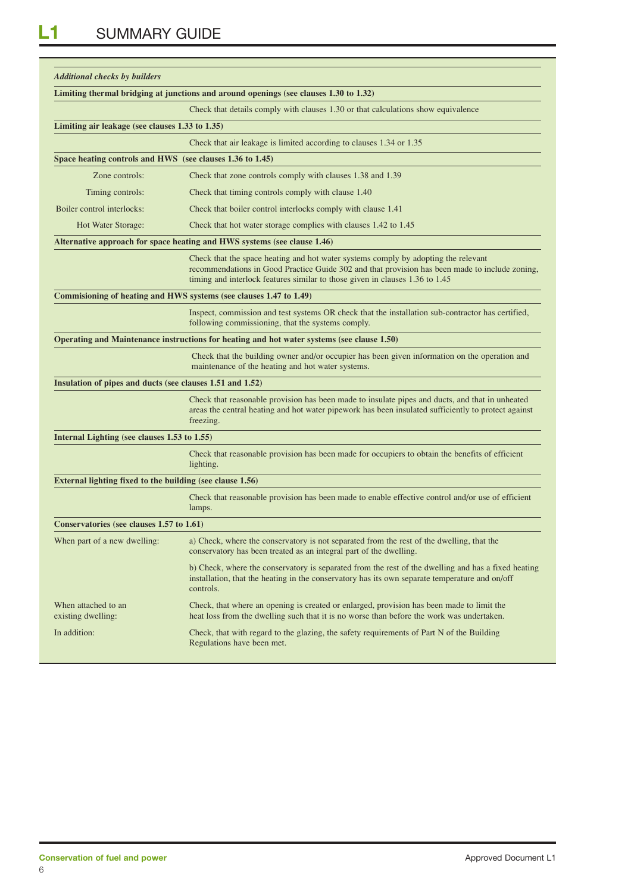# L1 SUMMARY GUIDE

| *Additional checks by builders* | |
|---|---|
| **Limiting thermal bridging at junctions and around openings (see clauses 1.30 to 1.32)** | |
| | Check that details comply with clauses 1.30 or that calculations show equivalence |
| **Limiting air leakage (see clauses 1.33 to 1.35)** | |
| | Check that air leakage is limited according to clauses 1.34 or 1.35 |
| **Space heating controls and HWS (see clauses 1.36 to 1.45)** | |
| Zone controls: | Check that zone controls comply with clauses 1.38 and 1.39 |
| Timing controls: | Check that timing controls comply with clause 1.40 |
| Boiler control interlocks: | Check that boiler control interlocks comply with clause 1.41 |
| Hot Water Storage: | Check that hot water storage complies with clauses 1.42 to 1.45 |
| **Alternative approach for space heating and HWS systems (see clause 1.46)** | |
| | Check that the space heating and hot water systems comply by adopting the relevant recommendations in Good Practice Guide 302 and that provision has been made to include zoning, timing and interlock features similar to those given in clauses 1.36 to 1.45 |
| **Commisioning of heating and HWS systems (see clauses 1.47 to 1.49)** | |
| | Inspect, commission and test systems OR check that the installation sub-contractor has certified, following commissioning, that the systems comply. |
| **Operating and Maintenance instructions for heating and hot water systems (see clause 1.50)** | |
| | Check that the building owner and/or occupier has been given information on the operation and maintenance of the heating and hot water systems. |
| **Insulation of pipes and ducts (see clauses 1.51 and 1.52)** | |
| | Check that reasonable provision has been made to insulate pipes and ducts, and that in unheated areas the central heating and hot water pipework has been insulated sufficiently to protect against freezing. |
| **Internal Lighting (see clauses 1.53 to 1.55)** | |
| | Check that reasonable provision has been made for occupiers to obtain the benefits of efficient lighting. |
| **External lighting fixed to the building (see clause 1.56)** | |
| | Check that reasonable provision has been made to enable effective control and/or use of efficient lamps. |
| **Conservatories (see clauses 1.57 to 1.61)** | |
| When part of a new dwelling: | a) Check, where the conservatory is not separated from the rest of the dwelling, that the conservatory has been treated as an integral part of the dwelling. |
| | b) Check, where the conservatory is separated from the rest of the dwelling and has a fixed heating installation, that the heating in the conservatory has its own separate temperature and on/off controls. |
| When attached to an existing dwelling: | Check, that where an opening is created or enlarged, provision has been made to limit the heat loss from the dwelling such that it is no worse than before the work was undertaken. |
| In addition: | Check, that with regard to the glazing, the safety requirements of Part N of the Building Regulations have been met. |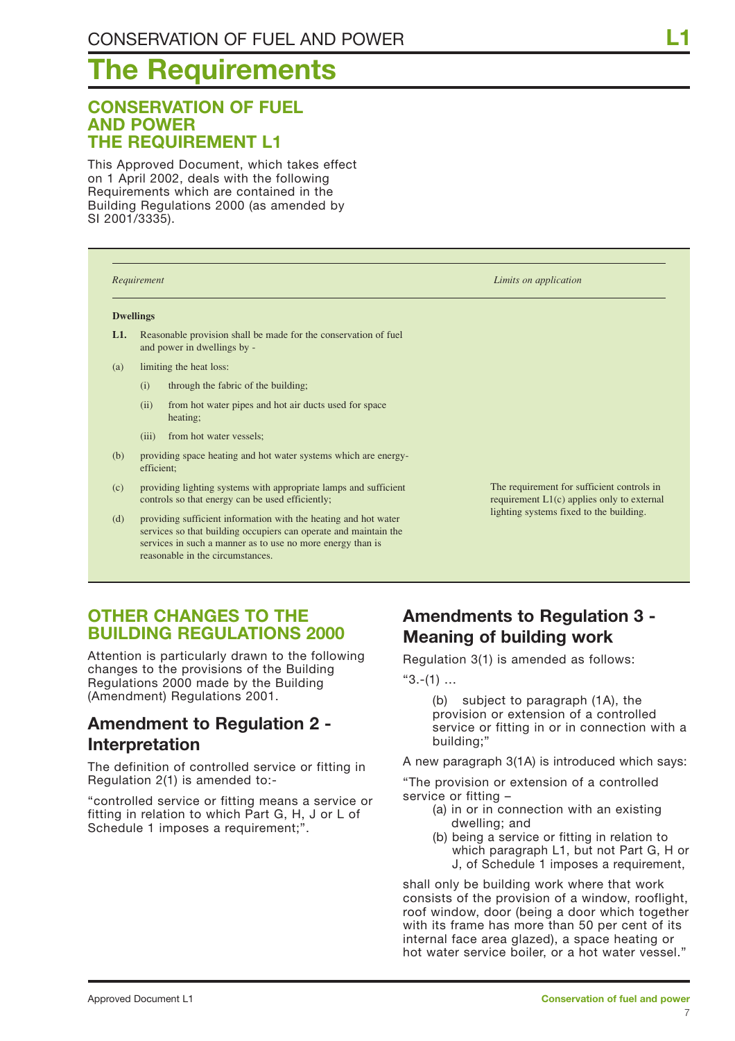# The Requirements

## CONSERVATION OF FUEL AND POWER THE REQUIREMENT L1

This Approved Document, which takes effect on 1 April 2002, deals with the following Requirements which are contained in the Building Regulations 2000 (as amended by SI 2001/3335).

| *Requirement* | *Limits on application* |
|---|---|
| **Dwellings** | |
| **L1.** Reasonable provision shall be made for the conservation of fuel and power in dwellings by - | |
| (a) limiting the heat loss: | |
| (i) through the fabric of the building; | |
| (ii) from hot water pipes and hot air ducts used for space heating; | |
| (iii) from hot water vessels; | |
| (b) providing space heating and hot water systems which are energy-efficient; | |
| (c) providing lighting systems with appropriate lamps and sufficient controls so that energy can be used efficiently; | The requirement for sufficient controls in requirement L1(c) applies only to external lighting systems fixed to the building. |
| (d) providing sufficient information with the heating and hot water services so that building occupiers can operate and maintain the services in such a manner as to use no more energy than is reasonable in the circumstances. | |

## OTHER CHANGES TO THE BUILDING REGULATIONS 2000

Attention is particularly drawn to the following changes to the provisions of the Building Regulations 2000 made by the Building (Amendment) Regulations 2001.

### Amendment to Regulation 2 - Interpretation

The definition of controlled service or fitting in Regulation 2(1) is amended to:-

"controlled service or fitting means a service or fitting in relation to which Part G, H, J or L of Schedule 1 imposes a requirement;".

### Amendments to Regulation 3 - Meaning of building work

Regulation 3(1) is amended as follows:

"3.-(1) ...

(b) subject to paragraph (1A), the provision or extension of a controlled service or fitting in or in connection with a building;"

A new paragraph 3(1A) is introduced which says:

"The provision or extension of a controlled service or fitting –

(a) in or in connection with an existing dwelling; and

(b) being a service or fitting in relation to which paragraph L1, but not Part G, H or J, of Schedule 1 imposes a requirement,

shall only be building work where that work consists of the provision of a window, rooflight, roof window, door (being a door which together with its frame has more than 50 per cent of its internal face area glazed), a space heating or hot water service boiler, or a hot water vessel."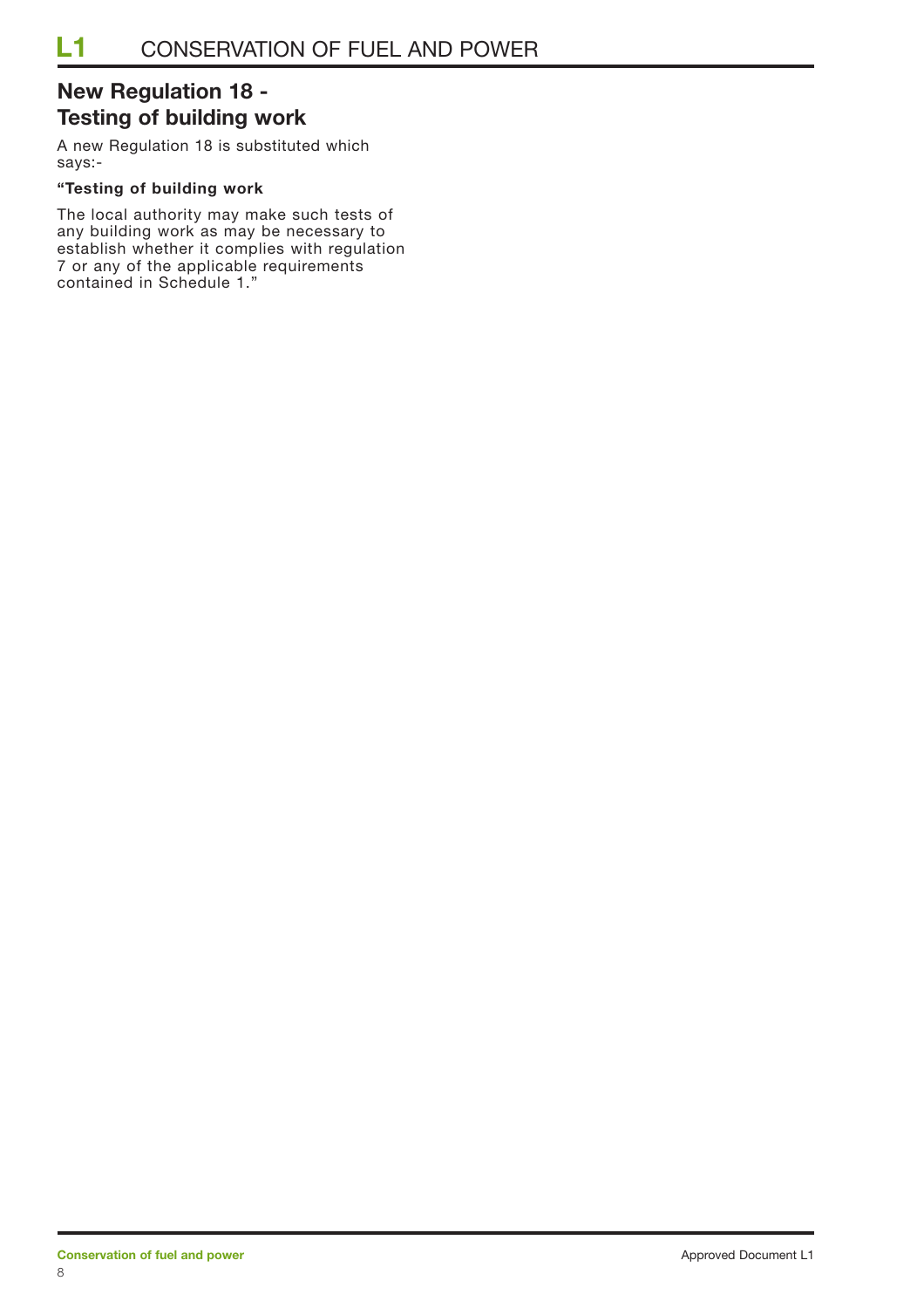## New Regulation 18 - Testing of building work

A new Regulation 18 is substituted which says:-

**"Testing of building work**

The local authority may make such tests of any building work as may be necessary to establish whether it complies with regulation 7 or any of the applicable requirements contained in Schedule 1."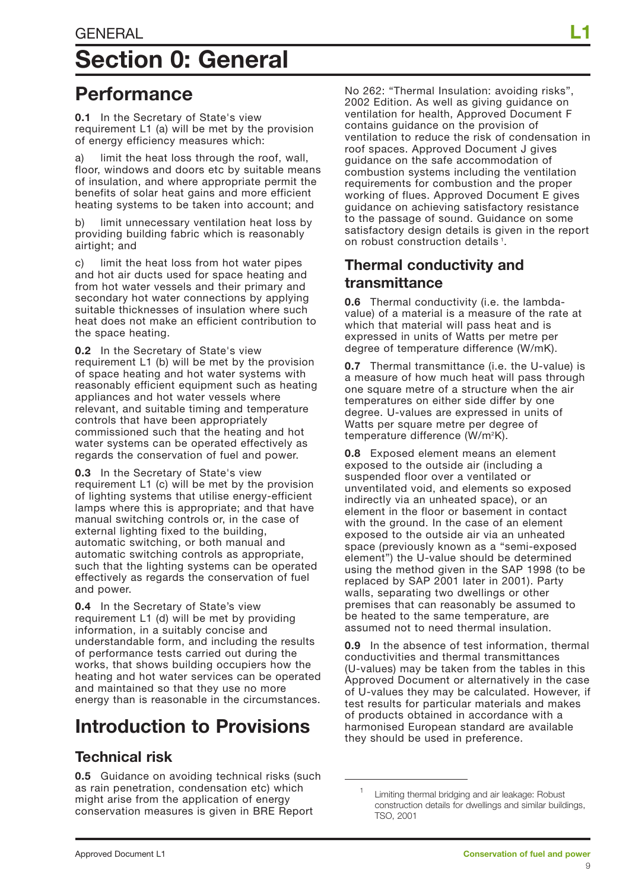# Section 0: General

## Performance

**0.1** In the Secretary of State's view requirement L1 (a) will be met by the provision of energy efficiency measures which:

a) limit the heat loss through the roof, wall, floor, windows and doors etc by suitable means of insulation, and where appropriate permit the benefits of solar heat gains and more efficient heating systems to be taken into account; and

b) limit unnecessary ventilation heat loss by providing building fabric which is reasonably airtight; and

c) limit the heat loss from hot water pipes and hot air ducts used for space heating and from hot water vessels and their primary and secondary hot water connections by applying suitable thicknesses of insulation where such heat does not make an efficient contribution to the space heating.

**0.2** In the Secretary of State's view requirement L1 (b) will be met by the provision of space heating and hot water systems with reasonably efficient equipment such as heating appliances and hot water vessels where relevant, and suitable timing and temperature controls that have been appropriately commissioned such that the heating and hot water systems can be operated effectively as regards the conservation of fuel and power.

**0.3** In the Secretary of State's view requirement L1 (c) will be met by the provision of lighting systems that utilise energy-efficient lamps where this is appropriate; and that have manual switching controls or, in the case of external lighting fixed to the building, automatic switching, or both manual and automatic switching controls as appropriate, such that the lighting systems can be operated effectively as regards the conservation of fuel and power.

**0.4** In the Secretary of State's view requirement L1 (d) will be met by providing information, in a suitably concise and understandable form, and including the results of performance tests carried out during the works, that shows building occupiers how the heating and hot water services can be operated and maintained so that they use no more energy than is reasonable in the circumstances.

# Introduction to Provisions

## Technical risk

**0.5** Guidance on avoiding technical risks (such as rain penetration, condensation etc) which might arise from the application of energy conservation measures is given in BRE Report No 262: "Thermal Insulation: avoiding risks", 2002 Edition. As well as giving guidance on ventilation for health, Approved Document F contains guidance on the provision of ventilation to reduce the risk of condensation in roof spaces. Approved Document J gives guidance on the safe accommodation of combustion systems including the ventilation requirements for combustion and the proper working of flues. Approved Document E gives guidance on achieving satisfactory resistance to the passage of sound. Guidance on some satisfactory design details is given in the report on robust construction details[1].

## Thermal conductivity and transmittance

**0.6** Thermal conductivity (i.e. the lambda-value) of a material is a measure of the rate at which that material will pass heat and is expressed in units of Watts per metre per degree of temperature difference (W/mK).

**0.7** Thermal transmittance (i.e. the U-value) is a measure of how much heat will pass through one square metre of a structure when the air temperatures on either side differ by one degree. U-values are expressed in units of Watts per square metre per degree of temperature difference ($W/m^2K$).

**0.8** Exposed element means an element exposed to the outside air (including a suspended floor over a ventilated or unventilated void, and elements so exposed indirectly via an unheated space), or an element in the floor or basement in contact with the ground. In the case of an element exposed to the outside air via an unheated space (previously known as a "semi-exposed element") the U-value should be determined using the method given in the SAP 1998 (to be replaced by SAP 2001 later in 2001). Party walls, separating two dwellings or other premises that can reasonably be assumed to be heated to the same temperature, are assumed not to need thermal insulation.

**0.9** In the absence of test information, thermal conductivities and thermal transmittances (U-values) may be taken from the tables in this Approved Document or alternatively in the case of U-values they may be calculated. However, if test results for particular materials and makes of products obtained in accordance with a harmonised European standard are available they should be used in preference.

[1] Limiting thermal bridging and air leakage: Robust construction details for dwellings and similar buildings, TSO, 2001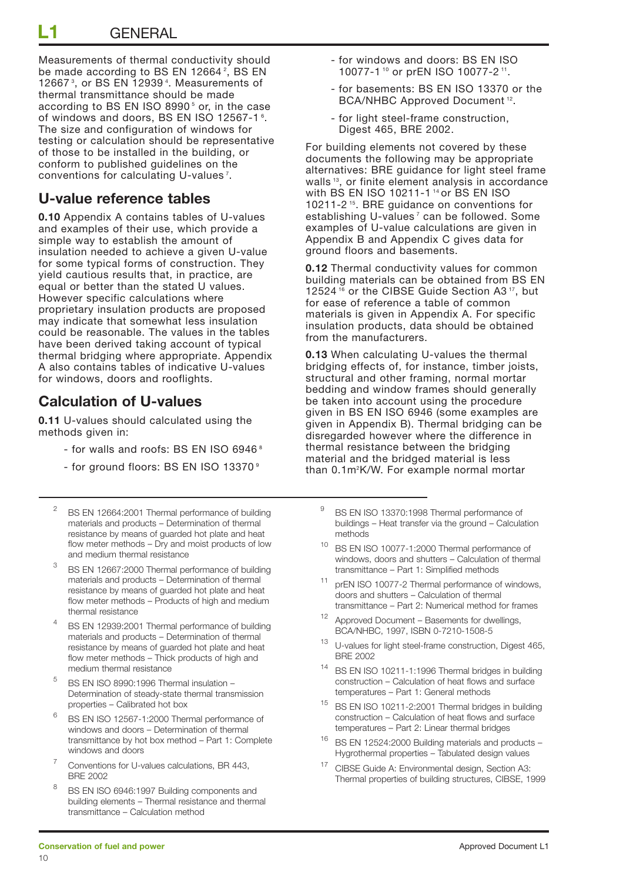Measurements of thermal conductivity should be made according to BS EN 12664 [2], BS EN 12667 [3], or BS EN 12939 [4]. Measurements of thermal transmittance should be made according to BS EN ISO 8990 [5] or, in the case of windows and doors, BS EN ISO 12567-1 [6]. The size and configuration of windows for testing or calculation should be representative of those to be installed in the building, or conform to published guidelines on the conventions for calculating U-values [7].

## U-value reference tables

**0.10** Appendix A contains tables of U-values and examples of their use, which provide a simple way to establish the amount of insulation needed to achieve a given U-value for some typical forms of construction. They yield cautious results that, in practice, are equal or better than the stated U values. However specific calculations where proprietary insulation products are proposed may indicate that somewhat less insulation could be reasonable. The values in the tables have been derived taking account of typical thermal bridging where appropriate. Appendix A also contains tables of indicative U-values for windows, doors and rooflights.

## Calculation of U-values

**0.11** U-values should calculated using the methods given in:

- for walls and roofs: BS EN ISO 6946 [8]
- for ground floors: BS EN ISO 13370 [9]
- for windows and doors: BS EN ISO 10077-1 [10] or prEN ISO 10077-2 [11].
- for basements: BS EN ISO 13370 or the BCA/NHBC Approved Document [12].
- for light steel-frame construction, Digest 465, BRE 2002.

For building elements not covered by these documents the following may be appropriate alternatives: BRE guidance for light steel frame walls [13], or finite element analysis in accordance with BS EN ISO 10211-1 [14] or BS EN ISO 10211-2 [15]. BRE guidance on conventions for establishing U-values [7] can be followed. Some examples of U-value calculations are given in Appendix B and Appendix C gives data for ground floors and basements.

**0.12** Thermal conductivity values for common building materials can be obtained from BS EN 12524 [16] or the CIBSE Guide Section A3 [17], but for ease of reference a table of common materials is given in Appendix A. For specific insulation products, data should be obtained from the manufacturers.

**0.13** When calculating U-values the thermal bridging effects of, for instance, timber joists, structural and other framing, normal mortar bedding and window frames should generally be taken into account using the procedure given in BS EN ISO 6946 (some examples are given in Appendix B). Thermal bridging can be disregarded however where the difference in thermal resistance between the bridging material and the bridged material is less than 0.1m²K/W. For example normal mortar

---

2. BS EN 12664:2001 Thermal performance of building materials and products – Determination of thermal resistance by means of guarded hot plate and heat flow meter methods – Dry and moist products of low and medium thermal resistance
3. BS EN 12667:2000 Thermal performance of building materials and products – Determination of thermal resistance by means of guarded hot plate and heat flow meter methods – Products of high and medium thermal resistance
4. BS EN 12939:2001 Thermal performance of building materials and products – Determination of thermal resistance by means of guarded hot plate and heat flow meter methods – Thick products of high and medium thermal resistance
5. BS EN ISO 8990:1996 Thermal insulation – Determination of steady-state thermal transmission properties – Calibrated hot box
6. BS EN ISO 12567-1:2000 Thermal performance of windows and doors – Determination of thermal transmittance by hot box method – Part 1: Complete windows and doors
7. Conventions for U-values calculations, BR 443, BRE 2002
8. BS EN ISO 6946:1997 Building components and building elements – Thermal resistance and thermal transmittance – Calculation method
9. BS EN ISO 13370:1998 Thermal performance of buildings – Heat transfer via the ground – Calculation methods
10. BS EN ISO 10077-1:2000 Thermal performance of windows, doors and shutters – Calculation of thermal transmittance – Part 1: Simplified methods
11. prEN ISO 10077-2 Thermal performance of windows, doors and shutters – Calculation of thermal transmittance – Part 2: Numerical method for frames
12. Approved Document – Basements for dwellings, BCA/NHBC, 1997, ISBN 0-7210-1508-5
13. U-values for light steel-frame construction, Digest 465, BRE 2002
14. BS EN ISO 10211-1:1996 Thermal bridges in building construction – Calculation of heat flows and surface temperatures – Part 1: General methods
15. BS EN ISO 10211-2:2001 Thermal bridges in building construction – Calculation of heat flows and surface temperatures – Part 2: Linear thermal bridges
16. BS EN 12524:2000 Building materials and products – Hygrothermal properties – Tabulated design values
17. CIBSE Guide A: Environmental design, Section A3: Thermal properties of building structures, CIBSE, 1999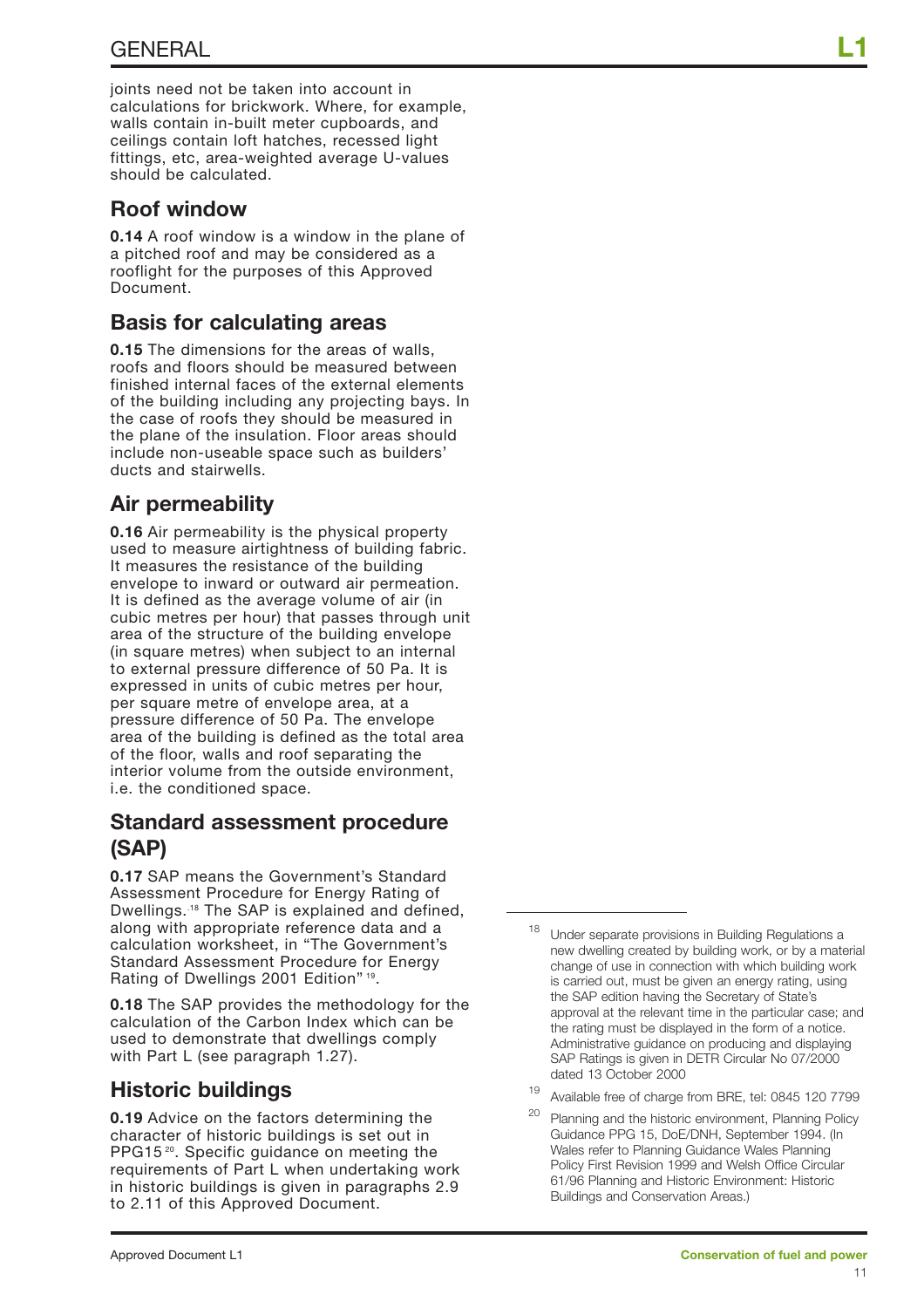joints need not be taken into account in calculations for brickwork. Where, for example, walls contain in-built meter cupboards, and ceilings contain loft hatches, recessed light fittings, etc, area-weighted average U-values should be calculated.

## Roof window

**0.14** A roof window is a window in the plane of a pitched roof and may be considered as a rooflight for the purposes of this Approved Document.

## Basis for calculating areas

**0.15** The dimensions for the areas of walls, roofs and floors should be measured between finished internal faces of the external elements of the building including any projecting bays. In the case of roofs they should be measured in the plane of the insulation. Floor areas should include non-useable space such as builders' ducts and stairwells.

## Air permeability

**0.16** Air permeability is the physical property used to measure airtightness of building fabric. It measures the resistance of the building envelope to inward or outward air permeation. It is defined as the average volume of air (in cubic metres per hour) that passes through unit area of the structure of the building envelope (in square metres) when subject to an internal to external pressure difference of 50 Pa. It is expressed in units of cubic metres per hour, per square metre of envelope area, at a pressure difference of 50 Pa. The envelope area of the building is defined as the total area of the floor, walls and roof separating the interior volume from the outside environment, i.e. the conditioned space.

## Standard assessment procedure (SAP)

**0.17** SAP means the Government's Standard Assessment Procedure for Energy Rating of Dwellings.[18] The SAP is explained and defined, along with appropriate reference data and a calculation worksheet, in "The Government's Standard Assessment Procedure for Energy Rating of Dwellings 2001 Edition"[19].

**0.18** The SAP provides the methodology for the calculation of the Carbon Index which can be used to demonstrate that dwellings comply with Part L (see paragraph 1.27).

## Historic buildings

**0.19** Advice on the factors determining the character of historic buildings is set out in PPG15[20]. Specific guidance on meeting the requirements of Part L when undertaking work in historic buildings is given in paragraphs 2.9 to 2.11 of this Approved Document.

---

[18] Under separate provisions in Building Regulations a new dwelling created by building work, or by a material change of use in connection with which building work is carried out, must be given an energy rating, using the SAP edition having the Secretary of State's approval at the relevant time in the particular case; and the rating must be displayed in the form of a notice. Administrative guidance on producing and displaying SAP Ratings is given in DETR Circular No 07/2000 dated 13 October 2000

[19] Available free of charge from BRE, tel: 0845 120 7799

[20] Planning and the historic environment, Planning Policy Guidance PPG 15, DoE/DNH, September 1994. (In Wales refer to Planning Guidance Wales Planning Policy First Revision 1999 and Welsh Office Circular 61/96 Planning and Historic Environment: Historic Buildings and Conservation Areas.)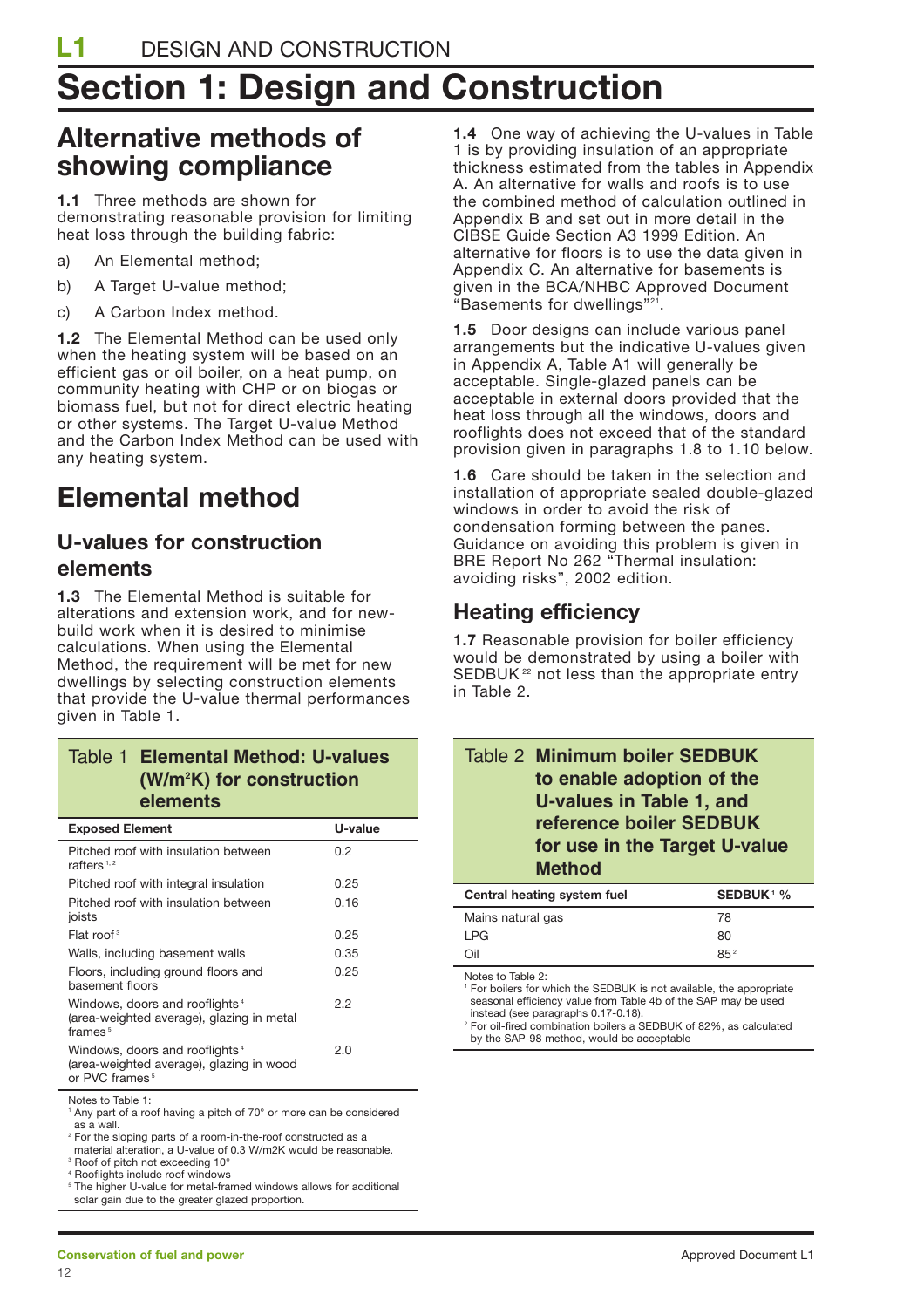# Section 1: Design and Construction

## Alternative methods of showing compliance

**1.1** Three methods are shown for demonstrating reasonable provision for limiting heat loss through the building fabric:

a) An Elemental method;

b) A Target U-value method;

c) A Carbon Index method.

**1.2** The Elemental Method can be used only when the heating system will be based on an efficient gas or oil boiler, on a heat pump, on community heating with CHP or on biogas or biomass fuel, but not for direct electric heating or other systems. The Target U-value Method and the Carbon Index Method can be used with any heating system.

## Elemental method

### U-values for construction elements

**1.3** The Elemental Method is suitable for alterations and extension work, and for new-build work when it is desired to minimise calculations. When using the Elemental Method, the requirement will be met for new dwellings by selecting construction elements that provide the U-value thermal performances given in Table 1.

**Table 1 Elemental Method: U-values ($W/m^2K$) for construction elements**

| Exposed Element | U-value |
|---|---|
| Pitched roof with insulation between rafters[1, 2] | 0.2 |
| Pitched roof with integral insulation | 0.25 |
| Pitched roof with insulation between joists | 0.16 |
| Flat roof[3] | 0.25 |
| Walls, including basement walls | 0.35 |
| Floors, including ground floors and basement floors | 0.25 |
| Windows, doors and rooflights[4] (area-weighted average), glazing in metal frames[5] | 2.2 |
| Windows, doors and rooflights[4] (area-weighted average), glazing in wood or PVC frames[5] | 2.0 |

Notes to Table 1:

[1] Any part of a roof having a pitch of 70° or more can be considered as a wall.

[2] For the sloping parts of a room-in-the-roof constructed as a material alteration, a U-value of 0.3 W/m2K would be reasonable.

[3] Roof of pitch not exceeding 10°

[4] Rooflights include roof windows

[5] The higher U-value for metal-framed windows allows for additional solar gain due to the greater glazed proportion.

**1.4** One way of achieving the U-values in Table 1 is by providing insulation of an appropriate thickness estimated from the tables in Appendix A. An alternative for walls and roofs is to use the combined method of calculation outlined in Appendix B and set out in more detail in the CIBSE Guide Section A3 1999 Edition. An alternative for floors is to use the data given in Appendix C. An alternative for basements is given in the BCA/NHBC Approved Document "Basements for dwellings"[21].

**1.5** Door designs can include various panel arrangements but the indicative U-values given in Appendix A, Table A1 will generally be acceptable. Single-glazed panels can be acceptable in external doors provided that the heat loss through all the windows, doors and rooflights does not exceed that of the standard provision given in paragraphs 1.8 to 1.10 below.

**1.6** Care should be taken in the selection and installation of appropriate sealed double-glazed windows in order to avoid the risk of condensation forming between the panes. Guidance on avoiding this problem is given in BRE Report No 262 "Thermal insulation: avoiding risks", 2002 edition.

### Heating efficiency

**1.7** Reasonable provision for boiler efficiency would be demonstrated by using a boiler with SEDBUK[22] not less than the appropriate entry in Table 2.

**Table 2 Minimum boiler SEDBUK to enable adoption of the U-values in Table 1, and reference boiler SEDBUK for use in the Target U-value Method**

| Central heating system fuel | SEDBUK[1] % |
|---|---|
| Mains natural gas | 78 |
| LPG | 80 |
| Oil | 85[2] |

Notes to Table 2:

[1] For boilers for which the SEDBUK is not available, the appropriate seasonal efficiency value from Table 4b of the SAP may be used instead (see paragraphs 0.17-0.18).

[2] For oil-fired combination boilers a SEDBUK of 82%, as calculated by the SAP-98 method, would be acceptable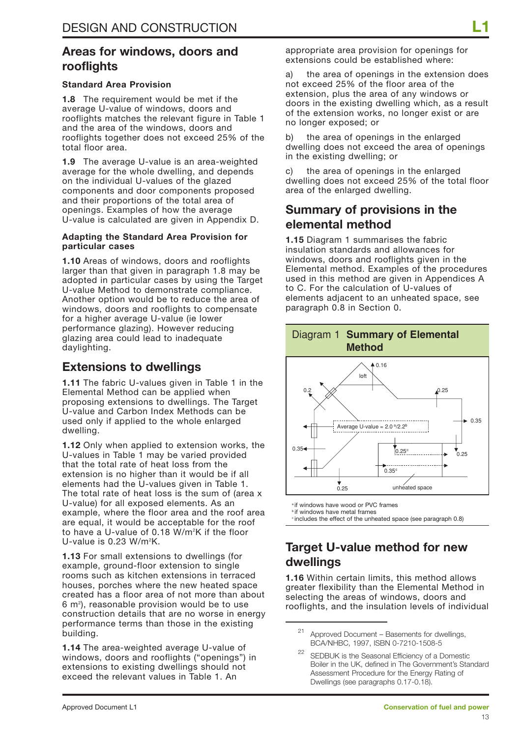## Areas for windows, doors and rooflights

### Standard Area Provision

**1.8** The requirement would be met if the average U-value of windows, doors and rooflights matches the relevant figure in Table 1 and the area of the windows, doors and rooflights together does not exceed 25% of the total floor area.

**1.9** The average U-value is an area-weighted average for the whole dwelling, and depends on the individual U-values of the glazed components and door components proposed and their proportions of the total area of openings. Examples of how the average U-value is calculated are given in Appendix D.

### Adapting the Standard Area Provision for particular cases

**1.10** Areas of windows, doors and rooflights larger than that given in paragraph 1.8 may be adopted in particular cases by using the Target U-value Method to demonstrate compliance. Another option would be to reduce the area of windows, doors and rooflights to compensate for a higher average U-value (ie lower performance glazing). However reducing glazing area could lead to inadequate daylighting.

## Extensions to dwellings

**1.11** The fabric U-values given in Table 1 in the Elemental Method can be applied when proposing extensions to dwellings. The Target U-value and Carbon Index Methods can be used only if applied to the whole enlarged dwelling.

**1.12** Only when applied to extension works, the U-values in Table 1 may be varied provided that the total rate of heat loss from the extension is no higher than it would be if all elements had the U-values given in Table 1. The total rate of heat loss is the sum of (area x U-value) for all exposed elements. As an example, where the floor area and the roof area are equal, it would be acceptable for the roof to have a U-value of 0.18 W/m$^2$K if the floor U-value is 0.23 W/m$^2$K.

**1.13** For small extensions to dwellings (for example, ground-floor extension to single rooms such as kitchen extensions in terraced houses, porches where the new heated space created has a floor area of not more than about 6 m$^2$), reasonable provision would be to use construction details that are no worse in energy performance terms than those in the existing building.

**1.14** The area-weighted average U-value of windows, doors and rooflights ("openings") in extensions to existing dwellings should not exceed the relevant values in Table 1. An appropriate area provision for openings for extensions could be established where:

a) the area of openings in the extension does not exceed 25% of the floor area of the extension, plus the area of any windows or doors in the existing dwelling which, as a result of the extension works, no longer exist or are no longer exposed; or

b) the area of openings in the enlarged dwelling does not exceed the area of openings in the existing dwelling; or

c) the area of openings in the enlarged dwelling does not exceed 25% of the total floor area of the enlarged dwelling.

## Summary of provisions in the elemental method

**1.15** Diagram 1 summarises the fabric insulation standards and allowances for windows, doors and rooflights given in the Elemental method. Examples of the procedures used in this method are given in Appendices A to C. For the calculation of U-values of elements adjacent to an unheated space, see paragraph 0.8 in Section 0.

Diagram 1 **Summary of Elemental Method**

[a] if windows have wood or PVC frames
[b] if windows have metal frames
[c] includes the effect of the unheated space (see paragraph 0.8)

## Target U-value method for new dwellings

**1.16** Within certain limits, this method allows greater flexibility than the Elemental Method in selecting the areas of windows, doors and rooflights, and the insulation levels of individual

---

[21] Approved Document – Basements for dwellings, BCA/NHBC, 1997, ISBN 0-7210-1508-5

[22] SEDBUK is the Seasonal Efficiency of a Domestic Boiler in the UK, defined in The Government's Standard Assessment Procedure for the Energy Rating of Dwellings (see paragraphs 0.17-0.18).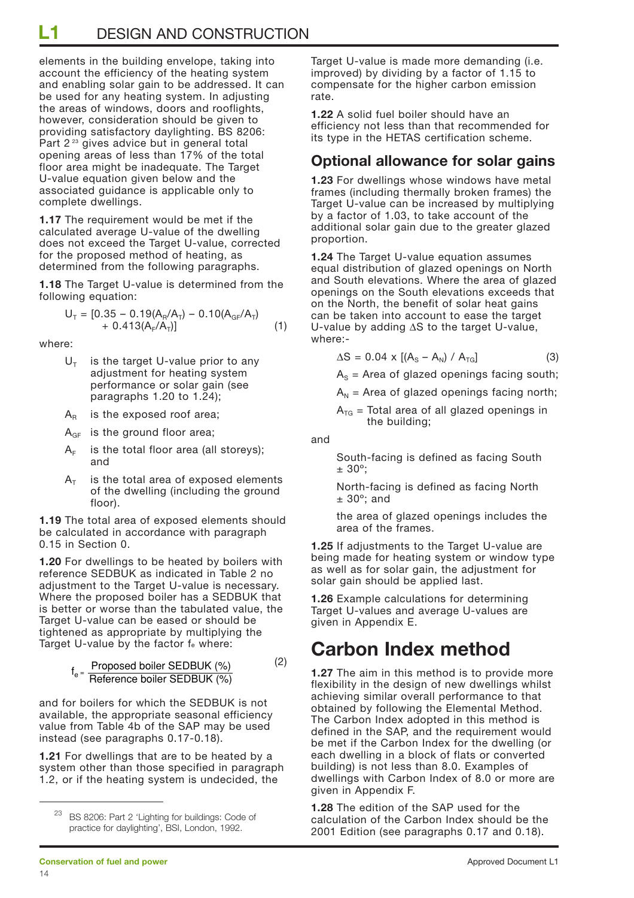elements in the building envelope, taking into account the efficiency of the heating system and enabling solar gain to be addressed. It can be used for any heating system. In adjusting the areas of windows, doors and rooflights, however, consideration should be given to providing satisfactory daylighting. BS 8206: Part 2 [23] gives advice but in general total opening areas of less than 17% of the total floor area might be inadequate. The Target U-value equation given below and the associated guidance is applicable only to complete dwellings.

**1.17** The requirement would be met if the calculated average U-value of the dwelling does not exceed the Target U-value, corrected for the proposed method of heating, as determined from the following paragraphs.

**1.18** The Target U-value is determined from the following equation:

$$U_T = [0.35 - 0.19(A_R/A_T) - 0.10(A_{GF}/A_T) + 0.413(A_F/A_T)] \quad (1)$$

where:

- $U_T$ is the target U-value prior to any adjustment for heating system performance or solar gain (see paragraphs 1.20 to 1.24);
- $A_R$ is the exposed roof area;
- $A_{GF}$ is the ground floor area;
- $A_F$ is the total floor area (all storeys); and
- $A_T$ is the total area of exposed elements of the dwelling (including the ground floor).

**1.19** The total area of exposed elements should be calculated in accordance with paragraph 0.15 in Section 0.

**1.20** For dwellings to be heated by boilers with reference SEDBUK as indicated in Table 2 no adjustment to the Target U-value is necessary. Where the proposed boiler has a SEDBUK that is better or worse than the tabulated value, the Target U-value can be eased or should be tightened as appropriate by multiplying the Target U-value by the factor $f_e$ where:

$$f_e = \frac{\text{Proposed boiler SEDBUK (\%)}}{\text{Reference boiler SEDBUK (\%)}} \quad (2)$$

and for boilers for which the SEDBUK is not available, the appropriate seasonal efficiency value from Table 4b of the SAP may be used instead (see paragraphs 0.17-0.18).

**1.21** For dwellings that are to be heated by a system other than those specified in paragraph 1.2, or if the heating system is undecided, the Target U-value is made more demanding (i.e. improved) by dividing by a factor of 1.15 to compensate for the higher carbon emission rate.

**1.22** A solid fuel boiler should have an efficiency not less than that recommended for its type in the HETAS certification scheme.

## Optional allowance for solar gains

**1.23** For dwellings whose windows have metal frames (including thermally broken frames) the Target U-value can be increased by multiplying by a factor of 1.03, to take account of the additional solar gain due to the greater glazed proportion.

**1.24** The Target U-value equation assumes equal distribution of glazed openings on North and South elevations. Where the area of glazed openings on the South elevations exceeds that on the North, the benefit of solar heat gains can be taken into account to ease the target U-value by adding $\Delta S$ to the target U-value, where:-

$$\Delta S = 0.04 \times [(A_S - A_N) / A_{TG}] \quad (3)$$

$A_S$ = Area of glazed openings facing south;

$A_N$ = Area of glazed openings facing north;

$A_{TG}$ = Total area of all glazed openings in the building;

and

South-facing is defined as facing South ± 30°;

North-facing is defined as facing North ± 30°; and

the area of glazed openings includes the area of the frames.

**1.25** If adjustments to the Target U-value are being made for heating system or window type as well as for solar gain, the adjustment for solar gain should be applied last.

**1.26** Example calculations for determining Target U-values and average U-values are given in Appendix E.

# Carbon Index method

**1.27** The aim in this method is to provide more flexibility in the design of new dwellings whilst achieving similar overall performance to that obtained by following the Elemental Method. The Carbon Index adopted in this method is defined in the SAP, and the requirement would be met if the Carbon Index for the dwelling (or each dwelling in a block of flats or converted building) is not less than 8.0. Examples of dwellings with Carbon Index of 8.0 or more are given in Appendix F.

**1.28** The edition of the SAP used for the calculation of the Carbon Index should be the 2001 Edition (see paragraphs 0.17 and 0.18).

---

[23] BS 8206: Part 2 'Lighting for buildings: Code of practice for daylighting', BSI, London, 1992.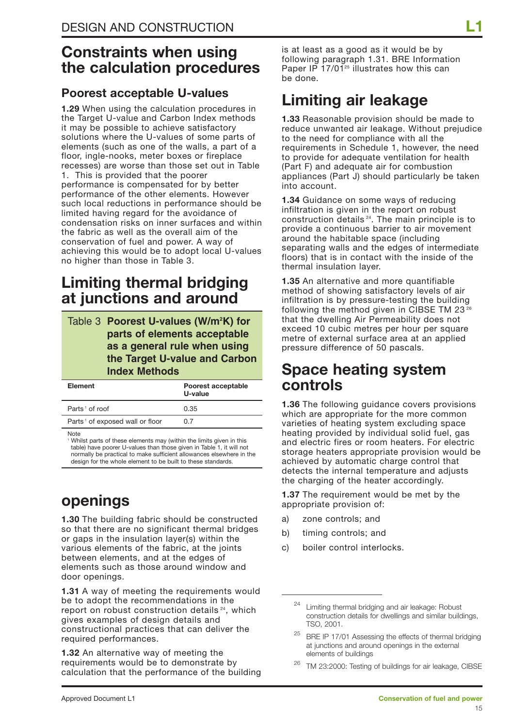## Constraints when using the calculation procedures

### Poorest acceptable U-values

**1.29** When using the calculation procedures in the Target U-value and Carbon Index methods it may be possible to achieve satisfactory solutions where the U-values of some parts of elements (such as one of the walls, a part of a floor, ingle-nooks, meter boxes or fireplace recesses) are worse than those set out in Table 1. This is provided that the poorer performance is compensated for by better performance of the other elements. However such local reductions in performance should be limited having regard for the avoidance of condensation risks on inner surfaces and within the fabric as well as the overall aim of the conservation of fuel and power. A way of achieving this would be to adopt local U-values no higher than those in Table 3.

Table 3 **Poorest U-values ($W/m^2K$) for parts of elements acceptable as a general rule when using the Target U-value and Carbon Index Methods**

| Element | Poorest acceptable U-value |
|---|---|
| Parts[1] of roof | 0.35 |
| Parts[1] of exposed wall or floor | 0.7 |

Note

[1] Whilst parts of these elements may (within the limits given in this table) have poorer U-values than those given in Table 1, it will not normally be practical to make sufficient allowances elsewhere in the design for the whole element to be built to these standards.

## Limiting thermal bridging at junctions and around openings

**1.30** The building fabric should be constructed so that there are no significant thermal bridges or gaps in the insulation layer(s) within the various elements of the fabric, at the joints between elements, and at the edges of elements such as those around window and door openings.

**1.31** A way of meeting the requirements would be to adopt the recommendations in the report on robust construction details[24], which gives examples of design details and constructional practices that can deliver the required performances.

**1.32** An alternative way of meeting the requirements would be to demonstrate by calculation that the performance of the building is at least as a good as it would be by following paragraph 1.31. BRE Information Paper IP 17/01[25] illustrates how this can be done.

## Limiting air leakage

**1.33** Reasonable provision should be made to reduce unwanted air leakage. Without prejudice to the need for compliance with all the requirements in Schedule 1, however, the need to provide for adequate ventilation for health (Part F) and adequate air for combustion appliances (Part J) should particularly be taken into account.

**1.34** Guidance on some ways of reducing infiltration is given in the report on robust construction details[24]. The main principle is to provide a continuous barrier to air movement around the habitable space (including separating walls and the edges of intermediate floors) that is in contact with the inside of the thermal insulation layer.

**1.35** An alternative and more quantifiable method of showing satisfactory levels of air infiltration is by pressure-testing the building following the method given in CIBSE TM 23[26] that the dwelling Air Permeability does not exceed 10 cubic metres per hour per square metre of external surface area at an applied pressure difference of 50 pascals.

## Space heating system controls

**1.36** The following guidance covers provisions which are appropriate for the more common varieties of heating system excluding space heating provided by individual solid fuel, gas and electric fires or room heaters. For electric storage heaters appropriate provision would be achieved by automatic charge control that detects the internal temperature and adjusts the charging of the heater accordingly.

**1.37** The requirement would be met by the appropriate provision of:

a) zone controls; and

b) timing controls; and

c) boiler control interlocks.

---

[24] Limiting thermal bridging and air leakage: Robust construction details for dwellings and similar buildings, TSO, 2001.

[25] BRE IP 17/01 Assessing the effects of thermal bridging at junctions and around openings in the external elements of buildings

[26] TM 23:2000: Testing of buildings for air leakage, CIBSE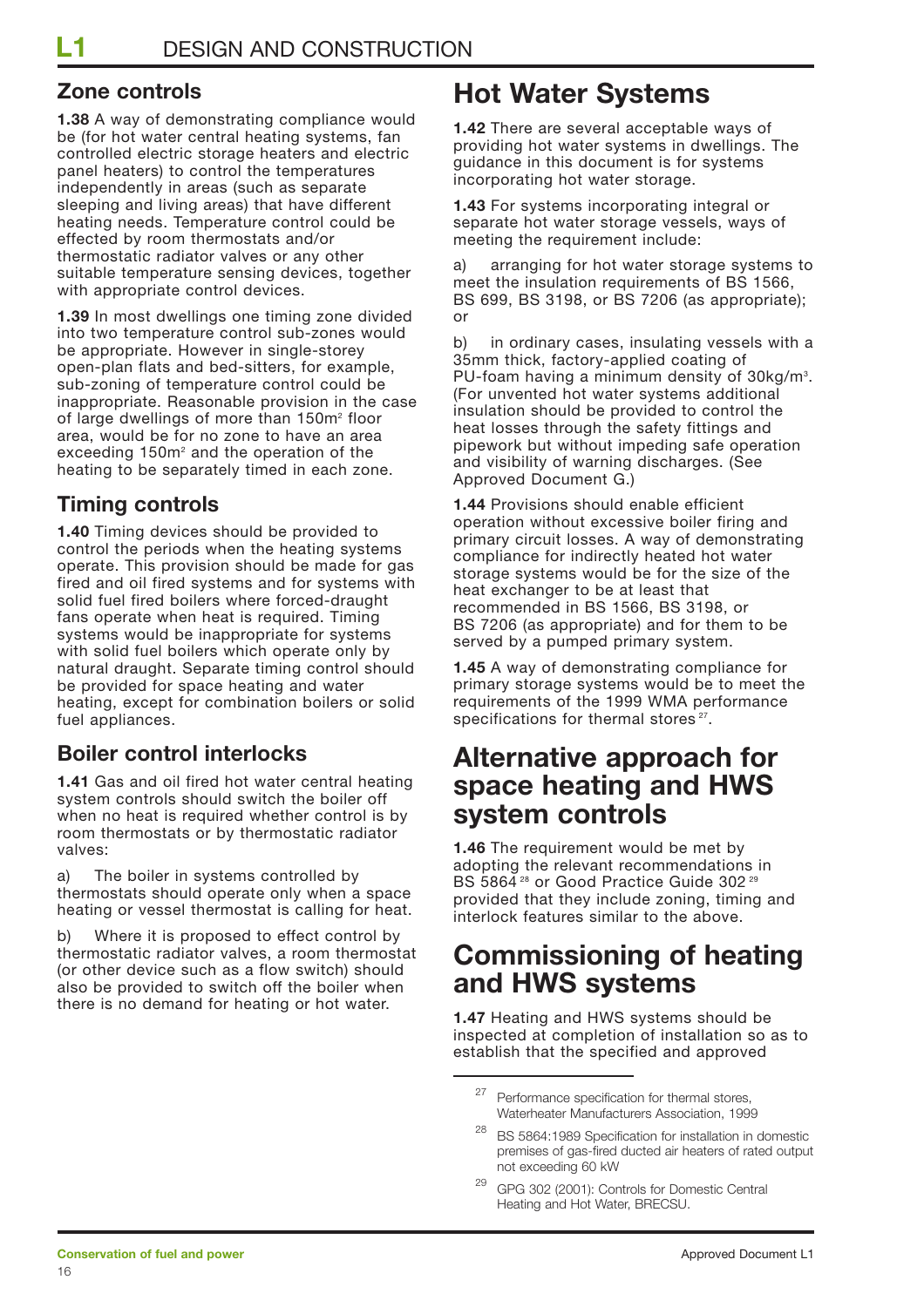## Zone controls

**1.38** A way of demonstrating compliance would be (for hot water central heating systems, fan controlled electric storage heaters and electric panel heaters) to control the temperatures independently in areas (such as separate sleeping and living areas) that have different heating needs. Temperature control could be effected by room thermostats and/or thermostatic radiator valves or any other suitable temperature sensing devices, together with appropriate control devices.

**1.39** In most dwellings one timing zone divided into two temperature control sub-zones would be appropriate. However in single-storey open-plan flats and bed-sitters, for example, sub-zoning of temperature control could be inappropriate. Reasonable provision in the case of large dwellings of more than 150m$^2$ floor area, would be for no zone to have an area exceeding 150m$^2$ and the operation of the heating to be separately timed in each zone.

## Timing controls

**1.40** Timing devices should be provided to control the periods when the heating systems operate. This provision should be made for gas fired and oil fired systems and for systems with solid fuel fired boilers where forced-draught fans operate when heat is required. Timing systems would be inappropriate for systems with solid fuel boilers which operate only by natural draught. Separate timing control should be provided for space heating and water heating, except for combination boilers or solid fuel appliances.

## Boiler control interlocks

**1.41** Gas and oil fired hot water central heating system controls should switch the boiler off when no heat is required whether control is by room thermostats or by thermostatic radiator valves:

a) The boiler in systems controlled by thermostats should operate only when a space heating or vessel thermostat is calling for heat.

b) Where it is proposed to effect control by thermostatic radiator valves, a room thermostat (or other device such as a flow switch) should also be provided to switch off the boiler when there is no demand for heating or hot water.

# Hot Water Systems

**1.42** There are several acceptable ways of providing hot water systems in dwellings. The guidance in this document is for systems incorporating hot water storage.

**1.43** For systems incorporating integral or separate hot water storage vessels, ways of meeting the requirement include:

a) arranging for hot water storage systems to meet the insulation requirements of BS 1566, BS 699, BS 3198, or BS 7206 (as appropriate); or

b) in ordinary cases, insulating vessels with a 35mm thick, factory-applied coating of PU-foam having a minimum density of 30kg/m$^3$. (For unvented hot water systems additional insulation should be provided to control the heat losses through the safety fittings and pipework but without impeding safe operation and visibility of warning discharges. (See Approved Document G.)

**1.44** Provisions should enable efficient operation without excessive boiler firing and primary circuit losses. A way of demonstrating compliance for indirectly heated hot water storage systems would be for the size of the heat exchanger to be at least that recommended in BS 1566, BS 3198, or BS 7206 (as appropriate) and for them to be served by a pumped primary system.

**1.45** A way of demonstrating compliance for primary storage systems would be to meet the requirements of the 1999 WMA performance specifications for thermal stores [27].

# Alternative approach for space heating and HWS system controls

**1.46** The requirement would be met by adopting the relevant recommendations in BS 5864 [28] or Good Practice Guide 302 [29] provided that they include zoning, timing and interlock features similar to the above.

# Commissioning of heating and HWS systems

**1.47** Heating and HWS systems should be inspected at completion of installation so as to establish that the specified and approved

---

[27] Performance specification for thermal stores, Waterheater Manufacturers Association, 1999

[28] BS 5864:1989 Specification for installation in domestic premises of gas-fired ducted air heaters of rated output not exceeding 60 kW

[29] GPG 302 (2001): Controls for Domestic Central Heating and Hot Water, BRECSU.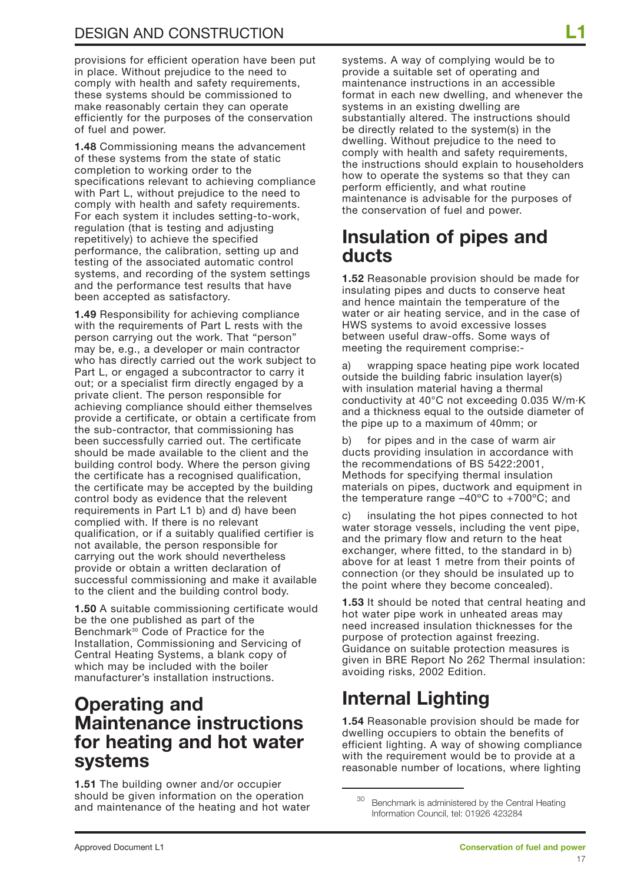provisions for efficient operation have been put in place. Without prejudice to the need to comply with health and safety requirements, these systems should be commissioned to make reasonably certain they can operate efficiently for the purposes of the conservation of fuel and power.

**1.48** Commissioning means the advancement of these systems from the state of static completion to working order to the specifications relevant to achieving compliance with Part L, without prejudice to the need to comply with health and safety requirements. For each system it includes setting-to-work, regulation (that is testing and adjusting repetitively) to achieve the specified performance, the calibration, setting up and testing of the associated automatic control systems, and recording of the system settings and the performance test results that have been accepted as satisfactory.

**1.49** Responsibility for achieving compliance with the requirements of Part L rests with the person carrying out the work. That "person" may be, e.g., a developer or main contractor who has directly carried out the work subject to Part L, or engaged a subcontractor to carry it out; or a specialist firm directly engaged by a private client. The person responsible for achieving compliance should either themselves provide a certificate, or obtain a certificate from the sub-contractor, that commissioning has been successfully carried out. The certificate should be made available to the client and the building control body. Where the person giving the certificate has a recognised qualification, the certificate may be accepted by the building control body as evidence that the relevent requirements in Part L1 b) and d) have been complied with. If there is no relevant qualification, or if a suitably qualified certifier is not available, the person responsible for carrying out the work should nevertheless provide or obtain a written declaration of successful commissioning and make it available to the client and the building control body.

**1.50** A suitable commissioning certificate would be the one published as part of the Benchmark[30] Code of Practice for the Installation, Commissioning and Servicing of Central Heating Systems, a blank copy of which may be included with the boiler manufacturer's installation instructions.

## Operating and Maintenance instructions for heating and hot water systems

**1.51** The building owner and/or occupier should be given information on the operation and maintenance of the heating and hot water systems. A way of complying would be to provide a suitable set of operating and maintenance instructions in an accessible format in each new dwelling, and whenever the systems in an existing dwelling are substantially altered. The instructions should be directly related to the system(s) in the dwelling. Without prejudice to the need to comply with health and safety requirements, the instructions should explain to householders how to operate the systems so that they can perform efficiently, and what routine maintenance is advisable for the purposes of the conservation of fuel and power.

## Insulation of pipes and ducts

**1.52** Reasonable provision should be made for insulating pipes and ducts to conserve heat and hence maintain the temperature of the water or air heating service, and in the case of HWS systems to avoid excessive losses between useful draw-offs. Some ways of meeting the requirement comprise:-

a) wrapping space heating pipe work located outside the building fabric insulation layer(s) with insulation material having a thermal conductivity at 40°C not exceeding 0.035 W/m·K and a thickness equal to the outside diameter of the pipe up to a maximum of 40mm; or

b) for pipes and in the case of warm air ducts providing insulation in accordance with the recommendations of BS 5422:2001, Methods for specifying thermal insulation materials on pipes, ductwork and equipment in the temperature range –40°C to +700°C; and

c) insulating the hot pipes connected to hot water storage vessels, including the vent pipe, and the primary flow and return to the heat exchanger, where fitted, to the standard in b) above for at least 1 metre from their points of connection (or they should be insulated up to the point where they become concealed).

**1.53** It should be noted that central heating and hot water pipe work in unheated areas may need increased insulation thicknesses for the purpose of protection against freezing. Guidance on suitable protection measures is given in BRE Report No 262 Thermal insulation: avoiding risks, 2002 Edition.

## Internal Lighting

**1.54** Reasonable provision should be made for dwelling occupiers to obtain the benefits of efficient lighting. A way of showing compliance with the requirement would be to provide at a reasonable number of locations, where lighting

[30] Benchmark is administered by the Central Heating Information Council, tel: 01926 423284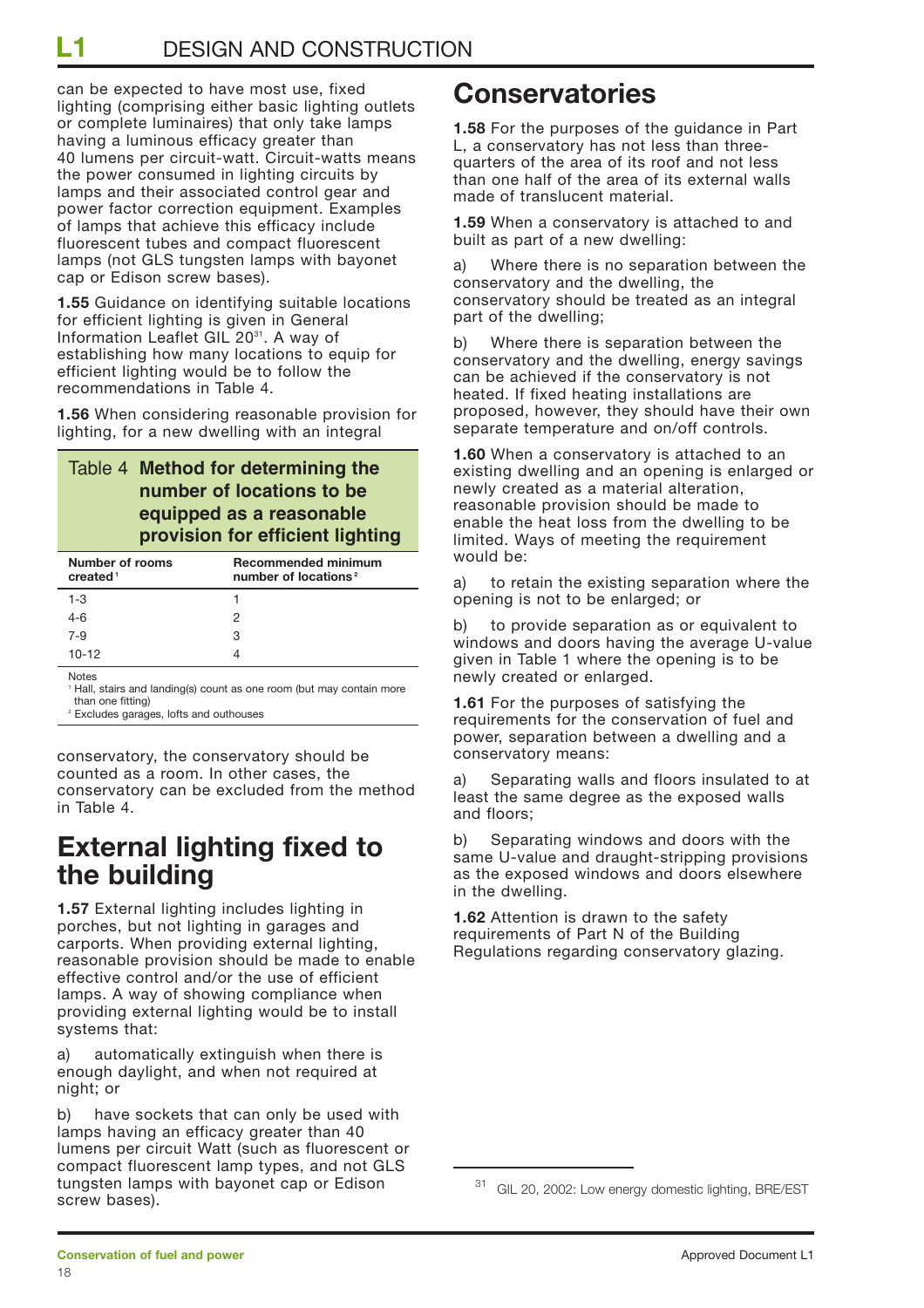can be expected to have most use, fixed lighting (comprising either basic lighting outlets or complete luminaires) that only take lamps having a luminous efficacy greater than 40 lumens per circuit-watt. Circuit-watts means the power consumed in lighting circuits by lamps and their associated control gear and power factor correction equipment. Examples of lamps that achieve this efficacy include fluorescent tubes and compact fluorescent lamps (not GLS tungsten lamps with bayonet cap or Edison screw bases).

**1.55** Guidance on identifying suitable locations for efficient lighting is given in General Information Leaflet GIL 20[31]. A way of establishing how many locations to equip for efficient lighting would be to follow the recommendations in Table 4.

**1.56** When considering reasonable provision for lighting, for a new dwelling with an integral conservatory, the conservatory should be counted as a room. In other cases, the conservatory can be excluded from the method in Table 4.

Table 4 **Method for determining the number of locations to be equipped as a reasonable provision for efficient lighting**

| Number of rooms created[1] | Recommended minimum number of locations[2] |
|---|---|
| 1-3 | 1 |
| 4-6 | 2 |
| 7-9 | 3 |
| 10-12 | 4 |

Notes
[1] Hall, stairs and landing(s) count as one room (but may contain more than one fitting)
[2] Excludes garages, lofts and outhouses

## External lighting fixed to the building

**1.57** External lighting includes lighting in porches, but not lighting in garages and carports. When providing external lighting, reasonable provision should be made to enable effective control and/or the use of efficient lamps. A way of showing compliance when providing external lighting would be to install systems that:

a) automatically extinguish when there is enough daylight, and when not required at night; or

b) have sockets that can only be used with lamps having an efficacy greater than 40 lumens per circuit Watt (such as fluorescent or compact fluorescent lamp types, and not GLS tungsten lamps with bayonet cap or Edison screw bases).

## Conservatories

**1.58** For the purposes of the guidance in Part L, a conservatory has not less than three-quarters of the area of its roof and not less than one half of the area of its external walls made of translucent material.

**1.59** When a conservatory is attached to and built as part of a new dwelling:

a) Where there is no separation between the conservatory and the dwelling, the conservatory should be treated as an integral part of the dwelling;

b) Where there is separation between the conservatory and the dwelling, energy savings can be achieved if the conservatory is not heated. If fixed heating installations are proposed, however, they should have their own separate temperature and on/off controls.

**1.60** When a conservatory is attached to an existing dwelling and an opening is enlarged or newly created as a material alteration, reasonable provision should be made to enable the heat loss from the dwelling to be limited. Ways of meeting the requirement would be:

a) to retain the existing separation where the opening is not to be enlarged; or

b) to provide separation as or equivalent to windows and doors having the average U-value given in Table 1 where the opening is to be newly created or enlarged.

**1.61** For the purposes of satisfying the requirements for the conservation of fuel and power, separation between a dwelling and a conservatory means:

a) Separating walls and floors insulated to at least the same degree as the exposed walls and floors;

b) Separating windows and doors with the same U-value and draught-stripping provisions as the exposed windows and doors elsewhere in the dwelling.

**1.62** Attention is drawn to the safety requirements of Part N of the Building Regulations regarding conservatory glazing.

[31] GIL 20, 2002: Low energy domestic lighting, BRE/EST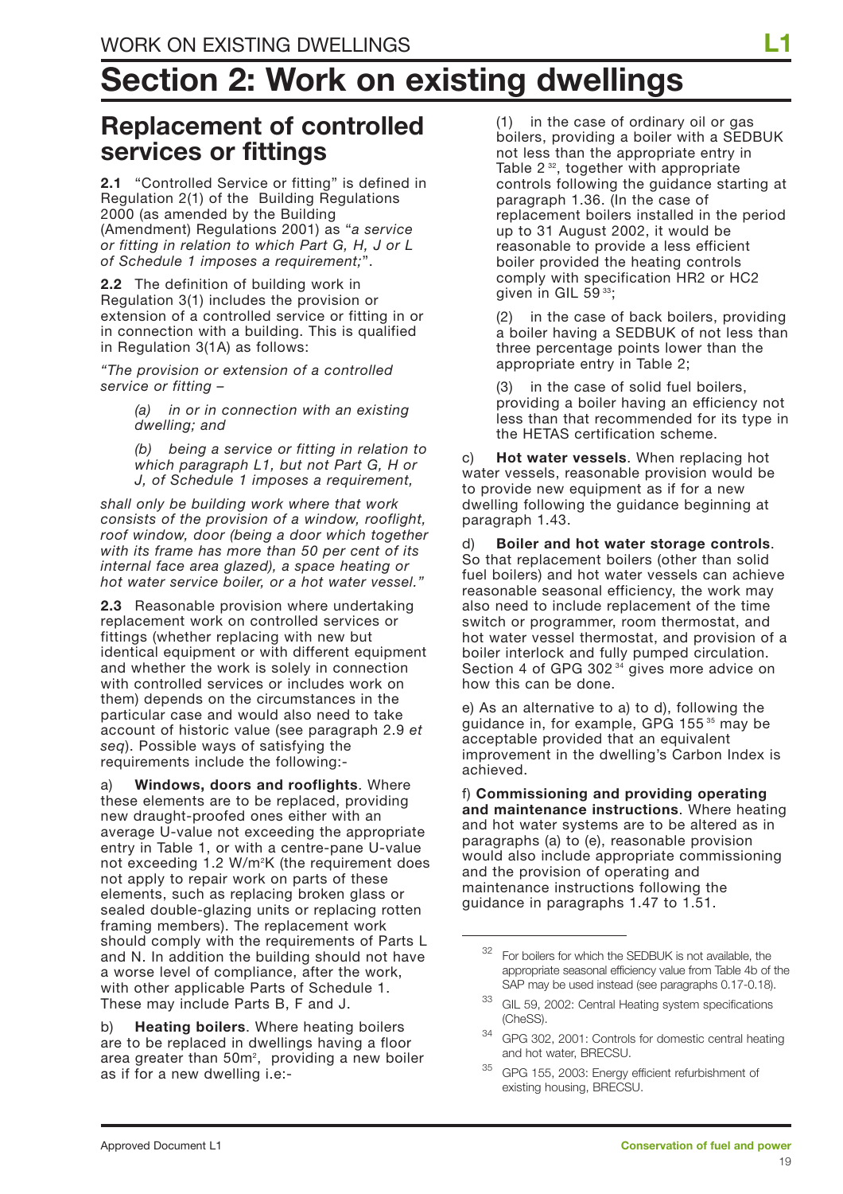# Section 2: Work on existing dwellings

## Replacement of controlled services or fittings

**2.1** "Controlled Service or fitting" is defined in Regulation 2(1) of the Building Regulations 2000 (as amended by the Building (Amendment) Regulations 2001) as "*a service or fitting in relation to which Part G, H, J or L of Schedule 1 imposes a requirement;*".

**2.2** The definition of building work in Regulation 3(1) includes the provision or extension of a controlled service or fitting in or in connection with a building. This is qualified in Regulation 3(1A) as follows:

*"The provision or extension of a controlled service or fitting –*

> *(a) in or in connection with an existing dwelling; and*
>
> *(b) being a service or fitting in relation to which paragraph L1, but not Part G, H or J, of Schedule 1 imposes a requirement,*

*shall only be building work where that work consists of the provision of a window, rooflight, roof window, door (being a door which together with its frame has more than 50 per cent of its internal face area glazed), a space heating or hot water service boiler, or a hot water vessel."*

**2.3** Reasonable provision where undertaking replacement work on controlled services or fittings (whether replacing with new but identical equipment or with different equipment and whether the work is solely in connection with controlled services or includes work on them) depends on the circumstances in the particular case and would also need to take account of historic value (see paragraph 2.9 *et seq*). Possible ways of satisfying the requirements include the following:-

a) **Windows, doors and rooflights**. Where these elements are to be replaced, providing new draught-proofed ones either with an average U-value not exceeding the appropriate entry in Table 1, or with a centre-pane U-value not exceeding 1.2 W/m²K (the requirement does not apply to repair work on parts of these elements, such as replacing broken glass or sealed double-glazing units or replacing rotten framing members). The replacement work should comply with the requirements of Parts L and N. In addition the building should not have a worse level of compliance, after the work, with other applicable Parts of Schedule 1. These may include Parts B, F and J.

b) **Heating boilers**. Where heating boilers are to be replaced in dwellings having a floor area greater than 50m², providing a new boiler as if for a new dwelling i.e:-

(1) in the case of ordinary oil or gas boilers, providing a boiler with a SEDBUK not less than the appropriate entry in Table 2[32], together with appropriate controls following the guidance starting at paragraph 1.36. (In the case of replacement boilers installed in the period up to 31 August 2002, it would be reasonable to provide a less efficient boiler provided the heating controls comply with specification HR2 or HC2 given in GIL 59[33];

(2) in the case of back boilers, providing a boiler having a SEDBUK of not less than three percentage points lower than the appropriate entry in Table 2;

(3) in the case of solid fuel boilers, providing a boiler having an efficiency not less than that recommended for its type in the HETAS certification scheme.

c) **Hot water vessels**. When replacing hot water vessels, reasonable provision would be to provide new equipment as if for a new dwelling following the guidance beginning at paragraph 1.43.

d) **Boiler and hot water storage controls**. So that replacement boilers (other than solid fuel boilers) and hot water vessels can achieve reasonable seasonal efficiency, the work may also need to include replacement of the time switch or programmer, room thermostat, and hot water vessel thermostat, and provision of a boiler interlock and fully pumped circulation. Section 4 of GPG 302[34] gives more advice on how this can be done.

e) As an alternative to a) to d), following the guidance in, for example, GPG 155[35] may be acceptable provided that an equivalent improvement in the dwelling's Carbon Index is achieved.

f) **Commissioning and providing operating and maintenance instructions**. Where heating and hot water systems are to be altered as in paragraphs (a) to (e), reasonable provision would also include appropriate commissioning and the provision of operating and maintenance instructions following the guidance in paragraphs 1.47 to 1.51.

---

[32] For boilers for which the SEDBUK is not available, the appropriate seasonal efficiency value from Table 4b of the SAP may be used instead (see paragraphs 0.17-0.18).

[33] GIL 59, 2002: Central Heating system specifications (CheSS).

[34] GPG 302, 2001: Controls for domestic central heating and hot water, BRECSU.

[35] GPG 155, 2003: Energy efficient refurbishment of existing housing, BRECSU.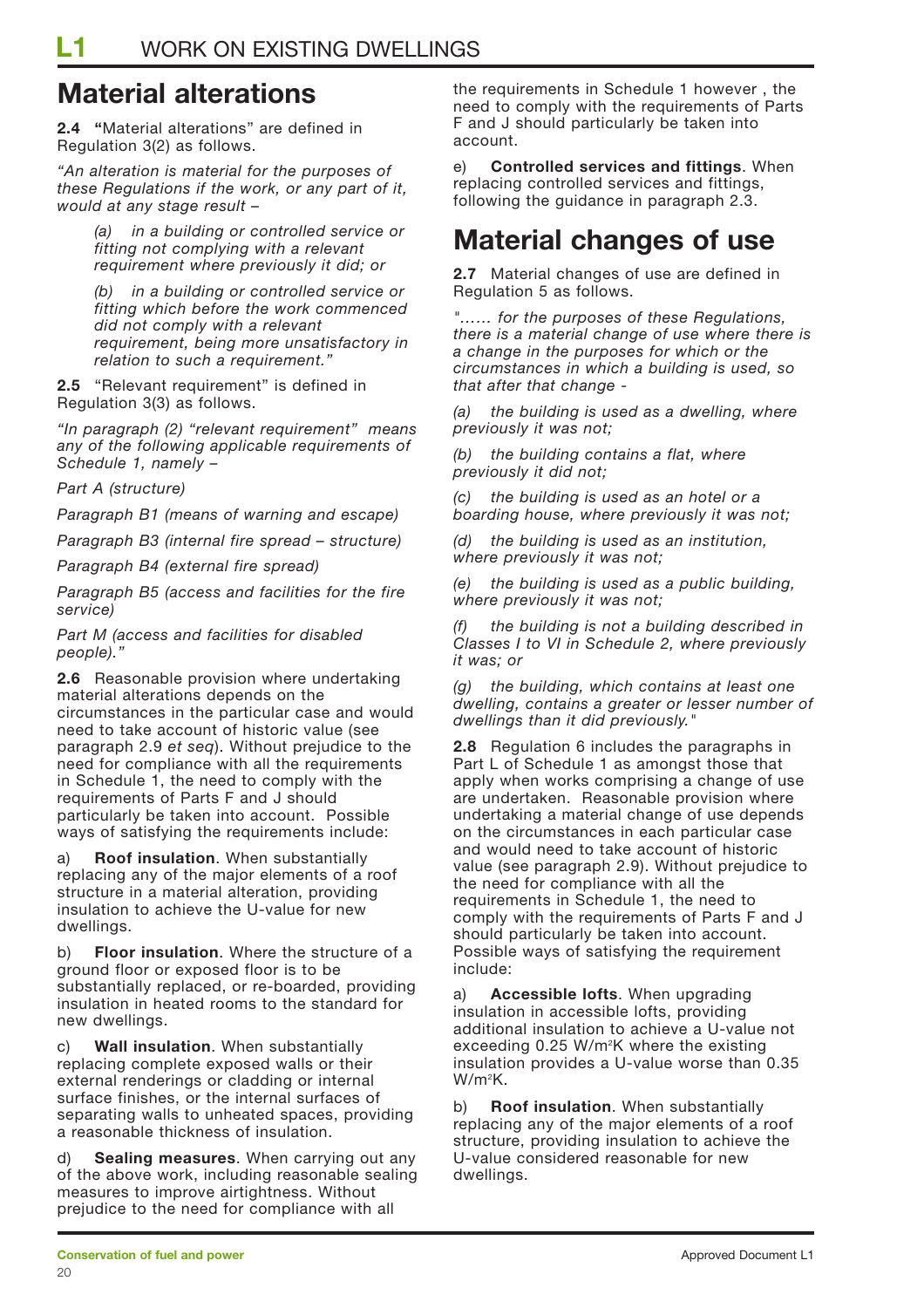## Material alterations

**2.4** **"**Material alterations" are defined in Regulation 3(2) as follows.

*"An alteration is material for the purposes of these Regulations if the work, or any part of it, would at any stage result –*

> *(a) in a building or controlled service or fitting not complying with a relevant requirement where previously it did; or*
>
> *(b) in a building or controlled service or fitting which before the work commenced did not comply with a relevant requirement, being more unsatisfactory in relation to such a requirement."*

**2.5** "Relevant requirement" is defined in Regulation 3(3) as follows.

*"In paragraph (2) "relevant requirement" means any of the following applicable requirements of Schedule 1, namely –*

*Part A (structure)*

*Paragraph B1 (means of warning and escape)*

*Paragraph B3 (internal fire spread – structure)*

*Paragraph B4 (external fire spread)*

*Paragraph B5 (access and facilities for the fire service)*

*Part M (access and facilities for disabled people)."*

**2.6** Reasonable provision where undertaking material alterations depends on the circumstances in the particular case and would need to take account of historic value (see paragraph 2.9 *et seq*). Without prejudice to the need for compliance with all the requirements in Schedule 1, the need to comply with the requirements of Parts F and J should particularly be taken into account. Possible ways of satisfying the requirements include:

a) **Roof insulation**. When substantially replacing any of the major elements of a roof structure in a material alteration, providing insulation to achieve the U-value for new dwellings.

b) **Floor insulation**. Where the structure of a ground floor or exposed floor is to be substantially replaced, or re-boarded, providing insulation in heated rooms to the standard for new dwellings.

c) **Wall insulation**. When substantially replacing complete exposed walls or their external renderings or cladding or internal surface finishes, or the internal surfaces of separating walls to unheated spaces, providing a reasonable thickness of insulation.

d) **Sealing measures**. When carrying out any of the above work, including reasonable sealing measures to improve airtightness. Without prejudice to the need for compliance with all the requirements in Schedule 1 however , the need to comply with the requirements of Parts F and J should particularly be taken into account.

e) **Controlled services and fittings**. When replacing controlled services and fittings, following the guidance in paragraph 2.3.

## Material changes of use

**2.7** Material changes of use are defined in Regulation 5 as follows.

*"…… for the purposes of these Regulations, there is a material change of use where there is a change in the purposes for which or the circumstances in which a building is used, so that after that change -*

*(a) the building is used as a dwelling, where previously it was not;*

*(b) the building contains a flat, where previously it did not;*

*(c) the building is used as an hotel or a boarding house, where previously it was not;*

*(d) the building is used as an institution, where previously it was not;*

*(e) the building is used as a public building, where previously it was not;*

*(f) the building is not a building described in Classes I to VI in Schedule 2, where previously it was; or*

*(g) the building, which contains at least one dwelling, contains a greater or lesser number of dwellings than it did previously."*

**2.8** Regulation 6 includes the paragraphs in Part L of Schedule 1 as amongst those that apply when works comprising a change of use are undertaken. Reasonable provision where undertaking a material change of use depends on the circumstances in each particular case and would need to take account of historic value (see paragraph 2.9). Without prejudice to the need for compliance with all the requirements in Schedule 1, the need to comply with the requirements of Parts F and J should particularly be taken into account. Possible ways of satisfying the requirement include:

a) **Accessible lofts**. When upgrading insulation in accessible lofts, providing additional insulation to achieve a U-value not exceeding 0.25 $W/m^2K$ where the existing insulation provides a U-value worse than 0.35 $W/m^2K$.

b) **Roof insulation**. When substantially replacing any of the major elements of a roof structure, providing insulation to achieve the U-value considered reasonable for new dwellings.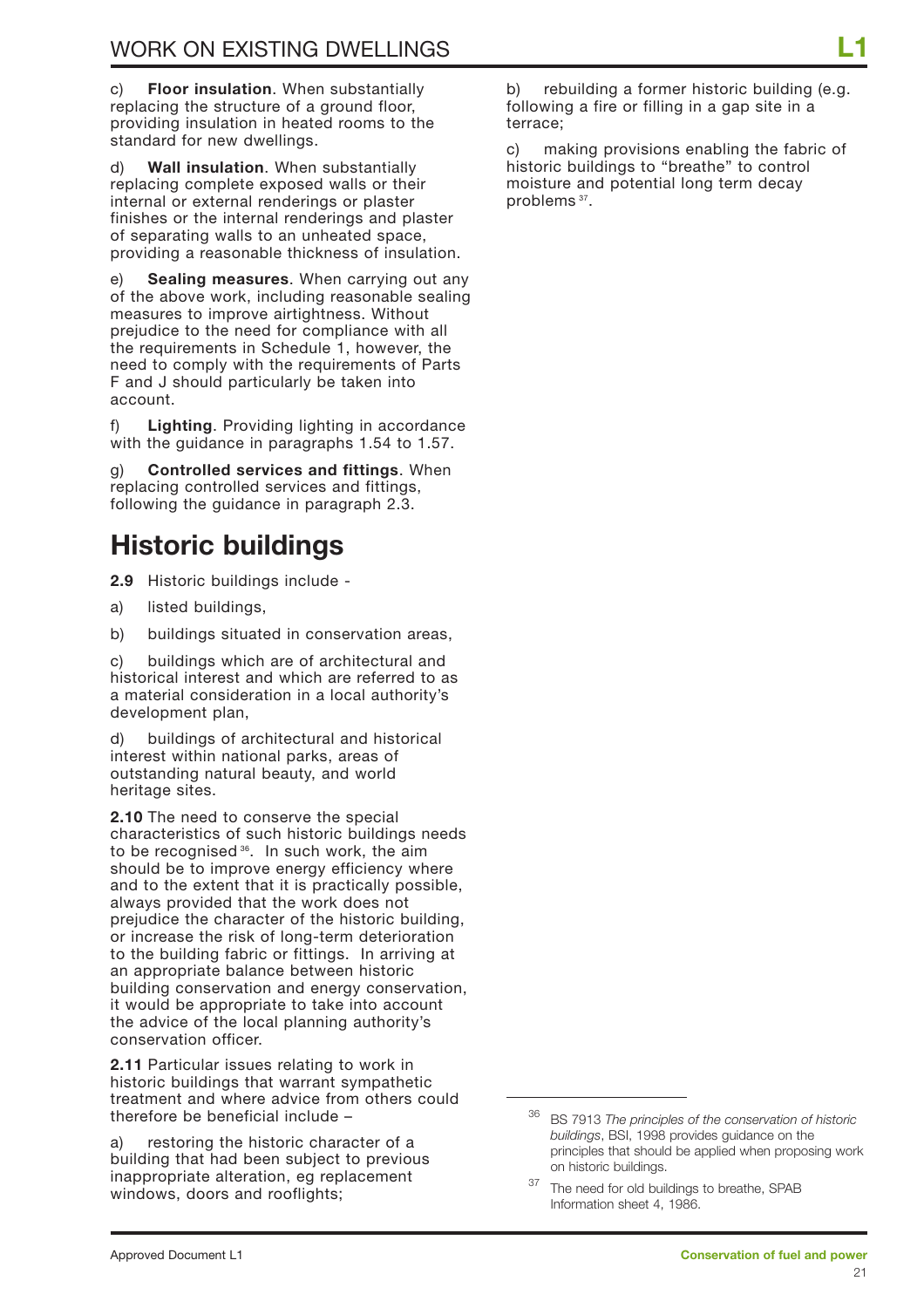c) **Floor insulation**. When substantially replacing the structure of a ground floor, providing insulation in heated rooms to the standard for new dwellings.

d) **Wall insulation**. When substantially replacing complete exposed walls or their internal or external renderings or plaster finishes or the internal renderings and plaster of separating walls to an unheated space, providing a reasonable thickness of insulation.

e) **Sealing measures**. When carrying out any of the above work, including reasonable sealing measures to improve airtightness. Without prejudice to the need for compliance with all the requirements in Schedule 1, however, the need to comply with the requirements of Parts F and J should particularly be taken into account.

f) **Lighting**. Providing lighting in accordance with the guidance in paragraphs 1.54 to 1.57.

g) **Controlled services and fittings**. When replacing controlled services and fittings, following the guidance in paragraph 2.3.

## Historic buildings

**2.9** Historic buildings include -

a) listed buildings,

b) buildings situated in conservation areas,

c) buildings which are of architectural and historical interest and which are referred to as a material consideration in a local authority's development plan,

d) buildings of architectural and historical interest within national parks, areas of outstanding natural beauty, and world heritage sites.

**2.10** The need to conserve the special characteristics of such historic buildings needs to be recognised [36]. In such work, the aim should be to improve energy efficiency where and to the extent that it is practically possible, always provided that the work does not prejudice the character of the historic building, or increase the risk of long-term deterioration to the building fabric or fittings. In arriving at an appropriate balance between historic building conservation and energy conservation, it would be appropriate to take into account the advice of the local planning authority's conservation officer.

**2.11** Particular issues relating to work in historic buildings that warrant sympathetic treatment and where advice from others could therefore be beneficial include –

a) restoring the historic character of a building that had been subject to previous inappropriate alteration, eg replacement windows, doors and rooflights;

b) rebuilding a former historic building (e.g. following a fire or filling in a gap site in a terrace;

c) making provisions enabling the fabric of historic buildings to "breathe" to control moisture and potential long term decay problems [37].

---

[36] BS 7913 *The principles of the conservation of historic buildings*, BSI, 1998 provides guidance on the principles that should be applied when proposing work on historic buildings.

[37] The need for old buildings to breathe, SPAB Information sheet 4, 1986.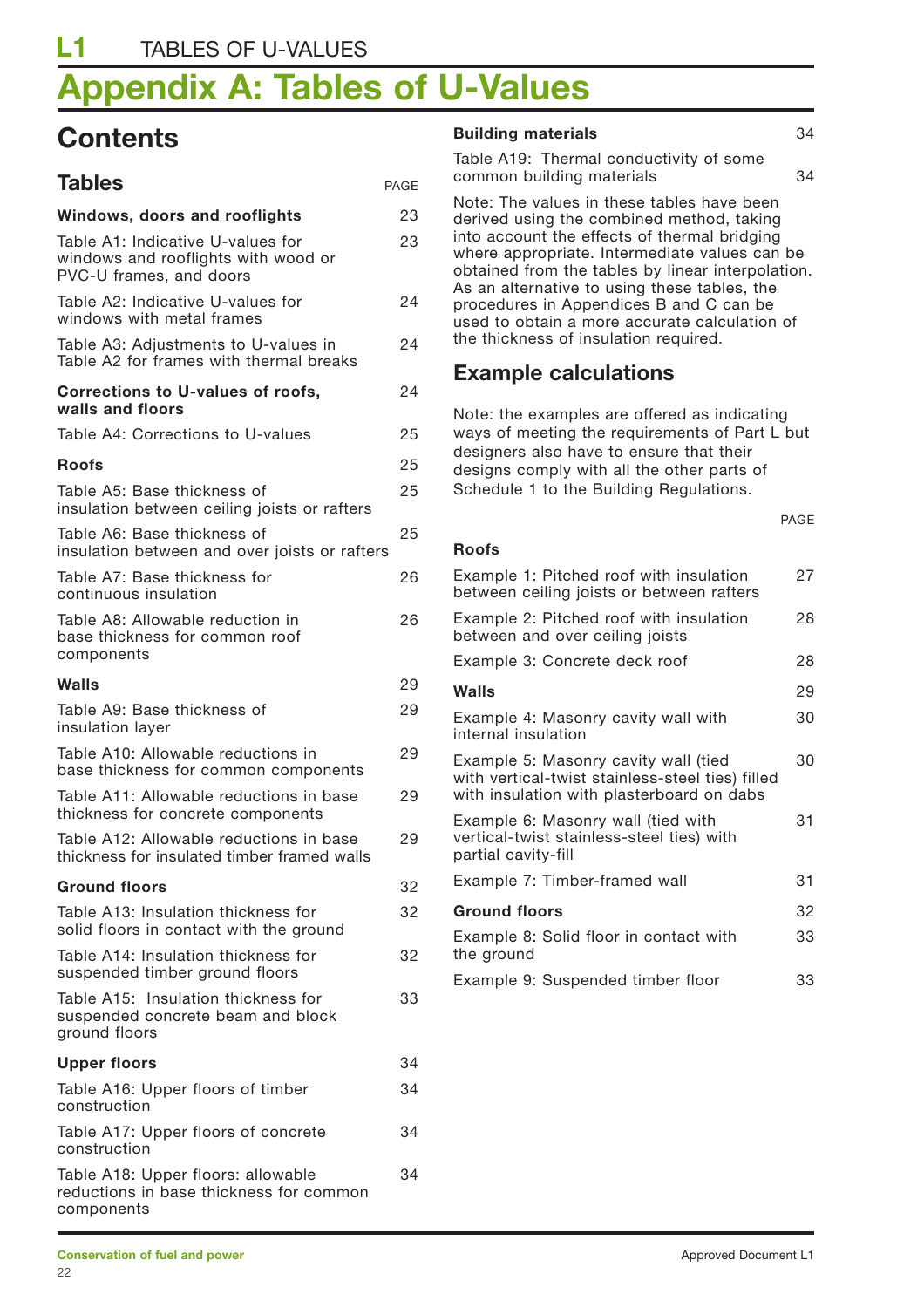# Appendix A: Tables of U-Values

## Contents

### Tables

| | PAGE |
|---|---|
| **Windows, doors and rooflights** | 23 |
| Table A1: Indicative U-values for windows and rooflights with wood or PVC-U frames, and doors | 23 |
| Table A2: Indicative U-values for windows with metal frames | 24 |
| Table A3: Adjustments to U-values in Table A2 for frames with thermal breaks | 24 |
| **Corrections to U-values of roofs, walls and floors** | 24 |
| Table A4: Corrections to U-values | 25 |
| **Roofs** | 25 |
| Table A5: Base thickness of insulation between ceiling joists or rafters | 25 |
| Table A6: Base thickness of insulation between and over joists or rafters | 25 |
| Table A7: Base thickness for continuous insulation | 26 |
| Table A8: Allowable reduction in base thickness for common roof components | 26 |
| **Walls** | 29 |
| Table A9: Base thickness of insulation layer | 29 |
| Table A10: Allowable reductions in base thickness for common components | 29 |
| Table A11: Allowable reductions in base thickness for concrete components | 29 |
| Table A12: Allowable reductions in base thickness for insulated timber framed walls | 29 |
| **Ground floors** | 32 |
| Table A13: Insulation thickness for solid floors in contact with the ground | 32 |
| Table A14: Insulation thickness for suspended timber ground floors | 32 |
| Table A15: Insulation thickness for suspended concrete beam and block ground floors | 33 |
| **Upper floors** | 34 |
| Table A16: Upper floors of timber construction | 34 |
| Table A17: Upper floors of concrete construction | 34 |
| Table A18: Upper floors: allowable reductions in base thickness for common components | 34 |
| **Building materials** | 34 |
| Table A19: Thermal conductivity of some common building materials | 34 |

Note: The values in these tables have been derived using the combined method, taking into account the effects of thermal bridging where appropriate. Intermediate values can be obtained from the tables by linear interpolation. As an alternative to using these tables, the procedures in Appendices B and C can be used to obtain a more accurate calculation of the thickness of insulation required.

## Example calculations

Note: the examples are offered as indicating ways of meeting the requirements of Part L but designers also have to ensure that their designs comply with all the other parts of Schedule 1 to the Building Regulations.

| | PAGE |
|---|---|
| **Roofs** | |
| Example 1: Pitched roof with insulation between ceiling joists or between rafters | 27 |
| Example 2: Pitched roof with insulation between and over ceiling joists | 28 |
| Example 3: Concrete deck roof | 28 |
| **Walls** | 29 |
| Example 4: Masonry cavity wall with internal insulation | 30 |
| Example 5: Masonry cavity wall (tied with vertical-twist stainless-steel ties) filled with insulation with plasterboard on dabs | 30 |
| Example 6: Masonry wall (tied with vertical-twist stainless-steel ties) with partial cavity-fill | 31 |
| Example 7: Timber-framed wall | 31 |
| **Ground floors** | 32 |
| Example 8: Solid floor in contact with the ground | 33 |
| Example 9: Suspended timber floor | 33 |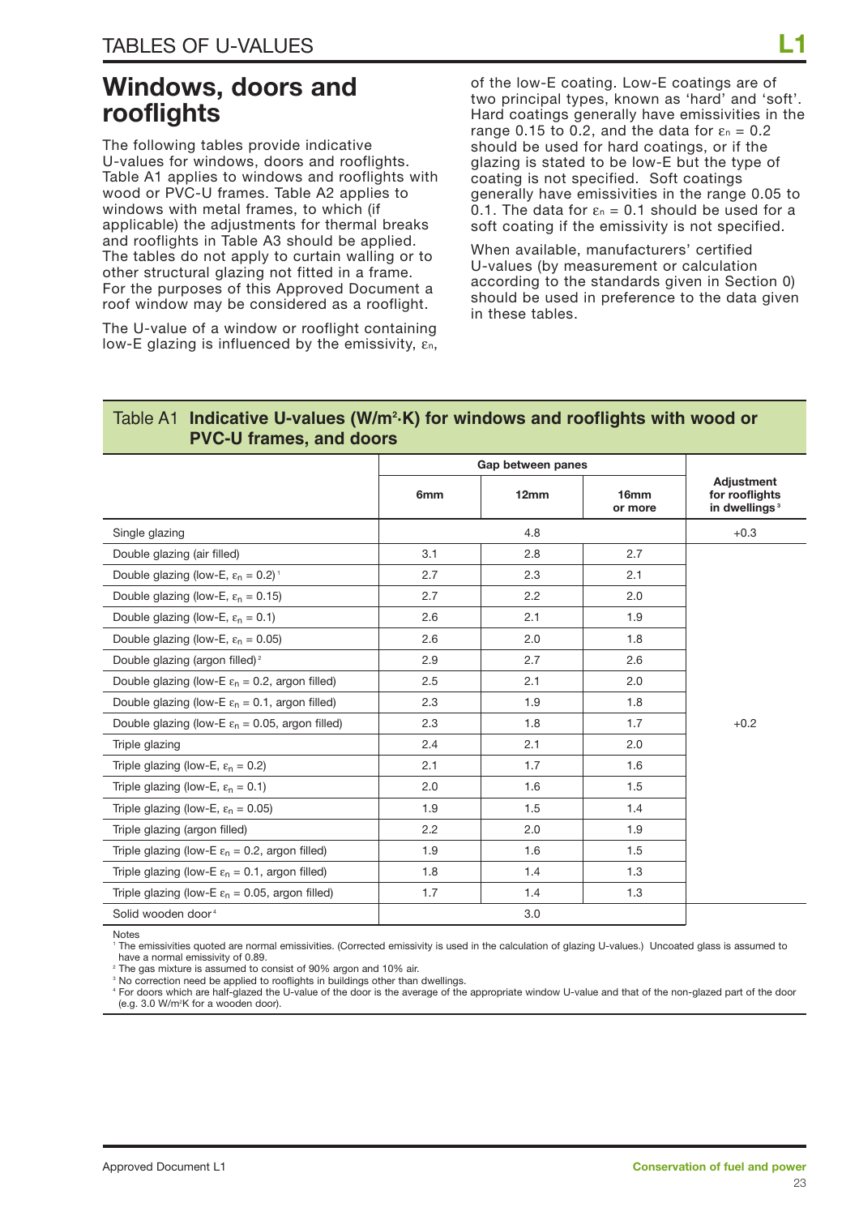# Windows, doors and rooflights

The following tables provide indicative U-values for windows, doors and rooflights. Table A1 applies to windows and rooflights with wood or PVC-U frames. Table A2 applies to windows with metal frames, to which (if applicable) the adjustments for thermal breaks and rooflights in Table A3 should be applied. The tables do not apply to curtain walling or to other structural glazing not fitted in a frame. For the purposes of this Approved Document a roof window may be considered as a rooflight.

The U-value of a window or rooflight containing low-E glazing is influenced by the emissivity, $\varepsilon_n$, of the low-E coating. Low-E coatings are of two principal types, known as 'hard' and 'soft'. Hard coatings generally have emissivities in the range 0.15 to 0.2, and the data for $\varepsilon_n = 0.2$ should be used for hard coatings, or if the glazing is stated to be low-E but the type of coating is not specified. Soft coatings generally have emissivities in the range 0.05 to 0.1. The data for $\varepsilon_n = 0.1$ should be used for a soft coating if the emissivity is not specified.

When available, manufacturers' certified U-values (by measurement or calculation according to the standards given in Section 0) should be used in preference to the data given in these tables.

## Table A1 Indicative U-values (W/m²·K) for windows and rooflights with wood or PVC-U frames, and doors

| | Gap between panes | | | Adjustment for rooflights in dwellings[3] |
|---|---|---|---|---|
| | 6mm | 12mm | 16mm or more | |
| Single glazing | 4.8 | | | +0.3 |
| Double glazing (air filled) | 3.1 | 2.8 | 2.7 | +0.2 |
| Double glazing (low-E, $\varepsilon_n = 0.2$)[1] | 2.7 | 2.3 | 2.1 | +0.2 |
| Double glazing (low-E, $\varepsilon_n = 0.15$) | 2.7 | 2.2 | 2.0 | +0.2 |
| Double glazing (low-E, $\varepsilon_n = 0.1$) | 2.6 | 2.1 | 1.9 | +0.2 |
| Double glazing (low-E, $\varepsilon_n = 0.05$) | 2.6 | 2.0 | 1.8 | +0.2 |
| Double glazing (argon filled)[2] | 2.9 | 2.7 | 2.6 | +0.2 |
| Double glazing (low-E $\varepsilon_n = 0.2$, argon filled) | 2.5 | 2.1 | 2.0 | +0.2 |
| Double glazing (low-E $\varepsilon_n = 0.1$, argon filled) | 2.3 | 1.9 | 1.8 | +0.2 |
| Double glazing (low-E $\varepsilon_n = 0.05$, argon filled) | 2.3 | 1.8 | 1.7 | +0.2 |
| Triple glazing | 2.4 | 2.1 | 2.0 | +0.2 |
| Triple glazing (low-E, $\varepsilon_n = 0.2$) | 2.1 | 1.7 | 1.6 | +0.2 |
| Triple glazing (low-E, $\varepsilon_n = 0.1$) | 2.0 | 1.6 | 1.5 | +0.2 |
| Triple glazing (low-E, $\varepsilon_n = 0.05$) | 1.9 | 1.5 | 1.4 | +0.2 |
| Triple glazing (argon filled) | 2.2 | 2.0 | 1.9 | +0.2 |
| Triple glazing (low-E $\varepsilon_n = 0.2$, argon filled) | 1.9 | 1.6 | 1.5 | +0.2 |
| Triple glazing (low-E $\varepsilon_n = 0.1$, argon filled) | 1.8 | 1.4 | 1.3 | +0.2 |
| Triple glazing (low-E $\varepsilon_n = 0.05$, argon filled) | 1.7 | 1.4 | 1.3 | +0.2 |
| Solid wooden door[4] | 3.0 | | | |

Notes

[1] The emissivities quoted are normal emissivities. (Corrected emissivity is used in the calculation of glazing U-values.) Uncoated glass is assumed to have a normal emissivity of 0.89.

[2] The gas mixture is assumed to consist of 90% argon and 10% air.

[3] No correction need be applied to rooflights in buildings other than dwellings.

[4] For doors which are half-glazed the U-value of the door is the average of the appropriate window U-value and that of the non-glazed part of the door (e.g. 3.0 W/m²K for a wooden door).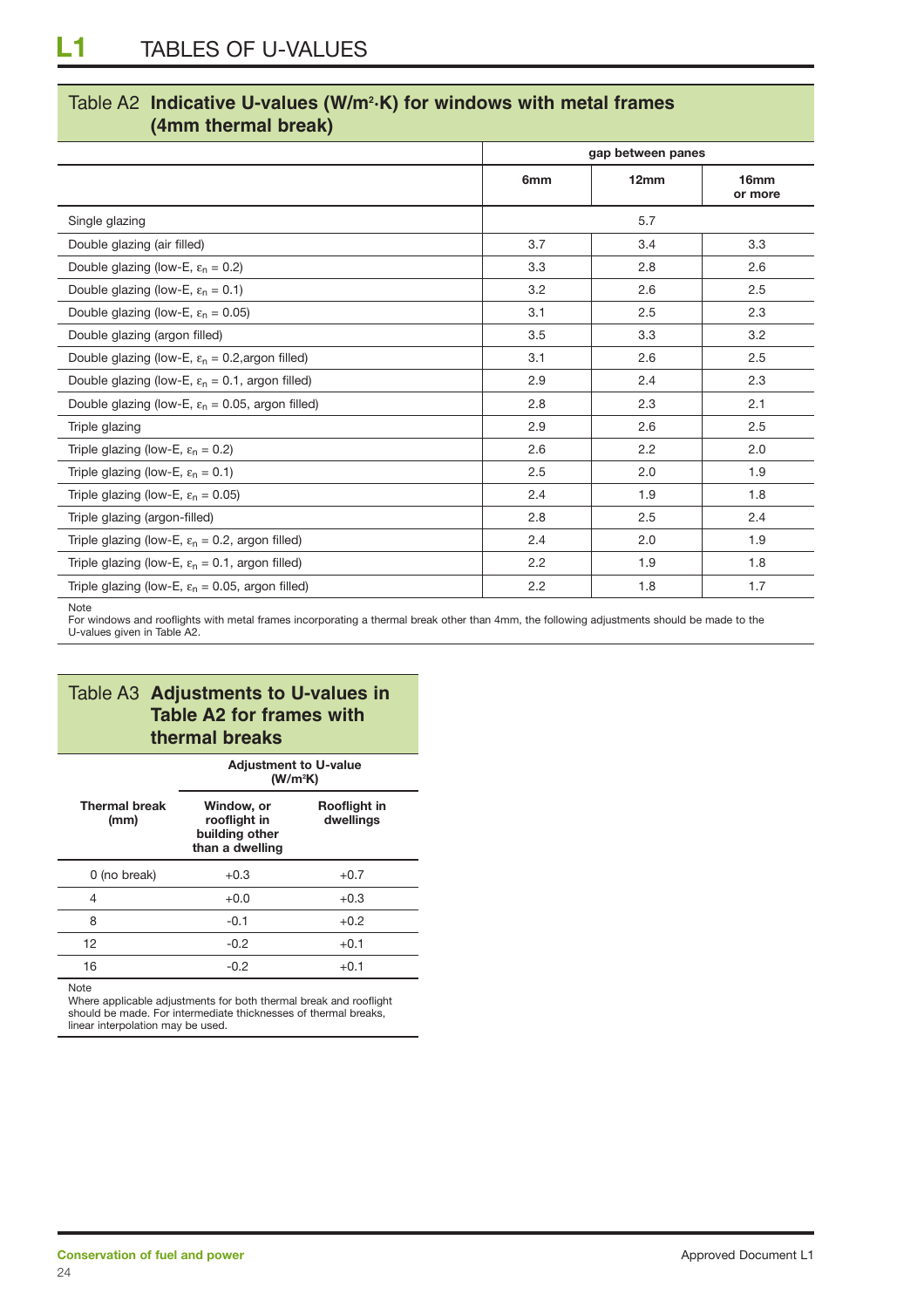## Table A2 **Indicative U-values (W/m²·K) for windows with metal frames (4mm thermal break)**

| | gap between panes | | |
|---|---|---|---|
| | 6mm | 12mm | 16mm or more |
| Single glazing | | 5.7 | |
| Double glazing (air filled) | 3.7 | 3.4 | 3.3 |
| Double glazing (low-E, $\varepsilon_n$ = 0.2) | 3.3 | 2.8 | 2.6 |
| Double glazing (low-E, $\varepsilon_n$ = 0.1) | 3.2 | 2.6 | 2.5 |
| Double glazing (low-E, $\varepsilon_n$ = 0.05) | 3.1 | 2.5 | 2.3 |
| Double glazing (argon filled) | 3.5 | 3.3 | 3.2 |
| Double glazing (low-E, $\varepsilon_n$ = 0.2,argon filled) | 3.1 | 2.6 | 2.5 |
| Double glazing (low-E, $\varepsilon_n$ = 0.1, argon filled) | 2.9 | 2.4 | 2.3 |
| Double glazing (low-E, $\varepsilon_n$ = 0.05, argon filled) | 2.8 | 2.3 | 2.1 |
| Triple glazing | 2.9 | 2.6 | 2.5 |
| Triple glazing (low-E, $\varepsilon_n$ = 0.2) | 2.6 | 2.2 | 2.0 |
| Triple glazing (low-E, $\varepsilon_n$ = 0.1) | 2.5 | 2.0 | 1.9 |
| Triple glazing (low-E, $\varepsilon_n$ = 0.05) | 2.4 | 1.9 | 1.8 |
| Triple glazing (argon-filled) | 2.8 | 2.5 | 2.4 |
| Triple glazing (low-E, $\varepsilon_n$ = 0.2, argon filled) | 2.4 | 2.0 | 1.9 |
| Triple glazing (low-E, $\varepsilon_n$ = 0.1, argon filled) | 2.2 | 1.9 | 1.8 |
| Triple glazing (low-E, $\varepsilon_n$ = 0.05, argon filled) | 2.2 | 1.8 | 1.7 |

Note
For windows and rooflights with metal frames incorporating a thermal break other than 4mm, the following adjustments should be made to the U-values given in Table A2.

## Table A3 **Adjustments to U-values in Table A2 for frames with thermal breaks**

| | Adjustment to U-value (W/m²K) | |
|---|---|---|
| Thermal break (mm) | Window, or rooflight in building other than a dwelling | Rooflight in dwellings |
| 0 (no break) | +0.3 | +0.7 |
| 4 | +0.0 | +0.3 |
| 8 | -0.1 | +0.2 |
| 12 | -0.2 | +0.1 |
| 16 | -0.2 | +0.1 |

Note
Where applicable adjustments for both thermal break and rooflight should be made. For intermediate thicknesses of thermal breaks, linear interpolation may be used.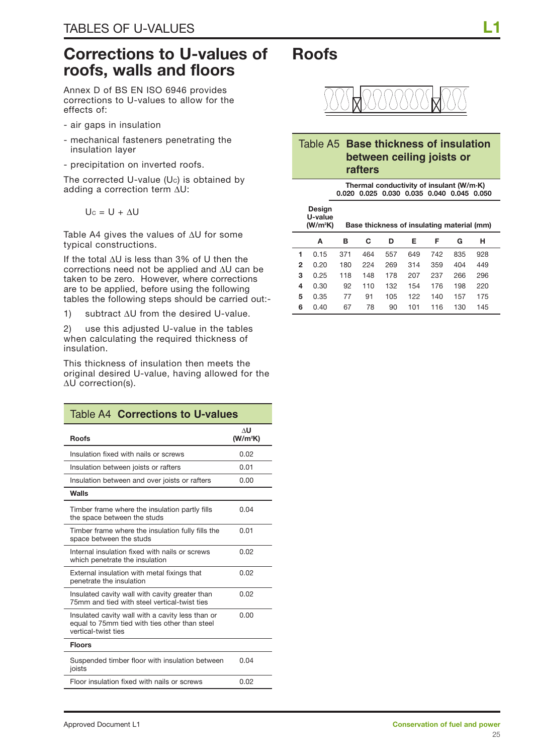# Corrections to U-values of roofs, walls and floors

Annex D of BS EN ISO 6946 provides corrections to U-values to allow for the effects of:

- air gaps in insulation
- mechanical fasteners penetrating the insulation layer
- precipitation on inverted roofs.

The corrected U-value ($U_C$) is obtained by adding a correction term $\Delta U$:

$$U_C = U + \Delta U$$

Table A4 gives the values of $\Delta U$ for some typical constructions.

If the total $\Delta U$ is less than 3% of U then the corrections need not be applied and $\Delta U$ can be taken to be zero. However, where corrections are to be applied, before using the following tables the following steps should be carried out:-

1) subtract $\Delta U$ from the desired U-value.

2) use this adjusted U-value in the tables when calculating the required thickness of insulation.

This thickness of insulation then meets the original desired U-value, having allowed for the $\Delta U$ correction(s).

## Table A4 Corrections to U-values

| Roofs | $\Delta U$ (W/m²K) |
|---|---|
| Insulation fixed with nails or screws | 0.02 |
| Insulation between joists or rafters | 0.01 |
| Insulation between and over joists or rafters | 0.00 |
| **Walls** | |
| Timber frame where the insulation partly fills the space between the studs | 0.04 |
| Timber frame where the insulation fully fills the space between the studs | 0.01 |
| Internal insulation fixed with nails or screws which penetrate the insulation | 0.02 |
| External insulation with metal fixings that penetrate the insulation | 0.02 |
| Insulated cavity wall with cavity greater than 75mm and tied with steel vertical-twist ties | 0.02 |
| Insulated cavity wall with a cavity less than or equal to 75mm tied with ties other than steel vertical-twist ties | 0.00 |
| **Floors** | |
| Suspended timber floor with insulation between joists | 0.04 |
| Floor insulation fixed with nails or screws | 0.02 |

# Roofs

## Table A5 Base thickness of insulation between ceiling joists or rafters

| | Design U-value (W/m²K) | Thermal conductivity of insulant (W/m·K) 0.020 | 0.025 | 0.030 | 0.035 | 0.040 | 0.045 | 0.050 |
|---|---|---|---|---|---|---|---|---|
| | | Base thickness of insulating material (mm) | | | | | | |
| | A | B | C | D | E | F | G | H |
| 1 | 0.15 | 371 | 464 | 557 | 649 | 742 | 835 | 928 |
| 2 | 0.20 | 180 | 224 | 269 | 314 | 359 | 404 | 449 |
| 3 | 0.25 | 118 | 148 | 178 | 207 | 237 | 266 | 296 |
| 4 | 0.30 | 92 | 110 | 132 | 154 | 176 | 198 | 220 |
| 5 | 0.35 | 77 | 91 | 105 | 122 | 140 | 157 | 175 |
| 6 | 0.40 | 67 | 78 | 90 | 101 | 116 | 130 | 145 |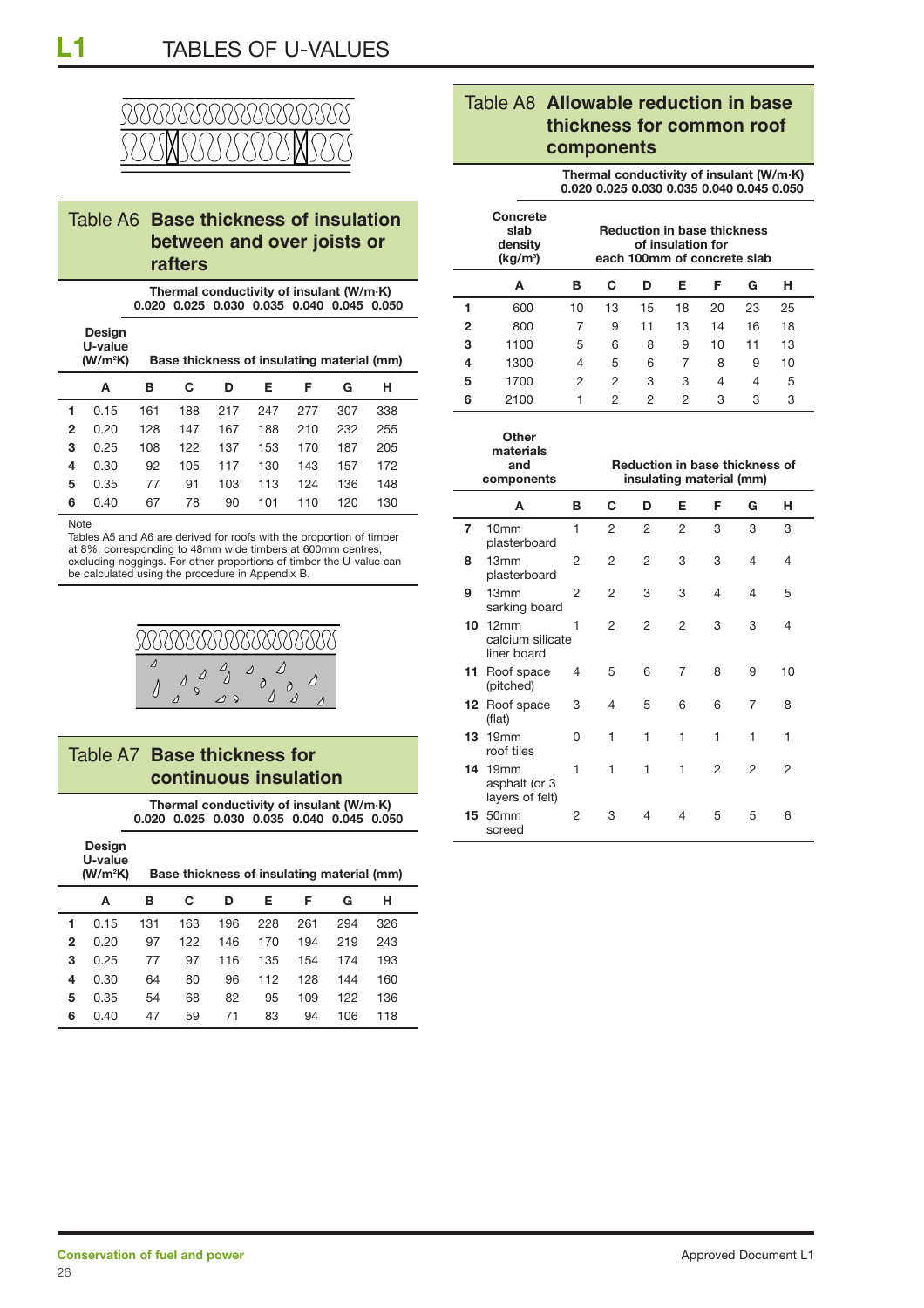# L1 TABLES OF U-VALUES

## Table A6 Base thickness of insulation between and over joists or rafters

| | Design U-value (W/m²K) | Thermal conductivity of insulant (W/m·K) | | | | | | |
|---|---|---|---|---|---|---|---|---|
| | | 0.020 | 0.025 | 0.030 | 0.035 | 0.040 | 0.045 | 0.050 |
| | | Base thickness of insulating material (mm) | | | | | | |
| | **A** | **B** | **C** | **D** | **E** | **F** | **G** | **H** |
| **1** | 0.15 | 161 | 188 | 217 | 247 | 277 | 307 | 338 |
| **2** | 0.20 | 128 | 147 | 167 | 188 | 210 | 232 | 255 |
| **3** | 0.25 | 108 | 122 | 137 | 153 | 170 | 187 | 205 |
| **4** | 0.30 | 92 | 105 | 117 | 130 | 143 | 157 | 172 |
| **5** | 0.35 | 77 | 91 | 103 | 113 | 124 | 136 | 148 |
| **6** | 0.40 | 67 | 78 | 90 | 101 | 110 | 120 | 130 |

Note
Tables A5 and A6 are derived for roofs with the proportion of timber at 8%, corresponding to 48mm wide timbers at 600mm centres, excluding noggings. For other proportions of timber the U-value can be calculated using the procedure in Appendix B.

## Table A7 Base thickness for continuous insulation

| | Design U-value (W/m²K) | Thermal conductivity of insulant (W/m·K) | | | | | | |
|---|---|---|---|---|---|---|---|---|
| | | 0.020 | 0.025 | 0.030 | 0.035 | 0.040 | 0.045 | 0.050 |
| | | Base thickness of insulating material (mm) | | | | | | |
| | **A** | **B** | **C** | **D** | **E** | **F** | **G** | **H** |
| **1** | 0.15 | 131 | 163 | 196 | 228 | 261 | 294 | 326 |
| **2** | 0.20 | 97 | 122 | 146 | 170 | 194 | 219 | 243 |
| **3** | 0.25 | 77 | 97 | 116 | 135 | 154 | 174 | 193 |
| **4** | 0.30 | 64 | 80 | 96 | 112 | 128 | 144 | 160 |
| **5** | 0.35 | 54 | 68 | 82 | 95 | 109 | 122 | 136 |
| **6** | 0.40 | 47 | 59 | 71 | 83 | 94 | 106 | 118 |

## Table A8 Allowable reduction in base thickness for common roof components

| | Concrete slab density (kg/m³) | Thermal conductivity of insulant (W/m·K) | | | | | | |
|---|---|---|---|---|---|---|---|---|
| | | 0.020 | 0.025 | 0.030 | 0.035 | 0.040 | 0.045 | 0.050 |
| | | Reduction in base thickness of insulation for each 100mm of concrete slab | | | | | | |
| | **A** | **B** | **C** | **D** | **E** | **F** | **G** | **H** |
| **1** | 600 | 10 | 13 | 15 | 18 | 20 | 23 | 25 |
| **2** | 800 | 7 | 9 | 11 | 13 | 14 | 16 | 18 |
| **3** | 1100 | 5 | 6 | 8 | 9 | 10 | 11 | 13 |
| **4** | 1300 | 4 | 5 | 6 | 7 | 8 | 9 | 10 |
| **5** | 1700 | 2 | 2 | 3 | 3 | 4 | 4 | 5 |
| **6** | 2100 | 1 | 2 | 2 | 2 | 3 | 3 | 3 |
| | **Other materials and components** | Reduction in base thickness of insulating material (mm) | | | | | | |
| | **A** | **B** | **C** | **D** | **E** | **F** | **G** | **H** |
| **7** | 10mm plasterboard | 1 | 2 | 2 | 2 | 3 | 3 | 3 |
| **8** | 13mm plasterboard | 2 | 2 | 2 | 3 | 3 | 4 | 4 |
| **9** | 13mm sarking board | 2 | 2 | 3 | 3 | 4 | 4 | 5 |
| **10** | 12mm calcium silicate liner board | 1 | 2 | 2 | 2 | 3 | 3 | 4 |
| **11** | Roof space (pitched) | 4 | 5 | 6 | 7 | 8 | 9 | 10 |
| **12** | Roof space (flat) | 3 | 4 | 5 | 6 | 6 | 7 | 8 |
| **13** | 19mm roof tiles | 0 | 1 | 1 | 1 | 1 | 1 | 1 |
| **14** | 19mm asphalt (or 3 layers of felt) | 1 | 1 | 1 | 1 | 2 | 2 | 2 |
| **15** | 50mm screed | 2 | 3 | 4 | 4 | 5 | 5 | 6 |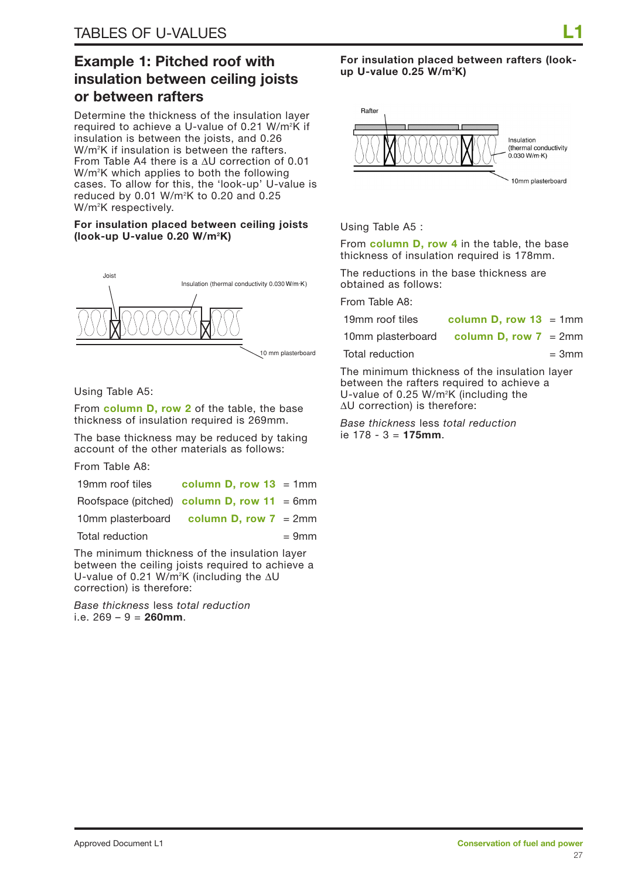## Example 1: Pitched roof with insulation between ceiling joists or between rafters

Determine the thickness of the insulation layer required to achieve a U-value of 0.21 W/m²K if insulation is between the joists, and 0.26 W/m²K if insulation is between the rafters. From Table A4 there is a ΔU correction of 0.01 W/m²K which applies to both the following cases. To allow for this, the 'look-up' U-value is reduced by 0.01 W/m²K to 0.20 and 0.25 W/m²K respectively.

**For insulation placed between ceiling joists (look-up U-value 0.20 W/m²K)**

Joist

Insulation (thermal conductivity 0.030 W/m·K)

10 mm plasterboard

Using Table A5:

From **column D, row 2** of the table, the base thickness of insulation required is 269mm.

The base thickness may be reduced by taking account of the other materials as follows:

From Table A8:

| | | |
|---|---|---|
| 19mm roof tiles | **column D, row 13** | = 1mm |
| Roofspace (pitched) | **column D, row 11** | = 6mm |
| 10mm plasterboard | **column D, row 7** | = 2mm |
| Total reduction | | = 9mm |

The minimum thickness of the insulation layer between the ceiling joists required to achieve a U-value of 0.21 W/m²K (including the ΔU correction) is therefore:

*Base thickness* less *total reduction*
i.e. 269 – 9 = **260mm**.

**For insulation placed between rafters (look-up U-value 0.25 W/m²K)**

Rafter

Insulation (thermal conductivity 0.030 W/m·K)

10mm plasterboard

Using Table A5 :

From **column D, row 4** in the table, the base thickness of insulation required is 178mm.

The reductions in the base thickness are obtained as follows:

From Table A8:

| | | |
|---|---|---|
| 19mm roof tiles | **column D, row 13** | = 1mm |
| 10mm plasterboard | **column D, row 7** | = 2mm |
| Total reduction | | = 3mm |

The minimum thickness of the insulation layer between the rafters required to achieve a U-value of 0.25 W/m²K (including the ΔU correction) is therefore:

*Base thickness* less *total reduction*
ie 178 - 3 = **175mm**.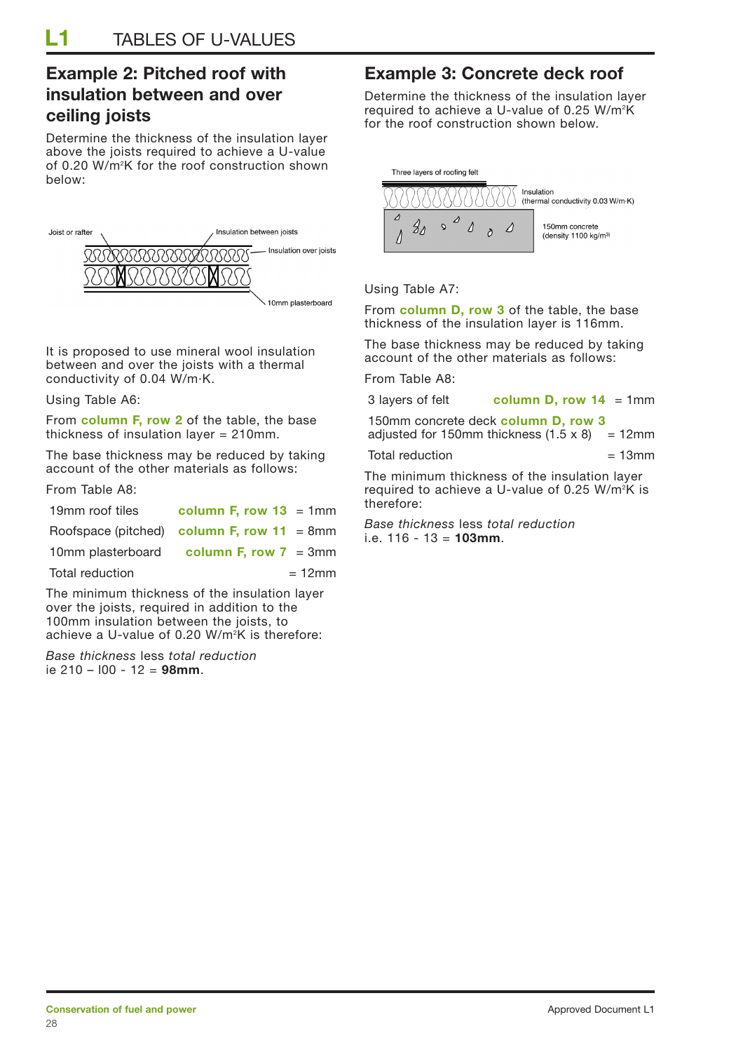## Example 2: Pitched roof with insulation between and over ceiling joists

Determine the thickness of the insulation layer above the joists required to achieve a U-value of 0.20 W/m²K for the roof construction shown below:

Joist or rafter

Insulation between joists

Insulation over joists

10mm plasterboard

It is proposed to use mineral wool insulation between and over the joists with a thermal conductivity of 0.04 W/m·K.

Using Table A6:

From **column F, row 2** of the table, the base thickness of insulation layer = 210mm.

The base thickness may be reduced by taking account of the other materials as follows:

From Table A8:

| | | |
|---|---|---|
| 19mm roof tiles | **column F, row 13** | = 1mm |
| Roofspace (pitched) | **column F, row 11** | = 8mm |
| 10mm plasterboard | **column F, row 7** | = 3mm |
| Total reduction | | = 12mm |

The minimum thickness of the insulation layer over the joists, required in addition to the 100mm insulation between the joists, to achieve a U-value of 0.20 W/m²K is therefore:

*Base thickness* less *total reduction*
ie 210 – l00 - 12 = **98mm**.

## Example 3: Concrete deck roof

Determine the thickness of the insulation layer required to achieve a U-value of 0.25 W/m²K for the roof construction shown below.

Three layers of roofing felt

Insulation (thermal conductivity 0.03 W/m·K)

150mm concrete (density 1100 kg/m³)

Using Table A7:

From **column D, row 3** of the table, the base thickness of the insulation layer is 116mm.

The base thickness may be reduced by taking account of the other materials as follows:

From Table A8:

| | | |
|---|---|---|
| 3 layers of felt | **column D, row 14** | = 1mm |
| 150mm concrete deck **column D, row 3** adjusted for 150mm thickness (1.5 x 8) | | = 12mm |
| Total reduction | | = 13mm |

The minimum thickness of the insulation layer required to achieve a U-value of 0.25 W/m²K is therefore:

*Base thickness* less *total reduction*
i.e. 116 - 13 = **103mm**.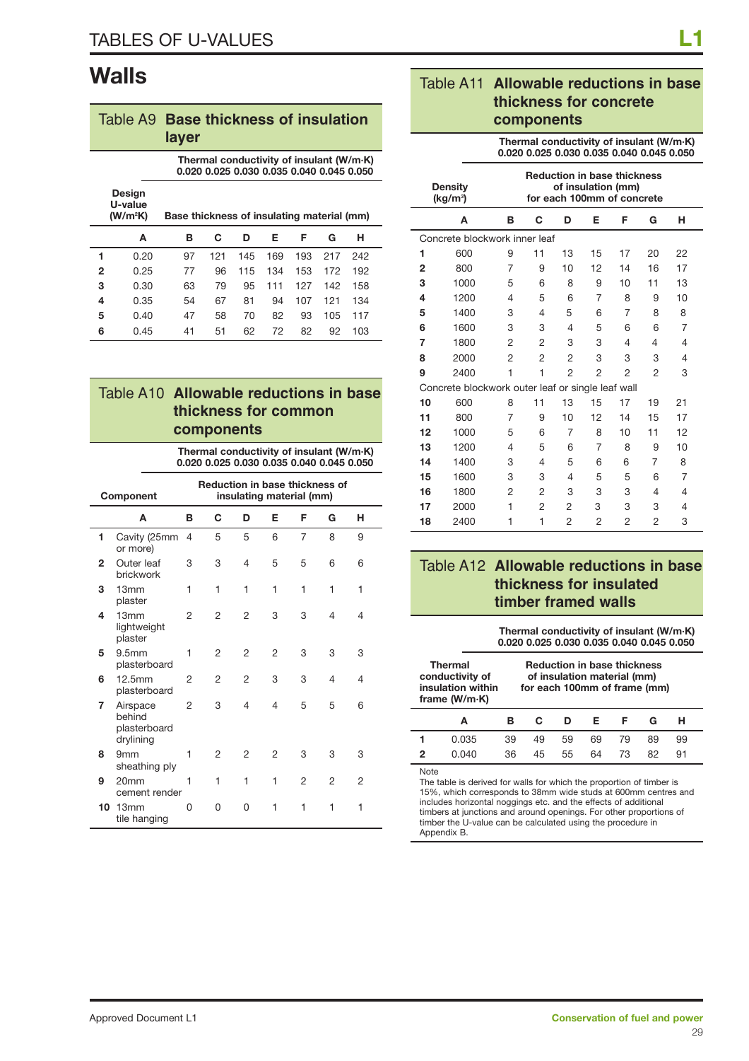# Walls

## Table A9 Base thickness of insulation layer

| Design U-value (W/m²K) | Base thickness of insulating material (mm) | | | | | | |
|---|---|---|---|---|---|---|---|
| | Thermal conductivity of insulant (W/m·K) | | | | | | |
| | 0.020 | 0.025 | 0.030 | 0.035 | 0.040 | 0.045 | 0.050 |
| **A** | **B** | **C** | **D** | **E** | **F** | **G** | **H** |
| **1** 0.20 | 97 | 121 | 145 | 169 | 193 | 217 | 242 |
| **2** 0.25 | 77 | 96 | 115 | 134 | 153 | 172 | 192 |
| **3** 0.30 | 63 | 79 | 95 | 111 | 127 | 142 | 158 |
| **4** 0.35 | 54 | 67 | 81 | 94 | 107 | 121 | 134 |
| **5** 0.40 | 47 | 58 | 70 | 82 | 93 | 105 | 117 |
| **6** 0.45 | 41 | 51 | 62 | 72 | 82 | 92 | 103 |

## Table A10 Allowable reductions in base thickness for common components

| Component | Reduction in base thickness of insulating material (mm) | | | | | | |
|---|---|---|---|---|---|---|---|
| | Thermal conductivity of insulant (W/m·K) | | | | | | |
| | 0.020 | 0.025 | 0.030 | 0.035 | 0.040 | 0.045 | 0.050 |
| **A** | **B** | **C** | **D** | **E** | **F** | **G** | **H** |
| **1** Cavity (25mm or more) | 4 | 5 | 5 | 6 | 7 | 8 | 9 |
| **2** Outer leaf brickwork | 3 | 3 | 4 | 5 | 5 | 6 | 6 |
| **3** 13mm plaster | 1 | 1 | 1 | 1 | 1 | 1 | 1 |
| **4** 13mm lightweight plaster | 2 | 2 | 2 | 3 | 3 | 4 | 4 |
| **5** 9.5mm plasterboard | 1 | 2 | 2 | 2 | 3 | 3 | 3 |
| **6** 12.5mm plasterboard | 2 | 2 | 2 | 3 | 3 | 4 | 4 |
| **7** Airspace behind plasterboard drylining | 2 | 3 | 4 | 4 | 5 | 5 | 6 |
| **8** 9mm sheathing ply | 1 | 2 | 2 | 2 | 3 | 3 | 3 |
| **9** 20mm cement render | 1 | 1 | 1 | 1 | 2 | 2 | 2 |
| **10** 13mm tile hanging | 0 | 0 | 0 | 1 | 1 | 1 | 1 |

## Table A11 Allowable reductions in base thickness for concrete components

| Density (kg/m³) | Reduction in base thickness of insulation (mm) for each 100mm of concrete | | | | | | |
|---|---|---|---|---|---|---|---|
| | Thermal conductivity of insulant (W/m·K) | | | | | | |
| | 0.020 | 0.025 | 0.030 | 0.035 | 0.040 | 0.045 | 0.050 |
| **A** | **B** | **C** | **D** | **E** | **F** | **G** | **H** |
| Concrete blockwork inner leaf | | | | | | | |
| **1** 600 | 9 | 11 | 13 | 15 | 17 | 20 | 22 |
| **2** 800 | 7 | 9 | 10 | 12 | 14 | 16 | 17 |
| **3** 1000 | 5 | 6 | 8 | 9 | 10 | 11 | 13 |
| **4** 1200 | 4 | 5 | 6 | 7 | 8 | 9 | 10 |
| **5** 1400 | 3 | 4 | 5 | 6 | 7 | 8 | 8 |
| **6** 1600 | 3 | 3 | 4 | 5 | 6 | 6 | 7 |
| **7** 1800 | 2 | 2 | 3 | 3 | 4 | 4 | 4 |
| **8** 2000 | 2 | 2 | 2 | 3 | 3 | 3 | 4 |
| **9** 2400 | 1 | 1 | 2 | 2 | 2 | 2 | 3 |
| Concrete blockwork outer leaf or single leaf wall | | | | | | | |
| **10** 600 | 8 | 11 | 13 | 15 | 17 | 19 | 21 |
| **11** 800 | 7 | 9 | 10 | 12 | 14 | 15 | 17 |
| **12** 1000 | 5 | 6 | 7 | 8 | 10 | 11 | 12 |
| **13** 1200 | 4 | 5 | 6 | 7 | 8 | 9 | 10 |
| **14** 1400 | 3 | 4 | 5 | 6 | 6 | 7 | 8 |
| **15** 1600 | 3 | 3 | 4 | 5 | 5 | 6 | 7 |
| **16** 1800 | 2 | 2 | 3 | 3 | 3 | 4 | 4 |
| **17** 2000 | 1 | 2 | 2 | 3 | 3 | 3 | 4 |
| **18** 2400 | 1 | 1 | 2 | 2 | 2 | 2 | 3 |

## Table A12 Allowable reductions in base thickness for insulated timber framed walls

| Thermal conductivity of insulation within frame (W/m·K) | Reduction in base thickness of insulation material (mm) for each 100mm of frame (mm) | | | | | | |
|---|---|---|---|---|---|---|---|
| | Thermal conductivity of insulant (W/m·K) | | | | | | |
| | 0.020 | 0.025 | 0.030 | 0.035 | 0.040 | 0.045 | 0.050 |
| **A** | **B** | **C** | **D** | **E** | **F** | **G** | **H** |
| **1** 0.035 | 39 | 49 | 59 | 69 | 79 | 89 | 99 |
| **2** 0.040 | 36 | 45 | 55 | 64 | 73 | 82 | 91 |

Note

The table is derived for walls for which the proportion of timber is 15%, which corresponds to 38mm wide studs at 600mm centres and includes horizontal noggings etc. and the effects of additional timbers at junctions and around openings. For other proportions of timber the U-value can be calculated using the procedure in Appendix B.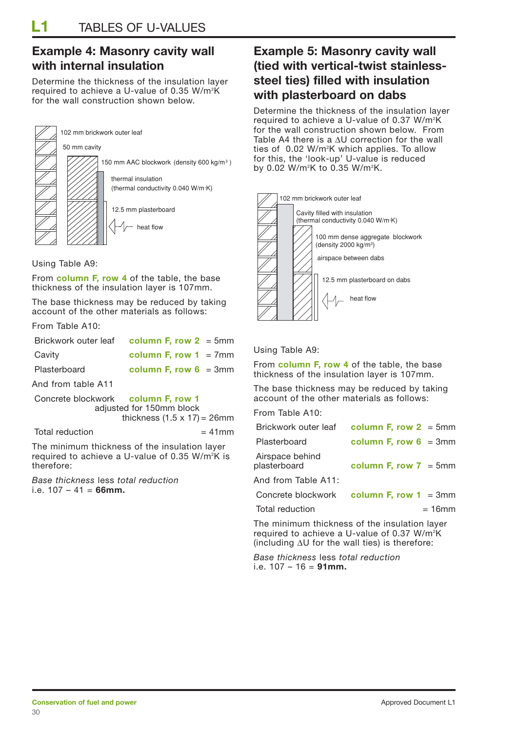## Example 4: Masonry cavity wall with internal insulation

Determine the thickness of the insulation layer required to achieve a U-value of 0.35 W/m²K for the wall construction shown below.

102 mm brickwork outer leaf

50 mm cavity

150 mm AAC blockwork (density 600 kg/m³)

thermal insulation (thermal conductivity 0.040 W/m·K)

12.5 mm plasterboard

heat flow

Using Table A9:

From **column F, row 4** of the table, the base thickness of the insulation layer is 107mm.

The base thickness may be reduced by taking account of the other materials as follows:

From Table A10:

| | | |
|---|---|---|
| Brickwork outer leaf | **column F, row 2** | = 5mm |
| Cavity | **column F, row 1** | = 7mm |
| Plasterboard | **column F, row 6** | = 3mm |

And from table A11

| | | |
|---|---|---|
| Concrete blockwork | **column F, row 1** adjusted for 150mm block thickness (1.5 x 17) | = 26mm |
| Total reduction | | = 41mm |

The minimum thickness of the insulation layer required to achieve a U-value of 0.35 W/m²K is therefore:

*Base thickness* less *total reduction*
i.e. 107 – 41 = **66mm.**

## Example 5: Masonry cavity wall (tied with vertical-twist stainless-steel ties) filled with insulation with plasterboard on dabs

Determine the thickness of the insulation layer required to achieve a U-value of 0.37 W/m²K for the wall construction shown below. From Table A4 there is a ΔU correction for the wall ties of 0.02 W/m²K which applies. To allow for this, the 'look-up' U-value is reduced by 0.02 W/m²K to 0.35 W/m²K.

102 mm brickwork outer leaf

Cavity filled with insulation (thermal conductivity 0.040 W/m·K)

100 mm dense aggregate blockwork (density 2000 kg/m³)

airspace between dabs

12.5 mm plasterboard on dabs

heat flow

Using Table A9:

From **column F, row 4** of the table, the base thickness of the insulation layer is 107mm.

The base thickness may be reduced by taking account of the other materials as follows:

From Table A10:

| | | |
|---|---|---|
| Brickwork outer leaf | **column F, row 2** | = 5mm |
| Plasterboard | **column F, row 6** | = 3mm |
| Airspace behind plasterboard | **column F, row 7** | = 5mm |

And from Table A11:

| | | |
|---|---|---|
| Concrete blockwork | **column F, row 1** | = 3mm |
| Total reduction | | = 16mm |

The minimum thickness of the insulation layer required to achieve a U-value of 0.37 W/m²K (including ΔU for the wall ties) is therefore:

*Base thickness* less *total reduction*
i.e. 107 – 16 = **91mm.**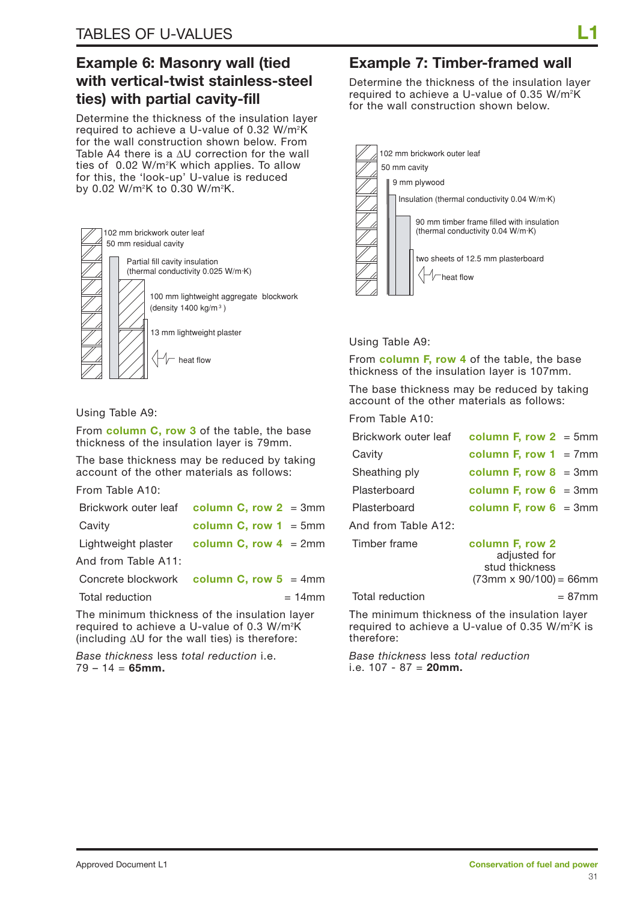# Example 6: Masonry wall (tied with vertical-twist stainless-steel ties) with partial cavity-fill

Determine the thickness of the insulation layer required to achieve a U-value of 0.32 W/m²K for the wall construction shown below. From Table A4 there is a ΔU correction for the wall ties of 0.02 W/m²K which applies. To allow for this, the 'look-up' U-value is reduced by 0.02 W/m²K to 0.30 W/m²K.

102 mm brickwork outer leaf
50 mm residual cavity
Partial fill cavity insulation (thermal conductivity 0.025 W/m·K)
100 mm lightweight aggregate blockwork (density 1400 kg/m³)
13 mm lightweight plaster
heat flow

Using Table A9:

From **column C, row 3** of the table, the base thickness of the insulation layer is 79mm.

The base thickness may be reduced by taking account of the other materials as follows:

From Table A10:

| | | |
|---|---|---|
| Brickwork outer leaf | **column C, row 2** | = 3mm |
| Cavity | **column C, row 1** | = 5mm |
| Lightweight plaster | **column C, row 4** | = 2mm |

And from Table A11:

| | | |
|---|---|---|
| Concrete blockwork | **column C, row 5** | = 4mm |
| Total reduction | | = 14mm |

The minimum thickness of the insulation layer required to achieve a U-value of 0.3 W/m²K (including ΔU for the wall ties) is therefore:

*Base thickness* less *total reduction* i.e. 79 – 14 = **65mm.**

# Example 7: Timber-framed wall

Determine the thickness of the insulation layer required to achieve a U-value of 0.35 W/m²K for the wall construction shown below.

102 mm brickwork outer leaf
50 mm cavity
9 mm plywood
Insulation (thermal conductivity 0.04 W/m·K)
90 mm timber frame filled with insulation (thermal conductivity 0.04 W/m·K)
two sheets of 12.5 mm plasterboard
heat flow

Using Table A9:

From **column F, row 4** of the table, the base thickness of the insulation layer is 107mm.

The base thickness may be reduced by taking account of the other materials as follows:

From Table A10:

| | | |
|---|---|---|
| Brickwork outer leaf | **column F, row 2** | = 5mm |
| Cavity | **column F, row 1** | = 7mm |
| Sheathing ply | **column F, row 8** | = 3mm |
| Plasterboard | **column F, row 6** | = 3mm |
| Plasterboard | **column F, row 6** | = 3mm |

And from Table A12:

| | | |
|---|---|---|
| Timber frame | **column F, row 2** adjusted for stud thickness (73mm x 90/100) | = 66mm |
| Total reduction | | = 87mm |

The minimum thickness of the insulation layer required to achieve a U-value of 0.35 W/m²K is therefore:

*Base thickness* less *total reduction* i.e. 107 - 87 = **20mm.**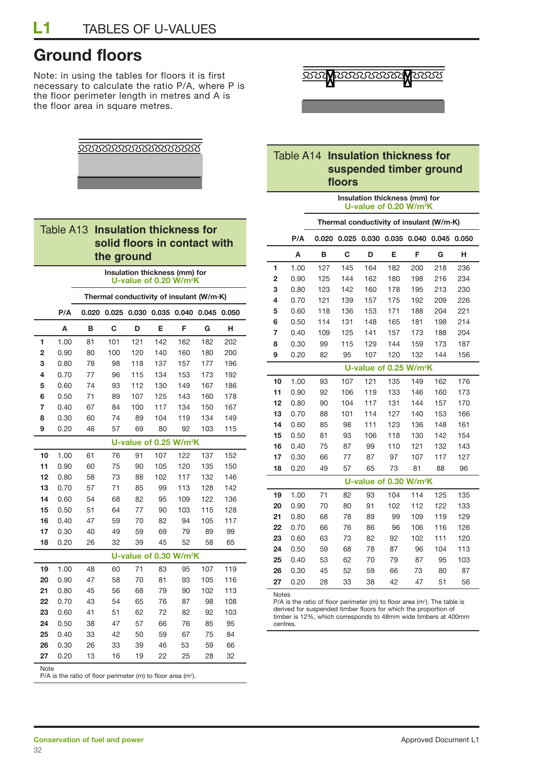# Ground floors

Note: in using the tables for floors it is first necessary to calculate the ratio P/A, where P is the floor perimeter length in metres and A is the floor area in square metres.

## Table A13 Insulation thickness for solid floors in contact with the ground

| | P/A | 0.020 | 0.025 | 0.030 | 0.035 | 0.040 | 0.045 | 0.050 |
|---|---|---|---|---|---|---|---|---|
| | | **Insulation thickness (mm) for U-value of 0.20 W/m²K** | | | | | | |
| | | **Thermal conductivity of insulant (W/m·K)** | | | | | | |
| | **A** | **B** | **C** | **D** | **E** | **F** | **G** | **H** |
| **1** | 1.00 | 81 | 101 | 121 | 142 | 162 | 182 | 202 |
| **2** | 0.90 | 80 | 100 | 120 | 140 | 160 | 180 | 200 |
| **3** | 0.80 | 78 | 98 | 118 | 137 | 157 | 177 | 196 |
| **4** | 0.70 | 77 | 96 | 115 | 134 | 153 | 173 | 192 |
| **5** | 0.60 | 74 | 93 | 112 | 130 | 149 | 167 | 186 |
| **6** | 0.50 | 71 | 89 | 107 | 125 | 143 | 160 | 178 |
| **7** | 0.40 | 67 | 84 | 100 | 117 | 134 | 150 | 167 |
| **8** | 0.30 | 60 | 74 | 89 | 104 | 119 | 134 | 149 |
| **9** | 0.20 | 46 | 57 | 69 | 80 | 92 | 103 | 115 |
| | | **U-value of 0.25 W/m²K** | | | | | | |
| **10** | 1.00 | 61 | 76 | 91 | 107 | 122 | 137 | 152 |
| **11** | 0.90 | 60 | 75 | 90 | 105 | 120 | 135 | 150 |
| **12** | 0.80 | 58 | 73 | 88 | 102 | 117 | 132 | 146 |
| **13** | 0.70 | 57 | 71 | 85 | 99 | 113 | 128 | 142 |
| **14** | 0.60 | 54 | 68 | 82 | 95 | 109 | 122 | 136 |
| **15** | 0.50 | 51 | 64 | 77 | 90 | 103 | 115 | 128 |
| **16** | 0.40 | 47 | 59 | 70 | 82 | 94 | 105 | 117 |
| **17** | 0.30 | 40 | 49 | 59 | 69 | 79 | 89 | 99 |
| **18** | 0.20 | 26 | 32 | 39 | 45 | 52 | 58 | 65 |
| | | **U-value of 0.30 W/m²K** | | | | | | |
| **19** | 1.00 | 48 | 60 | 71 | 83 | 95 | 107 | 119 |
| **20** | 0.90 | 47 | 58 | 70 | 81 | 93 | 105 | 116 |
| **21** | 0.80 | 45 | 56 | 68 | 79 | 90 | 102 | 113 |
| **22** | 0.70 | 43 | 54 | 65 | 76 | 87 | 98 | 108 |
| **23** | 0.60 | 41 | 51 | 62 | 72 | 82 | 92 | 103 |
| **24** | 0.50 | 38 | 47 | 57 | 66 | 76 | 85 | 95 |
| **25** | 0.40 | 33 | 42 | 50 | 59 | 67 | 75 | 84 |
| **26** | 0.30 | 26 | 33 | 39 | 46 | 53 | 59 | 66 |
| **27** | 0.20 | 13 | 16 | 19 | 22 | 25 | 28 | 32 |

Note
P/A is the ratio of floor perimeter (m) to floor area (m²).

## Table A14 Insulation thickness for suspended timber ground floors

| | P/A | 0.020 | 0.025 | 0.030 | 0.035 | 0.040 | 0.045 | 0.050 |
|---|---|---|---|---|---|---|---|---|
| | | **Insulation thickness (mm) for U-value of 0.20 W/m²K** | | | | | | |
| | | **Thermal conductivity of insulant (W/m·K)** | | | | | | |
| | **A** | **B** | **C** | **D** | **E** | **F** | **G** | **H** |
| **1** | 1.00 | 127 | 145 | 164 | 182 | 200 | 218 | 236 |
| **2** | 0.90 | 125 | 144 | 162 | 180 | 198 | 216 | 234 |
| **3** | 0.80 | 123 | 142 | 160 | 178 | 195 | 213 | 230 |
| **4** | 0.70 | 121 | 139 | 157 | 175 | 192 | 209 | 226 |
| **5** | 0.60 | 118 | 136 | 153 | 171 | 188 | 204 | 221 |
| **6** | 0.50 | 114 | 131 | 148 | 165 | 181 | 198 | 214 |
| **7** | 0.40 | 109 | 125 | 141 | 157 | 173 | 188 | 204 |
| **8** | 0.30 | 99 | 115 | 129 | 144 | 159 | 173 | 187 |
| **9** | 0.20 | 82 | 95 | 107 | 120 | 132 | 144 | 156 |
| | | **U-value of 0.25 W/m²K** | | | | | | |
| **10** | 1.00 | 93 | 107 | 121 | 135 | 149 | 162 | 176 |
| **11** | 0.90 | 92 | 106 | 119 | 133 | 146 | 160 | 173 |
| **12** | 0.80 | 90 | 104 | 117 | 131 | 144 | 157 | 170 |
| **13** | 0.70 | 88 | 101 | 114 | 127 | 140 | 153 | 166 |
| **14** | 0.60 | 85 | 98 | 111 | 123 | 136 | 148 | 161 |
| **15** | 0.50 | 81 | 93 | 106 | 118 | 130 | 142 | 154 |
| **16** | 0.40 | 75 | 87 | 99 | 110 | 121 | 132 | 143 |
| **17** | 0.30 | 66 | 77 | 87 | 97 | 107 | 117 | 127 |
| **18** | 0.20 | 49 | 57 | 65 | 73 | 81 | 88 | 96 |
| | | **U-value of 0.30 W/m²K** | | | | | | |
| **19** | 1.00 | 71 | 82 | 93 | 104 | 114 | 125 | 135 |
| **20** | 0.90 | 70 | 80 | 91 | 102 | 112 | 122 | 133 |
| **21** | 0.80 | 68 | 78 | 89 | 99 | 109 | 119 | 129 |
| **22** | 0.70 | 66 | 76 | 86 | 96 | 106 | 116 | 126 |
| **23** | 0.60 | 63 | 73 | 82 | 92 | 102 | 111 | 120 |
| **24** | 0.50 | 59 | 68 | 78 | 87 | 96 | 104 | 113 |
| **25** | 0.40 | 53 | 62 | 70 | 79 | 87 | 95 | 103 |
| **26** | 0.30 | 45 | 52 | 59 | 66 | 73 | 80 | 87 |
| **27** | 0.20 | 28 | 33 | 38 | 42 | 47 | 51 | 56 |

Notes
P/A is the ratio of floor perimeter (m) to floor area (m²). The table is derived for suspended timber floors for which the proportion of timber is 12%, which corresponds to 48mm wide timbers at 400mm centres.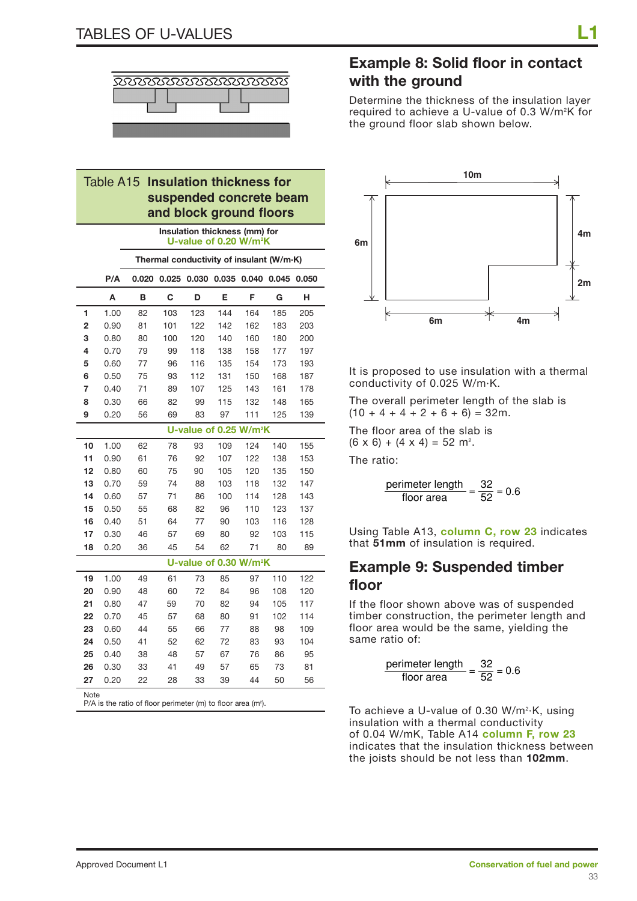## Table A15 Insulation thickness for suspended concrete beam and block ground floors

| | P/A | Insulation thickness (mm) for U-value of 0.20 W/m²K | | | | | | |
|---|---|---|---|---|---|---|---|---|
| | | Thermal conductivity of insulant (W/m·K) | | | | | | |
| | | 0.020 | 0.025 | 0.030 | 0.035 | 0.040 | 0.045 | 0.050 |
| | A | B | C | D | E | F | G | H |
| 1 | 1.00 | 82 | 103 | 123 | 144 | 164 | 185 | 205 |
| 2 | 0.90 | 81 | 101 | 122 | 142 | 162 | 183 | 203 |
| 3 | 0.80 | 80 | 100 | 120 | 140 | 160 | 180 | 200 |
| 4 | 0.70 | 79 | 99 | 118 | 138 | 158 | 177 | 197 |
| 5 | 0.60 | 77 | 96 | 116 | 135 | 154 | 173 | 193 |
| 6 | 0.50 | 75 | 93 | 112 | 131 | 150 | 168 | 187 |
| 7 | 0.40 | 71 | 89 | 107 | 125 | 143 | 161 | 178 |
| 8 | 0.30 | 66 | 82 | 99 | 115 | 132 | 148 | 165 |
| 9 | 0.20 | 56 | 69 | 83 | 97 | 111 | 125 | 139 |
| | | U-value of 0.25 W/m²K | | | | | | |
| 10 | 1.00 | 62 | 78 | 93 | 109 | 124 | 140 | 155 |
| 11 | 0.90 | 61 | 76 | 92 | 107 | 122 | 138 | 153 |
| 12 | 0.80 | 60 | 75 | 90 | 105 | 120 | 135 | 150 |
| 13 | 0.70 | 59 | 74 | 88 | 103 | 118 | 132 | 147 |
| 14 | 0.60 | 57 | 71 | 86 | 100 | 114 | 128 | 143 |
| 15 | 0.50 | 55 | 68 | 82 | 96 | 110 | 123 | 137 |
| 16 | 0.40 | 51 | 64 | 77 | 90 | 103 | 116 | 128 |
| 17 | 0.30 | 46 | 57 | 69 | 80 | 92 | 103 | 115 |
| 18 | 0.20 | 36 | 45 | 54 | 62 | 71 | 80 | 89 |
| | | U-value of 0.30 W/m²K | | | | | | |
| 19 | 1.00 | 49 | 61 | 73 | 85 | 97 | 110 | 122 |
| 20 | 0.90 | 48 | 60 | 72 | 84 | 96 | 108 | 120 |
| 21 | 0.80 | 47 | 59 | 70 | 82 | 94 | 105 | 117 |
| 22 | 0.70 | 45 | 57 | 68 | 80 | 91 | 102 | 114 |
| 23 | 0.60 | 44 | 55 | 66 | 77 | 88 | 98 | 109 |
| 24 | 0.50 | 41 | 52 | 62 | 72 | 83 | 93 | 104 |
| 25 | 0.40 | 38 | 48 | 57 | 67 | 76 | 86 | 95 |
| 26 | 0.30 | 33 | 41 | 49 | 57 | 65 | 73 | 81 |
| 27 | 0.20 | 22 | 28 | 33 | 39 | 44 | 50 | 56 |

Note
P/A is the ratio of floor perimeter (m) to floor area (m²).

## Example 8: Solid floor in contact with the ground

Determine the thickness of the insulation layer required to achieve a U-value of 0.3 W/m²K for the ground floor slab shown below.

It is proposed to use insulation with a thermal conductivity of 0.025 W/m·K.

The overall perimeter length of the slab is (10 + 4 + 4 + 2 + 6 + 6) = 32m.

The floor area of the slab is (6 x 6) + (4 x 4) = 52 m².

The ratio:

$$\frac{\text{perimeter length}}{\text{floor area}} = \frac{32}{52} = 0.6$$

Using Table A13, **column C, row 23** indicates that **51mm** of insulation is required.

## Example 9: Suspended timber floor

If the floor shown above was of suspended timber construction, the perimeter length and floor area would be the same, yielding the same ratio of:

$$\frac{\text{perimeter length}}{\text{floor area}} = \frac{32}{52} = 0.6$$

To achieve a U-value of 0.30 W/m²·K, using insulation with a thermal conductivity of 0.04 W/mK, Table A14 **column F, row 23** indicates that the insulation thickness between the joists should be not less than **102mm**.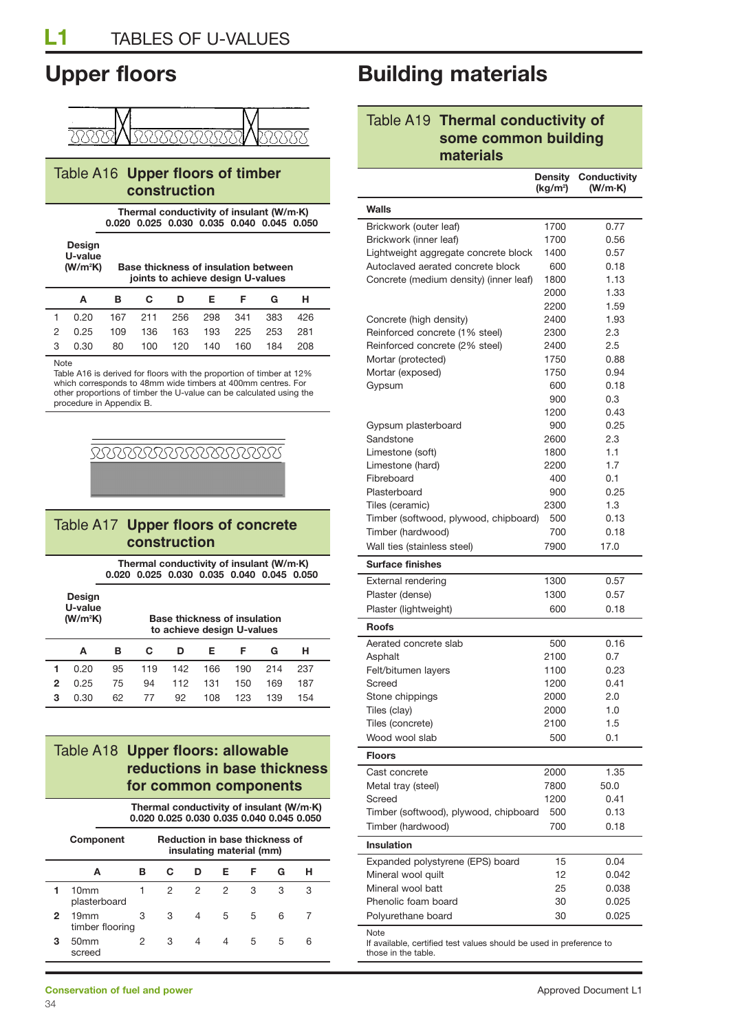# Upper floors

## Table A16 Upper floors of timber construction

| | Design U-value (W/m²K) | Base thickness of insulation between joints to achieve design U-values | | | | | | |
|---|---|---|---|---|---|---|---|---|
| | | Thermal conductivity of insulant (W/m·K) | | | | | | |
| | | 0.020 | 0.025 | 0.030 | 0.035 | 0.040 | 0.045 | 0.050 |
| | A | B | C | D | E | F | G | H |
| 1 | 0.20 | 167 | 211 | 256 | 298 | 341 | 383 | 426 |
| 2 | 0.25 | 109 | 136 | 163 | 193 | 225 | 253 | 281 |
| 3 | 0.30 | 80 | 100 | 120 | 140 | 160 | 184 | 208 |

Note
Table A16 is derived for floors with the proportion of timber at 12% which corresponds to 48mm wide timbers at 400mm centres. For other proportions of timber the U-value can be calculated using the procedure in Appendix B.

## Table A17 Upper floors of concrete construction

| | Design U-value (W/m²K) | Base thickness of insulation to achieve design U-values | | | | | | |
|---|---|---|---|---|---|---|---|---|
| | | Thermal conductivity of insulant (W/m·K) | | | | | | |
| | | 0.020 | 0.025 | 0.030 | 0.035 | 0.040 | 0.045 | 0.050 |
| | A | B | C | D | E | F | G | H |
| **1** | 0.20 | 95 | 119 | 142 | 166 | 190 | 214 | 237 |
| **2** | 0.25 | 75 | 94 | 112 | 131 | 150 | 169 | 187 |
| **3** | 0.30 | 62 | 77 | 92 | 108 | 123 | 139 | 154 |

## Table A18 Upper floors: allowable reductions in base thickness for common components

| | Component | Reduction in base thickness of insulating material (mm) | | | | | | |
|---|---|---|---|---|---|---|---|---|
| | | Thermal conductivity of insulant (W/m·K) | | | | | | |
| | | 0.020 | 0.025 | 0.030 | 0.035 | 0.040 | 0.045 | 0.050 |
| | A | B | C | D | E | F | G | H |
| **1** | 10mm plasterboard | 1 | 2 | 2 | 2 | 3 | 3 | 3 |
| **2** | 19mm timber flooring | 3 | 3 | 4 | 5 | 5 | 6 | 7 |
| **3** | 50mm screed | 2 | 3 | 4 | 4 | 5 | 5 | 6 |

# Building materials

## Table A19 Thermal conductivity of some common building materials

| | Density (kg/m³) | Conductivity (W/m·K) |
|---|---|---|
| **Walls** | | |
| Brickwork (outer leaf) | 1700 | 0.77 |
| Brickwork (inner leaf) | 1700 | 0.56 |
| Lightweight aggregate concrete block | 1400 | 0.57 |
| Autoclaved aerated concrete block | 600 | 0.18 |
| Concrete (medium density) (inner leaf) | 1800 | 1.13 |
| | 2000 | 1.33 |
| | 2200 | 1.59 |
| Concrete (high density) | 2400 | 1.93 |
| Reinforced concrete (1% steel) | 2300 | 2.3 |
| Reinforced concrete (2% steel) | 2400 | 2.5 |
| Mortar (protected) | 1750 | 0.88 |
| Mortar (exposed) | 1750 | 0.94 |
| Gypsum | 600 | 0.18 |
| | 900 | 0.3 |
| | 1200 | 0.43 |
| Gypsum plasterboard | 900 | 0.25 |
| Sandstone | 2600 | 2.3 |
| Limestone (soft) | 1800 | 1.1 |
| Limestone (hard) | 2200 | 1.7 |
| Fibreboard | 400 | 0.1 |
| Plasterboard | 900 | 0.25 |
| Tiles (ceramic) | 2300 | 1.3 |
| Timber (softwood, plywood, chipboard) | 500 | 0.13 |
| Timber (hardwood) | 700 | 0.18 |
| Wall ties (stainless steel) | 7900 | 17.0 |
| **Surface finishes** | | |
| External rendering | 1300 | 0.57 |
| Plaster (dense) | 1300 | 0.57 |
| Plaster (lightweight) | 600 | 0.18 |
| **Roofs** | | |
| Aerated concrete slab | 500 | 0.16 |
| Asphalt | 2100 | 0.7 |
| Felt/bitumen layers | 1100 | 0.23 |
| Screed | 1200 | 0.41 |
| Stone chippings | 2000 | 2.0 |
| Tiles (clay) | 2000 | 1.0 |
| Tiles (concrete) | 2100 | 1.5 |
| Wood wool slab | 500 | 0.1 |
| **Floors** | | |
| Cast concrete | 2000 | 1.35 |
| Metal tray (steel) | 7800 | 50.0 |
| Screed | 1200 | 0.41 |
| Timber (softwood), plywood, chipboard | 500 | 0.13 |
| Timber (hardwood) | 700 | 0.18 |
| **Insulation** | | |
| Expanded polystyrene (EPS) board | 15 | 0.04 |
| Mineral wool quilt | 12 | 0.042 |
| Mineral wool batt | 25 | 0.038 |
| Phenolic foam board | 30 | 0.025 |
| Polyurethane board | 30 | 0.025 |

Note
If available, certified test values should be used in preference to those in the table.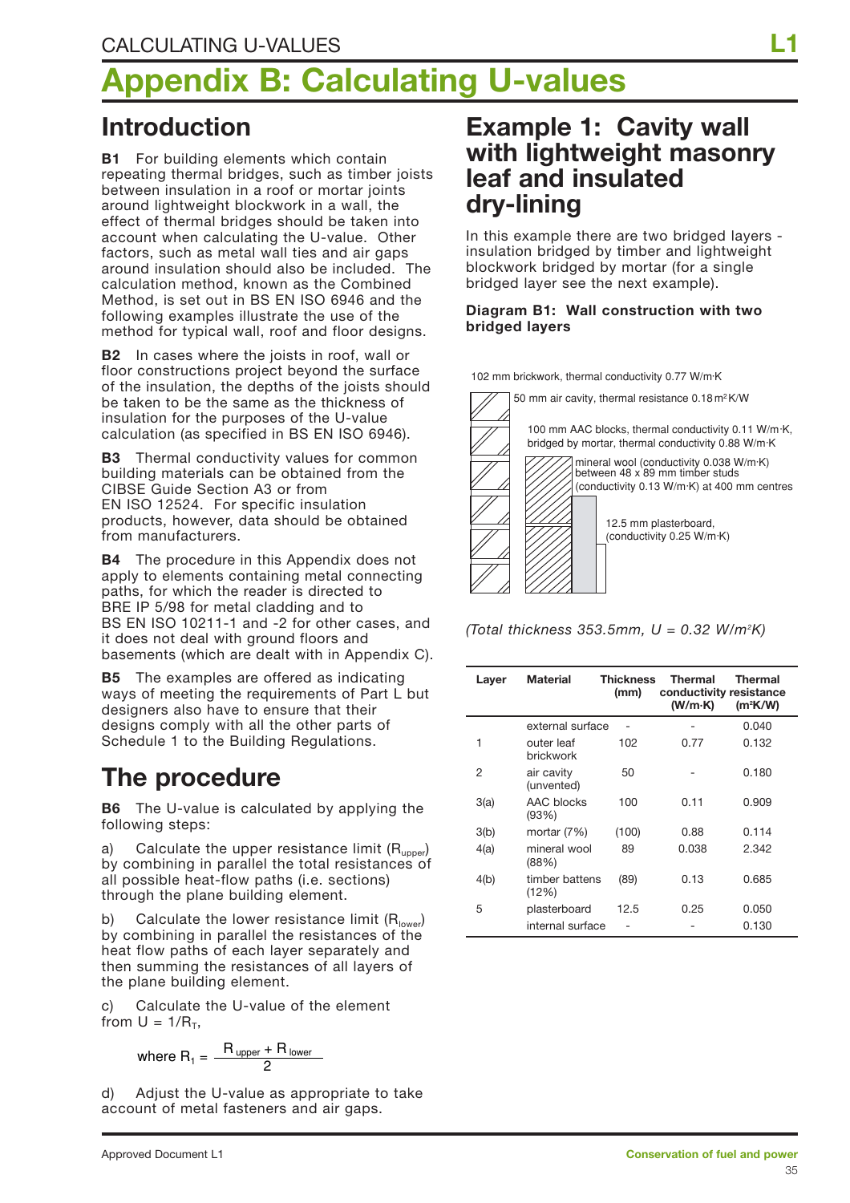# Appendix B: Calculating U-values

## Introduction

**B1** For building elements which contain repeating thermal bridges, such as timber joists between insulation in a roof or mortar joints around lightweight blockwork in a wall, the effect of thermal bridges should be taken into account when calculating the U-value. Other factors, such as metal wall ties and air gaps around insulation should also be included. The calculation method, known as the Combined Method, is set out in BS EN ISO 6946 and the following examples illustrate the use of the method for typical wall, roof and floor designs.

**B2** In cases where the joists in roof, wall or floor constructions project beyond the surface of the insulation, the depths of the joists should be taken to be the same as the thickness of insulation for the purposes of the U-value calculation (as specified in BS EN ISO 6946).

**B3** Thermal conductivity values for common building materials can be obtained from the CIBSE Guide Section A3 or from EN ISO 12524. For specific insulation products, however, data should be obtained from manufacturers.

**B4** The procedure in this Appendix does not apply to elements containing metal connecting paths, for which the reader is directed to BRE IP 5/98 for metal cladding and to BS EN ISO 10211-1 and -2 for other cases, and it does not deal with ground floors and basements (which are dealt with in Appendix C).

**B5** The examples are offered as indicating ways of meeting the requirements of Part L but designers also have to ensure that their designs comply with all the other parts of Schedule 1 to the Building Regulations.

## The procedure

**B6** The U-value is calculated by applying the following steps:

a) Calculate the upper resistance limit ($R_{upper}$) by combining in parallel the total resistances of all possible heat-flow paths (i.e. sections) through the plane building element.

b) Calculate the lower resistance limit ($R_{lower}$) by combining in parallel the resistances of the heat flow paths of each layer separately and then summing the resistances of all layers of the plane building element.

c) Calculate the U-value of the element from $U = 1/R_T$,

$$\text{where } R_1 = \frac{R_{upper} + R_{lower}}{2}$$

d) Adjust the U-value as appropriate to take account of metal fasteners and air gaps.

## Example 1: Cavity wall with lightweight masonry leaf and insulated dry-lining

In this example there are two bridged layers - insulation bridged by timber and lightweight blockwork bridged by mortar (for a single bridged layer see the next example).

**Diagram B1: Wall construction with two bridged layers**

102 mm brickwork, thermal conductivity 0.77 W/m·K

50 mm air cavity, thermal resistance 0.18 m²K/W

100 mm AAC blocks, thermal conductivity 0.11 W/m·K, bridged by mortar, thermal conductivity 0.88 W/m·K

mineral wool (conductivity 0.038 W/m·K) between 48 x 89 mm timber studs (conductivity 0.13 W/m·K) at 400 mm centres

12.5 mm plasterboard, (conductivity 0.25 W/m·K)

*(Total thickness 353.5mm, U = 0.32 W/m²K)*

| Layer | Material | Thickness (mm) | Thermal conductivity (W/m·K) | Thermal resistance (m²K/W) |
|---|---|---|---|---|
| | external surface | - | - | 0.040 |
| 1 | outer leaf brickwork | 102 | 0.77 | 0.132 |
| 2 | air cavity (unvented) | 50 | - | 0.180 |
| 3(a) | AAC blocks (93%) | 100 | 0.11 | 0.909 |
| 3(b) | mortar (7%) | (100) | 0.88 | 0.114 |
| 4(a) | mineral wool (88%) | 89 | 0.038 | 2.342 |
| 4(b) | timber battens (12%) | (89) | 0.13 | 0.685 |
| 5 | plasterboard | 12.5 | 0.25 | 0.050 |
| | internal surface | - | - | 0.130 |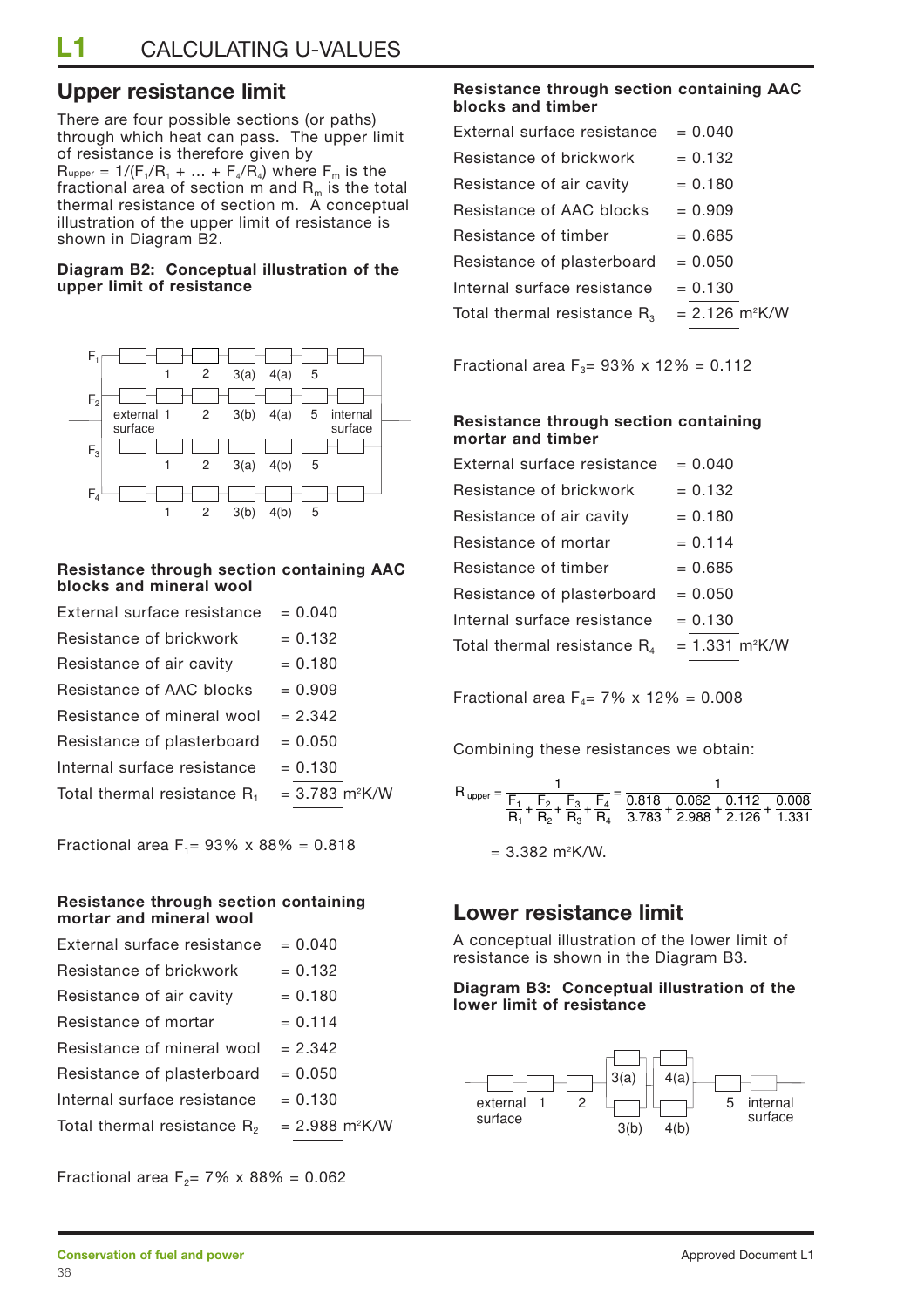## Upper resistance limit

There are four possible sections (or paths) through which heat can pass. The upper limit of resistance is therefore given by $R_{upper} = 1/(F_1/R_1 + ... + F_4/R_4)$ where $F_m$ is the fractional area of section m and $R_m$ is the total thermal resistance of section m. A conceptual illustration of the upper limit of resistance is shown in Diagram B2.

**Diagram B2: Conceptual illustration of the upper limit of resistance**

### Resistance through section containing AAC blocks and mineral wool

| | |
|---|---|
| External surface resistance | = 0.040 |
| Resistance of brickwork | = 0.132 |
| Resistance of air cavity | = 0.180 |
| Resistance of AAC blocks | = 0.909 |
| Resistance of mineral wool | = 2.342 |
| Resistance of plasterboard | = 0.050 |
| Internal surface resistance | = 0.130 |
| Total thermal resistance $R_1$ | = 3.783 m²K/W |

Fractional area $F_1$= 93% x 88% = 0.818

### Resistance through section containing mortar and mineral wool

| | |
|---|---|
| External surface resistance | = 0.040 |
| Resistance of brickwork | = 0.132 |
| Resistance of air cavity | = 0.180 |
| Resistance of mortar | = 0.114 |
| Resistance of mineral wool | = 2.342 |
| Resistance of plasterboard | = 0.050 |
| Internal surface resistance | = 0.130 |
| Total thermal resistance $R_2$ | = 2.988 m²K/W |

Fractional area $F_2$= 7% x 88% = 0.062

### Resistance through section containing AAC blocks and timber

| | |
|---|---|
| External surface resistance | = 0.040 |
| Resistance of brickwork | = 0.132 |
| Resistance of air cavity | = 0.180 |
| Resistance of AAC blocks | = 0.909 |
| Resistance of timber | = 0.685 |
| Resistance of plasterboard | = 0.050 |
| Internal surface resistance | = 0.130 |
| Total thermal resistance $R_3$ | = 2.126 m²K/W |

Fractional area $F_3$= 93% x 12% = 0.112

### Resistance through section containing mortar and timber

| | |
|---|---|
| External surface resistance | = 0.040 |
| Resistance of brickwork | = 0.132 |
| Resistance of air cavity | = 0.180 |
| Resistance of mortar | = 0.114 |
| Resistance of timber | = 0.685 |
| Resistance of plasterboard | = 0.050 |
| Internal surface resistance | = 0.130 |
| Total thermal resistance $R_4$ | = 1.331 m²K/W |

Fractional area $F_4$= 7% x 12% = 0.008

Combining these resistances we obtain:

$$R_{upper} = \frac{1}{\frac{F_1}{R_1}+\frac{F_2}{R_2}+\frac{F_3}{R_3}+\frac{F_4}{R_4}} = \frac{1}{\frac{0.818}{3.783}+\frac{0.062}{2.988}+\frac{0.112}{2.126}+\frac{0.008}{1.331}}$$

$$= 3.382 \text{ m}^2\text{K/W}.$$

## Lower resistance limit

A conceptual illustration of the lower limit of resistance is shown in the Diagram B3.

**Diagram B3: Conceptual illustration of the lower limit of resistance**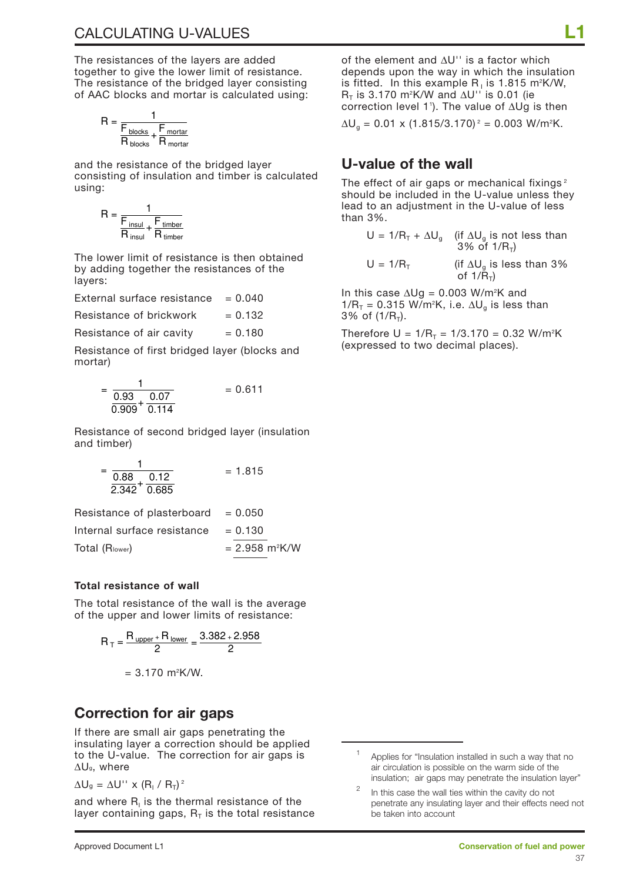The resistances of the layers are added together to give the lower limit of resistance. The resistance of the bridged layer consisting of AAC blocks and mortar is calculated using:

$$R = \frac{1}{\frac{F_{blocks}}{R_{blocks}} + \frac{F_{mortar}}{R_{mortar}}}$$

and the resistance of the bridged layer consisting of insulation and timber is calculated using:

$$R = \frac{1}{\frac{F_{insul}}{R_{insul}} + \frac{F_{timber}}{R_{timber}}}$$

The lower limit of resistance is then obtained by adding together the resistances of the layers:

| | |
|---|---|
| External surface resistance | = 0.040 |
| Resistance of brickwork | = 0.132 |
| Resistance of air cavity | = 0.180 |

Resistance of first bridged layer (blocks and mortar)

$$= \frac{1}{\frac{0.93}{0.909} + \frac{0.07}{0.114}} = 0.611$$

Resistance of second bridged layer (insulation and timber)

$$= \frac{1}{\frac{0.88}{2.342} + \frac{0.12}{0.685}} = 1.815$$

| | |
|---|---|
| Resistance of plasterboard | = 0.050 |
| Internal surface resistance | = 0.130 |
| Total ($R_{lower}$) | = 2.958 m²K/W |

**Total resistance of wall**

The total resistance of the wall is the average of the upper and lower limits of resistance:

$$R_T = \frac{R_{upper} + R_{lower}}{2} = \frac{3.382 + 2.958}{2}$$

$$= 3.170 \text{ m}^2\text{K/W}.$$

## Correction for air gaps

If there are small air gaps penetrating the insulating layer a correction should be applied to the U-value. The correction for air gaps is $\Delta U_g$, where

$$\Delta U_g = \Delta U'' \times (R_I / R_T)^2$$

and where $R_I$ is the thermal resistance of the layer containing gaps, $R_T$ is the total resistance of the element and $\Delta U''$ is a factor which depends upon the way in which the insulation is fitted. In this example $R_I$ is 1.815 m²K/W, $R_T$ is 3.170 m²K/W and $\Delta U''$ is 0.01 (ie correction level 1[1]). The value of $\Delta U_g$ is then

$$\Delta U_g = 0.01 \times (1.815/3.170)^2 = 0.003 \text{ W/m}^2\text{K}.$$

## U-value of the wall

The effect of air gaps or mechanical fixings[2] should be included in the U-value unless they lead to an adjustment in the U-value of less than 3%.

$U = 1/R_T + \Delta U_g$ (if $\Delta U_g$ is not less than 3% of $1/R_T$)

$U = 1/R_T$ (if $\Delta U_g$ is less than 3% of $1/R_T$)

In this case $\Delta U_g = 0.003$ W/m²K and $1/R_T = 0.315$ W/m²K, i.e. $\Delta U_g$ is less than 3% of $(1/R_T)$.

Therefore $U = 1/R_T = 1/3.170 = 0.32$ W/m²K (expressed to two decimal places).

---

[1] Applies for "Insulation installed in such a way that no air circulation is possible on the warm side of the insulation; air gaps may penetrate the insulation layer"

[2] In this case the wall ties within the cavity do not penetrate any insulating layer and their effects need not be taken into account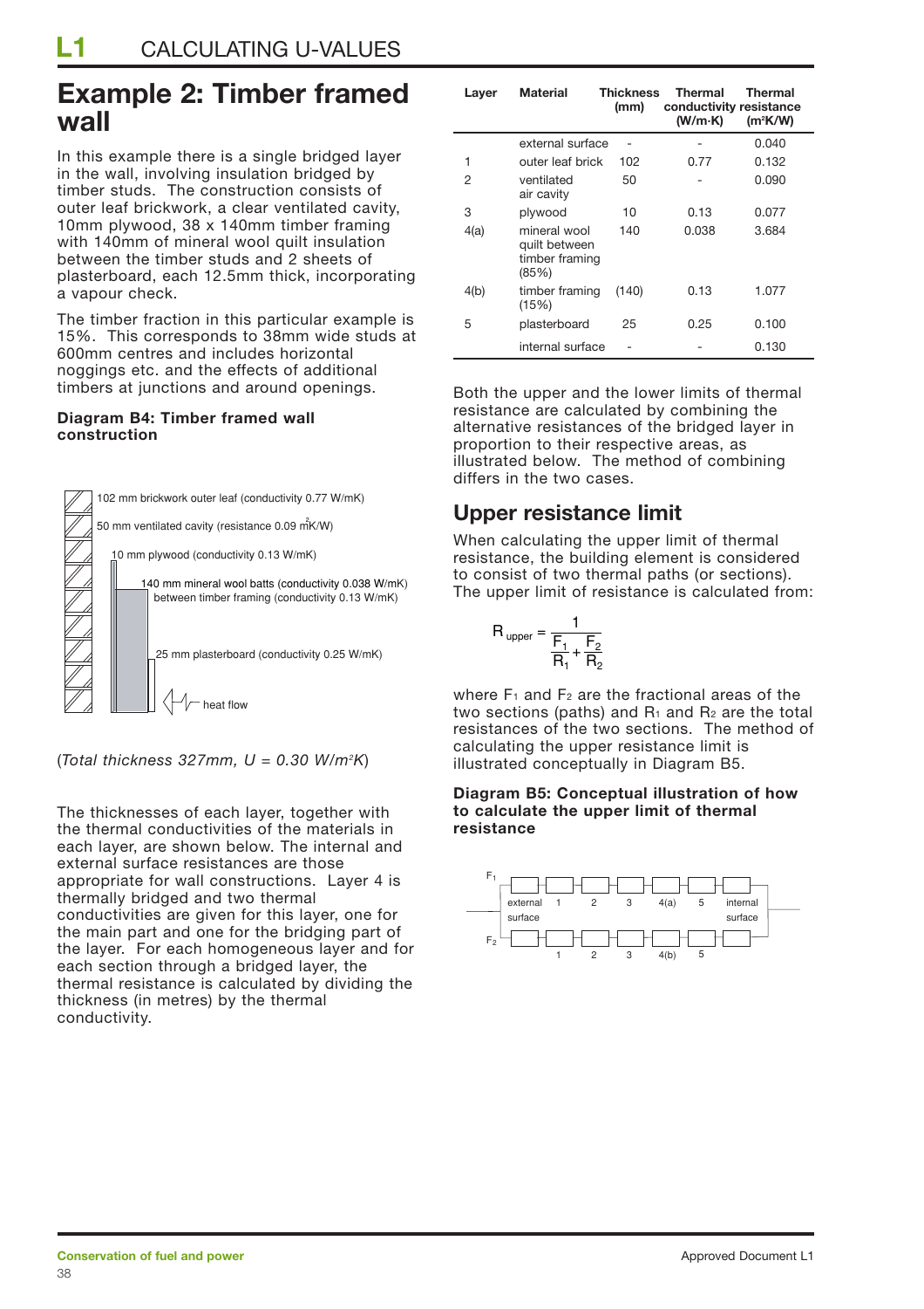## Example 2: Timber framed wall

In this example there is a single bridged layer in the wall, involving insulation bridged by timber studs. The construction consists of outer leaf brickwork, a clear ventilated cavity, 10mm plywood, 38 x 140mm timber framing with 140mm of mineral wool quilt insulation between the timber studs and 2 sheets of plasterboard, each 12.5mm thick, incorporating a vapour check.

The timber fraction in this particular example is 15%. This corresponds to 38mm wide studs at 600mm centres and includes horizontal noggings etc. and the effects of additional timbers at junctions and around openings.

**Diagram B4: Timber framed wall construction**

102 mm brickwork outer leaf (conductivity 0.77 W/mK)

50 mm ventilated cavity (resistance 0.09 m²K/W)

10 mm plywood (conductivity 0.13 W/mK)

140 mm mineral wool batts (conductivity 0.038 W/mK) between timber framing (conductivity 0.13 W/mK)

25 mm plasterboard (conductivity 0.25 W/mK)

heat flow

(*Total thickness 327mm, U = 0.30 W/m²K*)

The thicknesses of each layer, together with the thermal conductivities of the materials in each layer, are shown below. The internal and external surface resistances are those appropriate for wall constructions. Layer 4 is thermally bridged and two thermal conductivities are given for this layer, one for the main part and one for the bridging part of the layer. For each homogeneous layer and for each section through a bridged layer, the thermal resistance is calculated by dividing the thickness (in metres) by the thermal conductivity.

| Layer | Material | Thickness (mm) | Thermal conductivity (W/m·K) | Thermal resistance (m²K/W) |
|---|---|---|---|---|
| | external surface | - | - | 0.040 |
| 1 | outer leaf brick | 102 | 0.77 | 0.132 |
| 2 | ventilated air cavity | 50 | - | 0.090 |
| 3 | plywood | 10 | 0.13 | 0.077 |
| 4(a) | mineral wool quilt between timber framing (85%) | 140 | 0.038 | 3.684 |
| 4(b) | timber framing (15%) | (140) | 0.13 | 1.077 |
| 5 | plasterboard | 25 | 0.25 | 0.100 |
| | internal surface | - | - | 0.130 |

Both the upper and the lower limits of thermal resistance are calculated by combining the alternative resistances of the bridged layer in proportion to their respective areas, as illustrated below. The method of combining differs in the two cases.

## Upper resistance limit

When calculating the upper limit of thermal resistance, the building element is considered to consist of two thermal paths (or sections). The upper limit of resistance is calculated from:

$$R_{upper} = \frac{1}{\frac{F_1}{R_1} + \frac{F_2}{R_2}}$$

where $F_1$ and $F_2$ are the fractional areas of the two sections (paths) and $R_1$ and $R_2$ are the total resistances of the two sections. The method of calculating the upper resistance limit is illustrated conceptually in Diagram B5.

**Diagram B5: Conceptual illustration of how to calculate the upper limit of thermal resistance**

$F_1$: external surface – 1 – 2 – 3 – 4(a) – 5 – internal surface

$F_2$: external surface – 1 – 2 – 3 – 4(b) – 5 – internal surface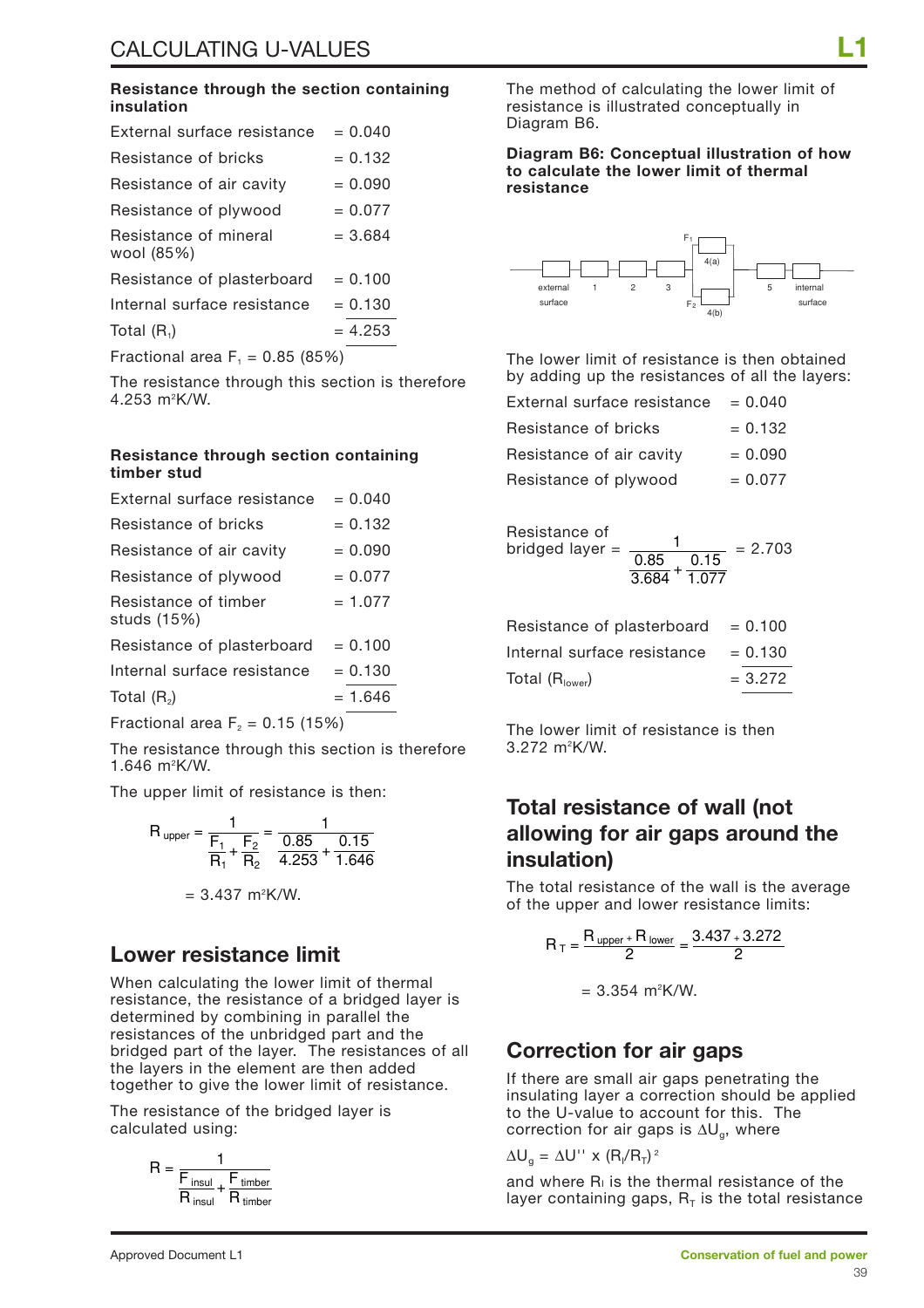**Resistance through the section containing insulation**

| | |
|---|---|
| External surface resistance | = 0.040 |
| Resistance of bricks | = 0.132 |
| Resistance of air cavity | = 0.090 |
| Resistance of plywood | = 0.077 |
| Resistance of mineral wool (85%) | = 3.684 |
| Resistance of plasterboard | = 0.100 |
| Internal surface resistance | = 0.130 |
| Total ($R_1$) | = 4.253 |

Fractional area $F_1$ = 0.85 (85%)

The resistance through this section is therefore 4.253 m²K/W.

**Resistance through section containing timber stud**

| | |
|---|---|
| External surface resistance | = 0.040 |
| Resistance of bricks | = 0.132 |
| Resistance of air cavity | = 0.090 |
| Resistance of plywood | = 0.077 |
| Resistance of timber studs (15%) | = 1.077 |
| Resistance of plasterboard | = 0.100 |
| Internal surface resistance | = 0.130 |
| Total ($R_2$) | = 1.646 |

Fractional area $F_2$ = 0.15 (15%)

The resistance through this section is therefore 1.646 m²K/W.

The upper limit of resistance is then:

$$R_{upper} = \frac{1}{\frac{F_1}{R_1} + \frac{F_2}{R_2}} = \frac{1}{\frac{0.85}{4.253} + \frac{0.15}{1.646}}$$

$$= 3.437 \text{ m}^2\text{K/W.}$$

## Lower resistance limit

When calculating the lower limit of thermal resistance, the resistance of a bridged layer is determined by combining in parallel the resistances of the unbridged part and the bridged part of the layer. The resistances of all the layers in the element are then added together to give the lower limit of resistance.

The resistance of the bridged layer is calculated using:

$$R = \frac{1}{\frac{F_{insul}}{R_{insul}} + \frac{F_{timber}}{R_{timber}}}$$

The method of calculating the lower limit of resistance is illustrated conceptually in Diagram B6.

**Diagram B6: Conceptual illustration of how to calculate the lower limit of thermal resistance**

The lower limit of resistance is then obtained by adding up the resistances of all the layers:

| | |
|---|---|
| External surface resistance | = 0.040 |
| Resistance of bricks | = 0.132 |
| Resistance of air cavity | = 0.090 |
| Resistance of plywood | = 0.077 |

$$\text{Resistance of bridged layer} = \frac{1}{\frac{0.85}{3.684} + \frac{0.15}{1.077}} = 2.703$$

| | |
|---|---|
| Resistance of plasterboard | = 0.100 |
| Internal surface resistance | = 0.130 |
| Total ($R_{lower}$) | = 3.272 |

The lower limit of resistance is then 3.272 m²K/W.

## Total resistance of wall (not allowing for air gaps around the insulation)

The total resistance of the wall is the average of the upper and lower resistance limits:

$$R_T = \frac{R_{upper} + R_{lower}}{2} = \frac{3.437 + 3.272}{2}$$

$$= 3.354 \text{ m}^2\text{K/W.}$$

## Correction for air gaps

If there are small air gaps penetrating the insulating layer a correction should be applied to the U-value to account for this. The correction for air gaps is $\Delta U_g$, where

$\Delta U_g = \Delta U'' \times (R_I/R_T)^2$

and where $R_I$ is the thermal resistance of the layer containing gaps, $R_T$ is the total resistance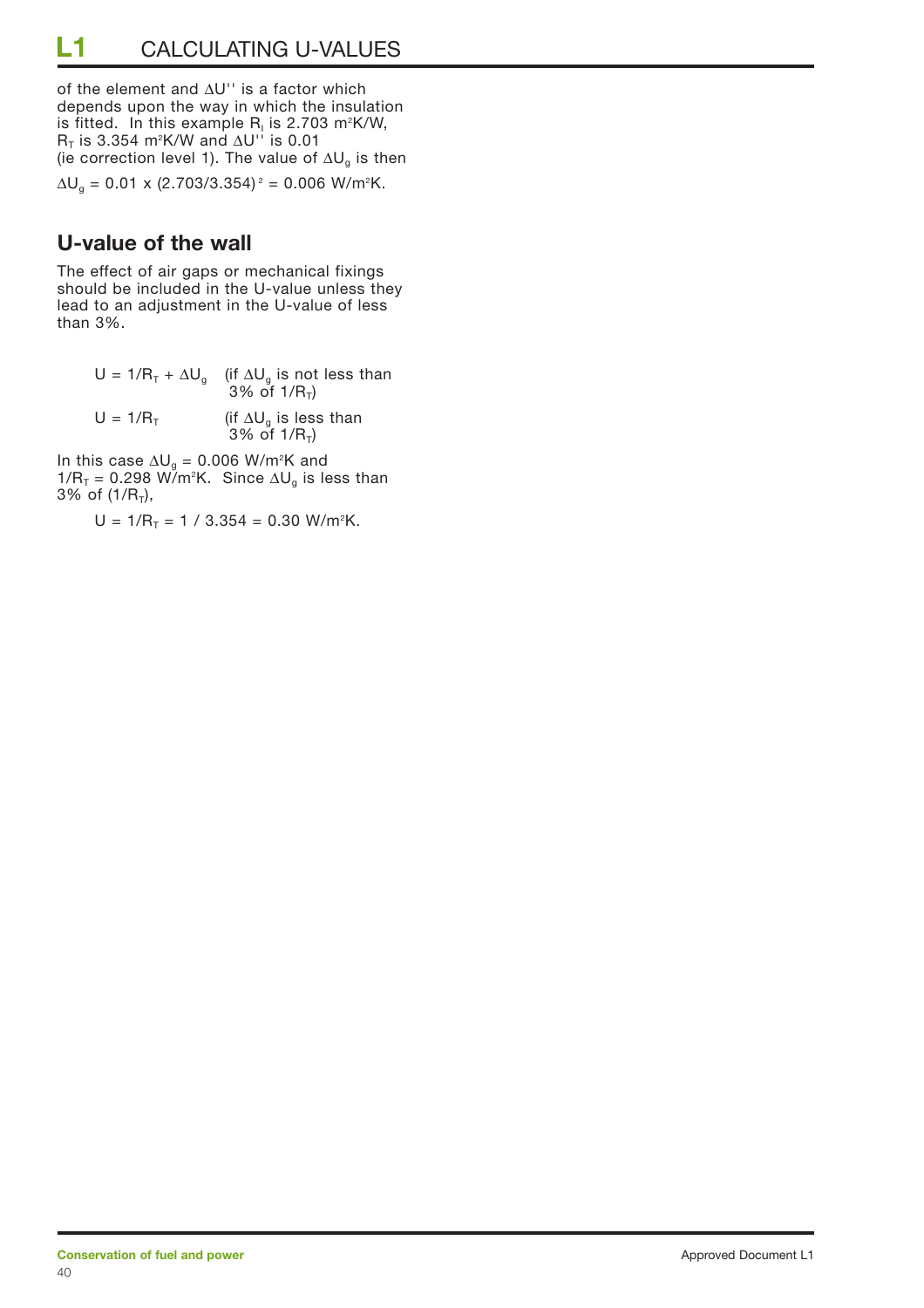of the element and $\Delta U''$ is a factor which depends upon the way in which the insulation is fitted. In this example $R_I$ is 2.703 m²K/W, $R_T$ is 3.354 m²K/W and $\Delta U''$ is 0.01 (ie correction level 1). The value of $\Delta U_g$ is then

$\Delta U_g = 0.01 \times (2.703/3.354)^2 = 0.006$ W/m²K.

## U-value of the wall

The effect of air gaps or mechanical fixings should be included in the U-value unless they lead to an adjustment in the U-value of less than 3%.

$U = 1/R_T + \Delta U_g$ (if $\Delta U_g$ is not less than 3% of $1/R_T$)

$U = 1/R_T$ (if $\Delta U_g$ is less than 3% of $1/R_T$)

In this case $\Delta U_g = 0.006$ W/m²K and $1/R_T = 0.298$ W/m²K. Since $\Delta U_g$ is less than 3% of $(1/R_T)$,

$U = 1/R_T = 1 / 3.354 = 0.30$ W/m²K.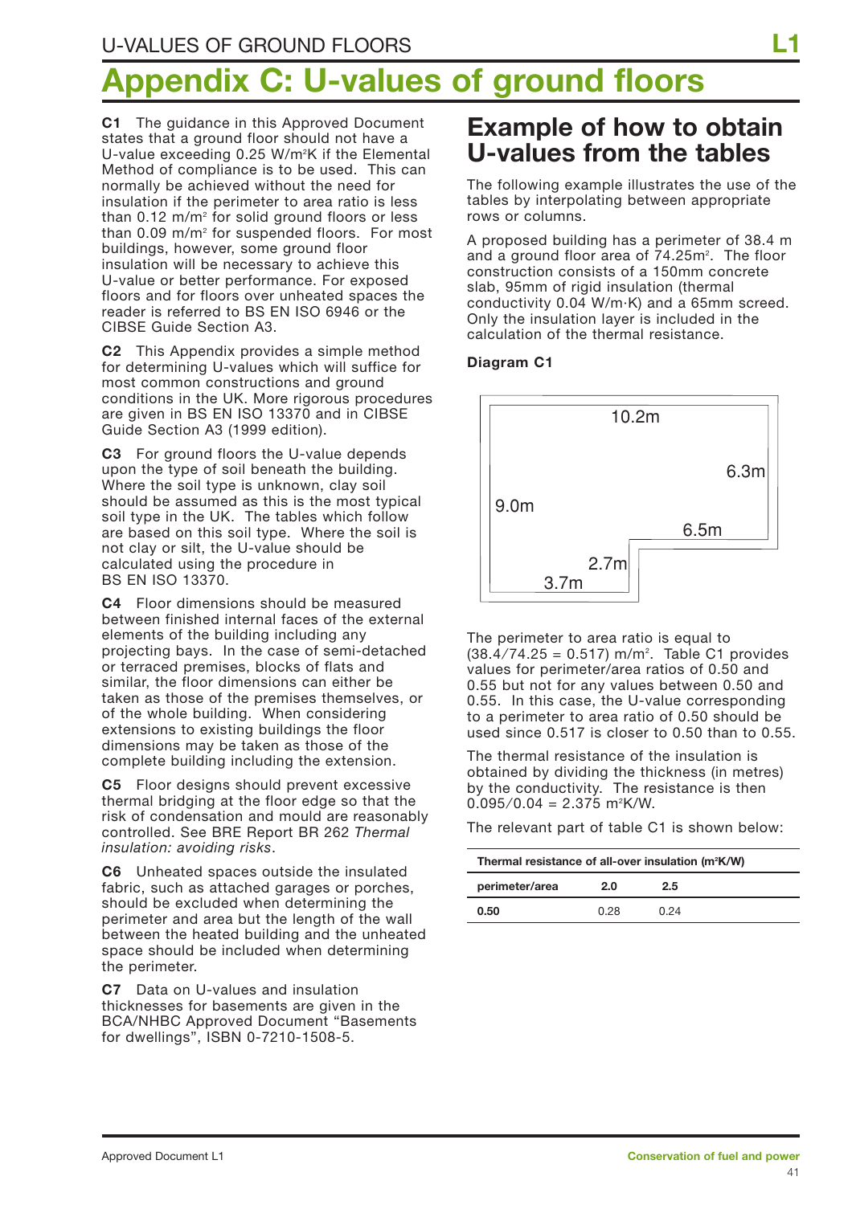# Appendix C: U-values of ground floors

**C1** The guidance in this Approved Document states that a ground floor should not have a U-value exceeding 0.25 W/m²K if the Elemental Method of compliance is to be used. This can normally be achieved without the need for insulation if the perimeter to area ratio is less than 0.12 m/m² for solid ground floors or less than 0.09 m/m² for suspended floors. For most buildings, however, some ground floor insulation will be necessary to achieve this U-value or better performance. For exposed floors and for floors over unheated spaces the reader is referred to BS EN ISO 6946 or the CIBSE Guide Section A3.

**C2** This Appendix provides a simple method for determining U-values which will suffice for most common constructions and ground conditions in the UK. More rigorous procedures are given in BS EN ISO 13370 and in CIBSE Guide Section A3 (1999 edition).

**C3** For ground floors the U-value depends upon the type of soil beneath the building. Where the soil type is unknown, clay soil should be assumed as this is the most typical soil type in the UK. The tables which follow are based on this soil type. Where the soil is not clay or silt, the U-value should be calculated using the procedure in BS EN ISO 13370.

**C4** Floor dimensions should be measured between finished internal faces of the external elements of the building including any projecting bays. In the case of semi-detached or terraced premises, blocks of flats and similar, the floor dimensions can either be taken as those of the premises themselves, or of the whole building. When considering extensions to existing buildings the floor dimensions may be taken as those of the complete building including the extension.

**C5** Floor designs should prevent excessive thermal bridging at the floor edge so that the risk of condensation and mould are reasonably controlled. See BRE Report BR 262 *Thermal insulation: avoiding risks*.

**C6** Unheated spaces outside the insulated fabric, such as attached garages or porches, should be excluded when determining the perimeter and area but the length of the wall between the heated building and the unheated space should be included when determining the perimeter.

**C7** Data on U-values and insulation thicknesses for basements are given in the BCA/NHBC Approved Document "Basements for dwellings", ISBN 0-7210-1508-5.

## Example of how to obtain U-values from the tables

The following example illustrates the use of the tables by interpolating between appropriate rows or columns.

A proposed building has a perimeter of 38.4 m and a ground floor area of 74.25m². The floor construction consists of a 150mm concrete slab, 95mm of rigid insulation (thermal conductivity 0.04 W/m·K) and a 65mm screed. Only the insulation layer is included in the calculation of the thermal resistance.

**Diagram C1**

10.2m
6.3m
9.0m
6.5m
2.7m
3.7m

The perimeter to area ratio is equal to (38.4/74.25 = 0.517) m/m². Table C1 provides values for perimeter/area ratios of 0.50 and 0.55 but not for any values between 0.50 and 0.55. In this case, the U-value corresponding to a perimeter to area ratio of 0.50 should be used since 0.517 is closer to 0.50 than to 0.55.

The thermal resistance of the insulation is obtained by dividing the thickness (in metres) by the conductivity. The resistance is then 0.095/0.04 = 2.375 m²K/W.

The relevant part of table C1 is shown below:

| **Thermal resistance of all-over insulation (m²K/W)** | | |
|---|---|---|
| **perimeter/area** | **2.0** | **2.5** |
| **0.50** | 0.28 | 0.24 |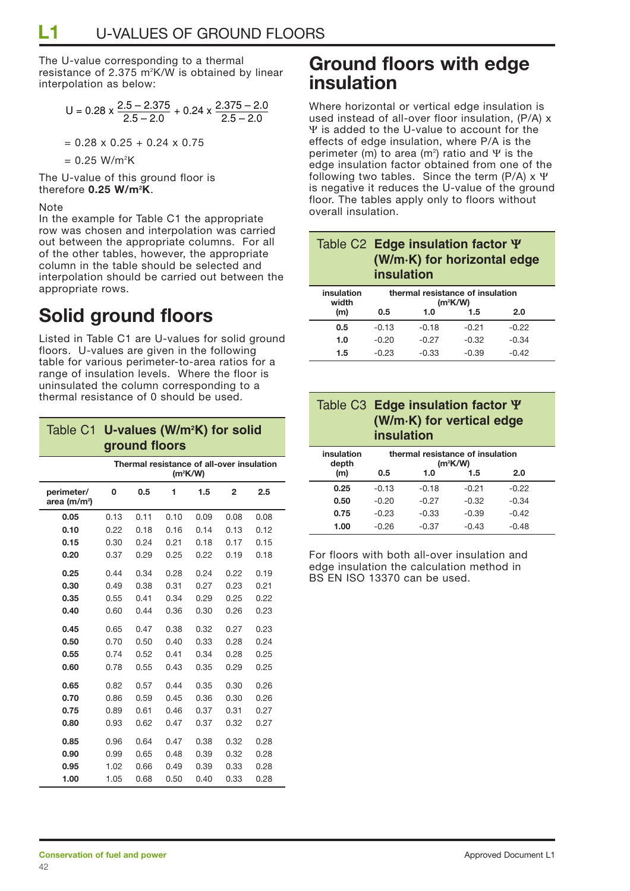The U-value corresponding to a thermal resistance of 2.375 m²K/W is obtained by linear interpolation as below:

$$U = 0.28 \times \frac{2.5 - 2.375}{2.5 - 2.0} + 0.24 \times \frac{2.375 - 2.0}{2.5 - 2.0}$$

$$= 0.28 \times 0.25 + 0.24 \times 0.75$$

$$= 0.25 \text{ W/m}^2\text{K}$$

The U-value of this ground floor is therefore **0.25 W/m²K**.

Note

In the example for Table C1 the appropriate row was chosen and interpolation was carried out between the appropriate columns. For all of the other tables, however, the appropriate column in the table should be selected and interpolation should be carried out between the appropriate rows.

# Solid ground floors

Listed in Table C1 are U-values for solid ground floors. U-values are given in the following table for various perimeter-to-area ratios for a range of insulation levels. Where the floor is uninsulated the column corresponding to a thermal resistance of 0 should be used.

**Table C1 U-values (W/m²K) for solid ground floors**

| perimeter/area (m/m²) | Thermal resistance of all-over insulation (m²K/W) | | | | | |
|---|---|---|---|---|---|---|
| | **0** | **0.5** | **1** | **1.5** | **2** | **2.5** |
| **0.05** | 0.13 | 0.11 | 0.10 | 0.09 | 0.08 | 0.08 |
| **0.10** | 0.22 | 0.18 | 0.16 | 0.14 | 0.13 | 0.12 |
| **0.15** | 0.30 | 0.24 | 0.21 | 0.18 | 0.17 | 0.15 |
| **0.20** | 0.37 | 0.29 | 0.25 | 0.22 | 0.19 | 0.18 |
| **0.25** | 0.44 | 0.34 | 0.28 | 0.24 | 0.22 | 0.19 |
| **0.30** | 0.49 | 0.38 | 0.31 | 0.27 | 0.23 | 0.21 |
| **0.35** | 0.55 | 0.41 | 0.34 | 0.29 | 0.25 | 0.22 |
| **0.40** | 0.60 | 0.44 | 0.36 | 0.30 | 0.26 | 0.23 |
| **0.45** | 0.65 | 0.47 | 0.38 | 0.32 | 0.27 | 0.23 |
| **0.50** | 0.70 | 0.50 | 0.40 | 0.33 | 0.28 | 0.24 |
| **0.55** | 0.74 | 0.52 | 0.41 | 0.34 | 0.28 | 0.25 |
| **0.60** | 0.78 | 0.55 | 0.43 | 0.35 | 0.29 | 0.25 |
| **0.65** | 0.82 | 0.57 | 0.44 | 0.35 | 0.30 | 0.26 |
| **0.70** | 0.86 | 0.59 | 0.45 | 0.36 | 0.30 | 0.26 |
| **0.75** | 0.89 | 0.61 | 0.46 | 0.37 | 0.31 | 0.27 |
| **0.80** | 0.93 | 0.62 | 0.47 | 0.37 | 0.32 | 0.27 |
| **0.85** | 0.96 | 0.64 | 0.47 | 0.38 | 0.32 | 0.28 |
| **0.90** | 0.99 | 0.65 | 0.48 | 0.39 | 0.32 | 0.28 |
| **0.95** | 1.02 | 0.66 | 0.49 | 0.39 | 0.33 | 0.28 |
| **1.00** | 1.05 | 0.68 | 0.50 | 0.40 | 0.33 | 0.28 |

# Ground floors with edge insulation

Where horizontal or vertical edge insulation is used instead of all-over floor insulation, (P/A) x Ψ is added to the U-value to account for the effects of edge insulation, where P/A is the perimeter (m) to area (m²) ratio and Ψ is the edge insulation factor obtained from one of the following two tables. Since the term (P/A) x Ψ is negative it reduces the U-value of the ground floor. The tables apply only to floors without overall insulation.

**Table C2 Edge insulation factor Ψ (W/m·K) for horizontal edge insulation**

| insulation width (m) | thermal resistance of insulation (m²K/W) | | | |
|---|---|---|---|---|
| | **0.5** | **1.0** | **1.5** | **2.0** |
| **0.5** | -0.13 | -0.18 | -0.21 | -0.22 |
| **1.0** | -0.20 | -0.27 | -0.32 | -0.34 |
| **1.5** | -0.23 | -0.33 | -0.39 | -0.42 |

**Table C3 Edge insulation factor Ψ (W/m·K) for vertical edge insulation**

| insulation depth (m) | thermal resistance of insulation (m²K/W) | | | |
|---|---|---|---|---|
| | **0.5** | **1.0** | **1.5** | **2.0** |
| **0.25** | -0.13 | -0.18 | -0.21 | -0.22 |
| **0.50** | -0.20 | -0.27 | -0.32 | -0.34 |
| **0.75** | -0.23 | -0.33 | -0.39 | -0.42 |
| **1.00** | -0.26 | -0.37 | -0.43 | -0.48 |

For floors with both all-over insulation and edge insulation the calculation method in BS EN ISO 13370 can be used.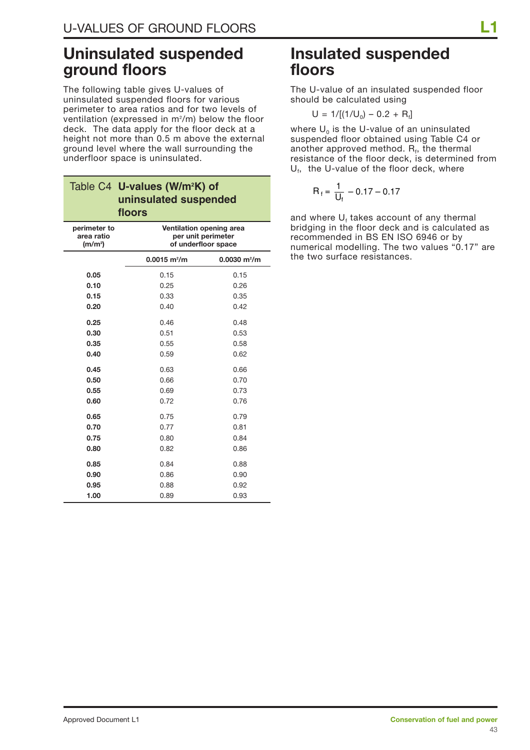## Uninsulated suspended ground floors

The following table gives U-values of uninsulated suspended floors for various perimeter to area ratios and for two levels of ventilation (expressed in $m^2/m$) below the floor deck. The data apply for the floor deck at a height not more than 0.5 m above the external ground level where the wall surrounding the underfloor space is uninsulated.

**Table C4 U-values ($W/m^2K$) of uninsulated suspended floors**

| perimeter to area ratio ($m/m^2$) | Ventilation opening area per unit perimeter of underfloor space | |
|---|---|---|
| | 0.0015 $m^2/m$ | 0.0030 $m^2/m$ |
| **0.05** | 0.15 | 0.15 |
| **0.10** | 0.25 | 0.26 |
| **0.15** | 0.33 | 0.35 |
| **0.20** | 0.40 | 0.42 |
| **0.25** | 0.46 | 0.48 |
| **0.30** | 0.51 | 0.53 |
| **0.35** | 0.55 | 0.58 |
| **0.40** | 0.59 | 0.62 |
| **0.45** | 0.63 | 0.66 |
| **0.50** | 0.66 | 0.70 |
| **0.55** | 0.69 | 0.73 |
| **0.60** | 0.72 | 0.76 |
| **0.65** | 0.75 | 0.79 |
| **0.70** | 0.77 | 0.81 |
| **0.75** | 0.80 | 0.84 |
| **0.80** | 0.82 | 0.86 |
| **0.85** | 0.84 | 0.88 |
| **0.90** | 0.86 | 0.90 |
| **0.95** | 0.88 | 0.92 |
| **1.00** | 0.89 | 0.93 |

## Insulated suspended floors

The U-value of an insulated suspended floor should be calculated using

$$U = 1/[(1/U_0) - 0.2 + R_f]$$

where $U_0$ is the U-value of an uninsulated suspended floor obtained using Table C4 or another approved method. $R_f$, the thermal resistance of the floor deck, is determined from $U_f$, the U-value of the floor deck, where

$$R_f = \frac{1}{U_f} - 0.17 - 0.17$$

and where $U_f$ takes account of any thermal bridging in the floor deck and is calculated as recommended in BS EN ISO 6946 or by numerical modelling. The two values "0.17" are the two surface resistances.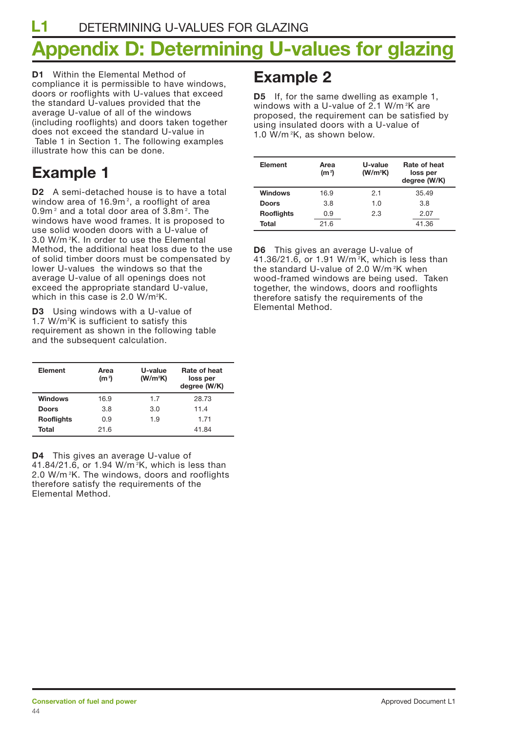# Appendix D: Determining U-values for glazing

**D1** Within the Elemental Method of compliance it is permissible to have windows, doors or rooflights with U-values that exceed the standard U-values provided that the average U-value of all of the windows (including rooflights) and doors taken together does not exceed the standard U-value in Table 1 in Section 1. The following examples illustrate how this can be done.

## Example 1

**D2** A semi-detached house is to have a total window area of 16.9m², a rooflight of area 0.9m² and a total door area of 3.8m². The windows have wood frames. It is proposed to use solid wooden doors with a U-value of 3.0 W/m²K. In order to use the Elemental Method, the additional heat loss due to the use of solid timber doors must be compensated by lower U-values the windows so that the average U-value of all openings does not exceed the appropriate standard U-value, which in this case is 2.0 W/m²K.

**D3** Using windows with a U-value of 1.7 W/m²K is sufficient to satisfy this requirement as shown in the following table and the subsequent calculation.

| Element | Area (m²) | U-value (W/m²K) | Rate of heat loss per degree (W/K) |
|---|---|---|---|
| **Windows** | 16.9 | 1.7 | 28.73 |
| **Doors** | 3.8 | 3.0 | 11.4 |
| **Rooflights** | 0.9 | 1.9 | 1.71 |
| **Total** | 21.6 | | 41.84 |

**D4** This gives an average U-value of 41.84/21.6, or 1.94 W/m²K, which is less than 2.0 W/m²K. The windows, doors and rooflights therefore satisfy the requirements of the Elemental Method.

## Example 2

**D5** If, for the same dwelling as example 1, windows with a U-value of 2.1 W/m²K are proposed, the requirement can be satisfied by using insulated doors with a U-value of 1.0 W/m²K, as shown below.

| Element | Area (m²) | U-value (W/m²K) | Rate of heat loss per degree (W/K) |
|---|---|---|---|
| **Windows** | 16.9 | 2.1 | 35.49 |
| **Doors** | 3.8 | 1.0 | 3.8 |
| **Rooflights** | 0.9 | 2.3 | 2.07 |
| **Total** | 21.6 | | 41.36 |

**D6** This gives an average U-value of 41.36/21.6, or 1.91 W/m²K, which is less than the standard U-value of 2.0 W/m²K when wood-framed windows are being used. Taken together, the windows, doors and rooflights therefore satisfy the requirements of the Elemental Method.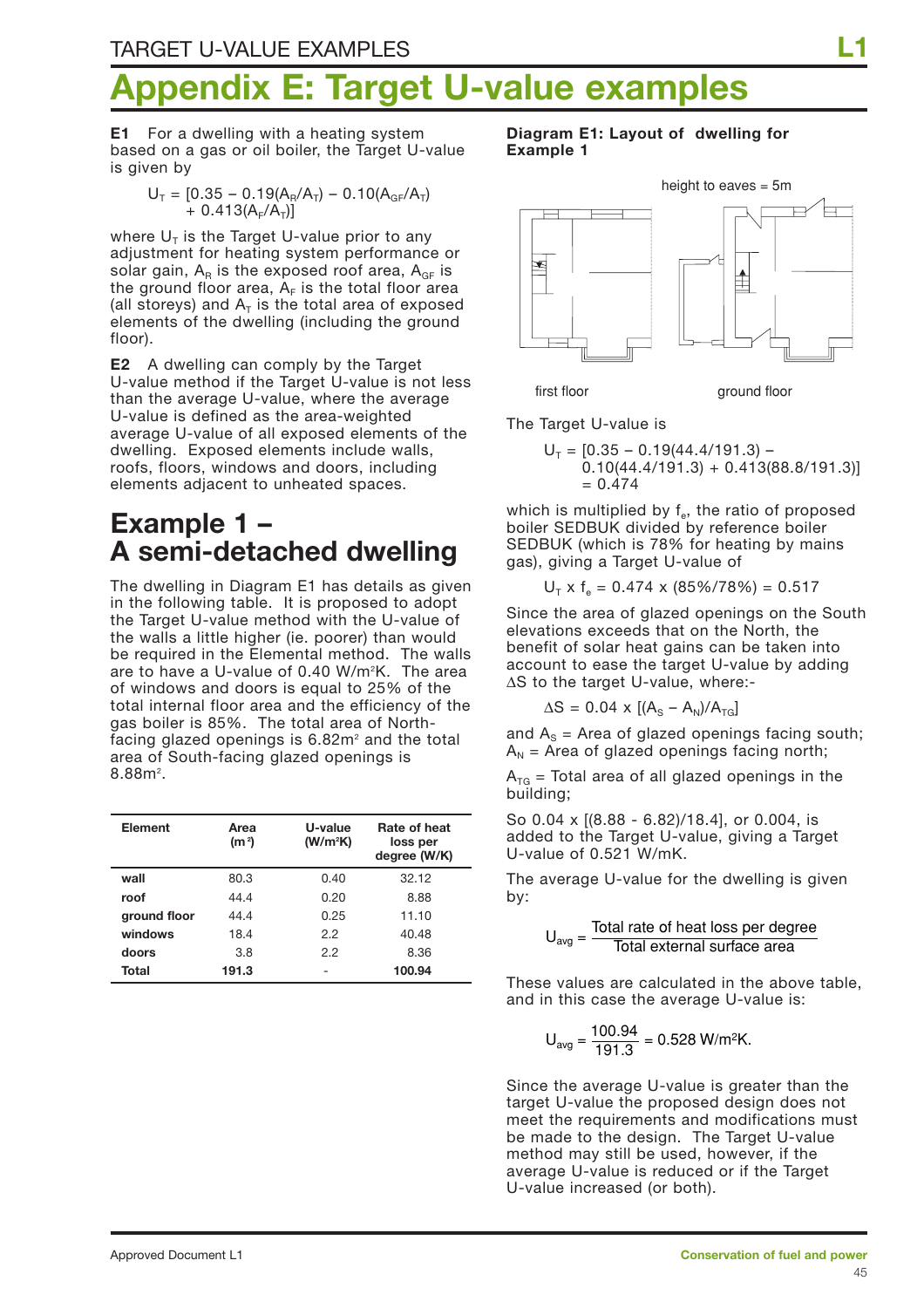# Appendix E: Target U-value examples

**E1** For a dwelling with a heating system based on a gas or oil boiler, the Target U-value is given by

$$U_T = [0.35 - 0.19(A_R/A_T) - 0.10(A_{GF}/A_T) + 0.413(A_F/A_T)]$$

where $U_T$ is the Target U-value prior to any adjustment for heating system performance or solar gain, $A_R$ is the exposed roof area, $A_{GF}$ is the ground floor area, $A_F$ is the total floor area (all storeys) and $A_T$ is the total area of exposed elements of the dwelling (including the ground floor).

**E2** A dwelling can comply by the Target U-value method if the Target U-value is not less than the average U-value, where the average U-value is defined as the area-weighted average U-value of all exposed elements of the dwelling. Exposed elements include walls, roofs, floors, windows and doors, including elements adjacent to unheated spaces.

## Example 1 – A semi-detached dwelling

The dwelling in Diagram E1 has details as given in the following table. It is proposed to adopt the Target U-value method with the U-value of the walls a little higher (ie. poorer) than would be required in the Elemental method. The walls are to have a U-value of 0.40 W/m²K. The area of windows and doors is equal to 25% of the total internal floor area and the efficiency of the gas boiler is 85%. The total area of North-facing glazed openings is 6.82m² and the total area of South-facing glazed openings is 8.88m².

| Element | Area (m²) | U-value (W/m²K) | Rate of heat loss per degree (W/K) |
|---|---|---|---|
| wall | 80.3 | 0.40 | 32.12 |
| roof | 44.4 | 0.20 | 8.88 |
| ground floor | 44.4 | 0.25 | 11.10 |
| windows | 18.4 | 2.2 | 40.48 |
| doors | 3.8 | 2.2 | 8.36 |
| **Total** | **191.3** | - | **100.94** |

**Diagram E1: Layout of dwelling for Example 1**

height to eaves = 5m

first floor ground floor

The Target U-value is

$$U_T = [0.35 - 0.19(44.4/191.3) - 0.10(44.4/191.3) + 0.413(88.8/191.3)] = 0.474$$

which is multiplied by $f_e$, the ratio of proposed boiler SEDBUK divided by reference boiler SEDBUK (which is 78% for heating by mains gas), giving a Target U-value of

$$U_T \times f_e = 0.474 \times (85\%/78\%) = 0.517$$

Since the area of glazed openings on the South elevations exceeds that on the North, the benefit of solar heat gains can be taken into account to ease the target U-value by adding $\Delta S$ to the target U-value, where:-

$$\Delta S = 0.04 \times [(A_S - A_N)/A_{TG}]$$

and $A_S$ = Area of glazed openings facing south; $A_N$ = Area of glazed openings facing north;

$A_{TG}$ = Total area of all glazed openings in the building;

So 0.04 x [(8.88 - 6.82)/18.4], or 0.004, is added to the Target U-value, giving a Target U-value of 0.521 W/mK.

The average U-value for the dwelling is given by:

$$U_{avg} = \frac{\text{Total rate of heat loss per degree}}{\text{Total external surface area}}$$

These values are calculated in the above table, and in this case the average U-value is:

$$U_{avg} = \frac{100.94}{191.3} = 0.528 \text{ W/m}^2\text{K.}$$

Since the average U-value is greater than the target U-value the proposed design does not meet the requirements and modifications must be made to the design. The Target U-value method may still be used, however, if the average U-value is reduced or if the Target U-value increased (or both).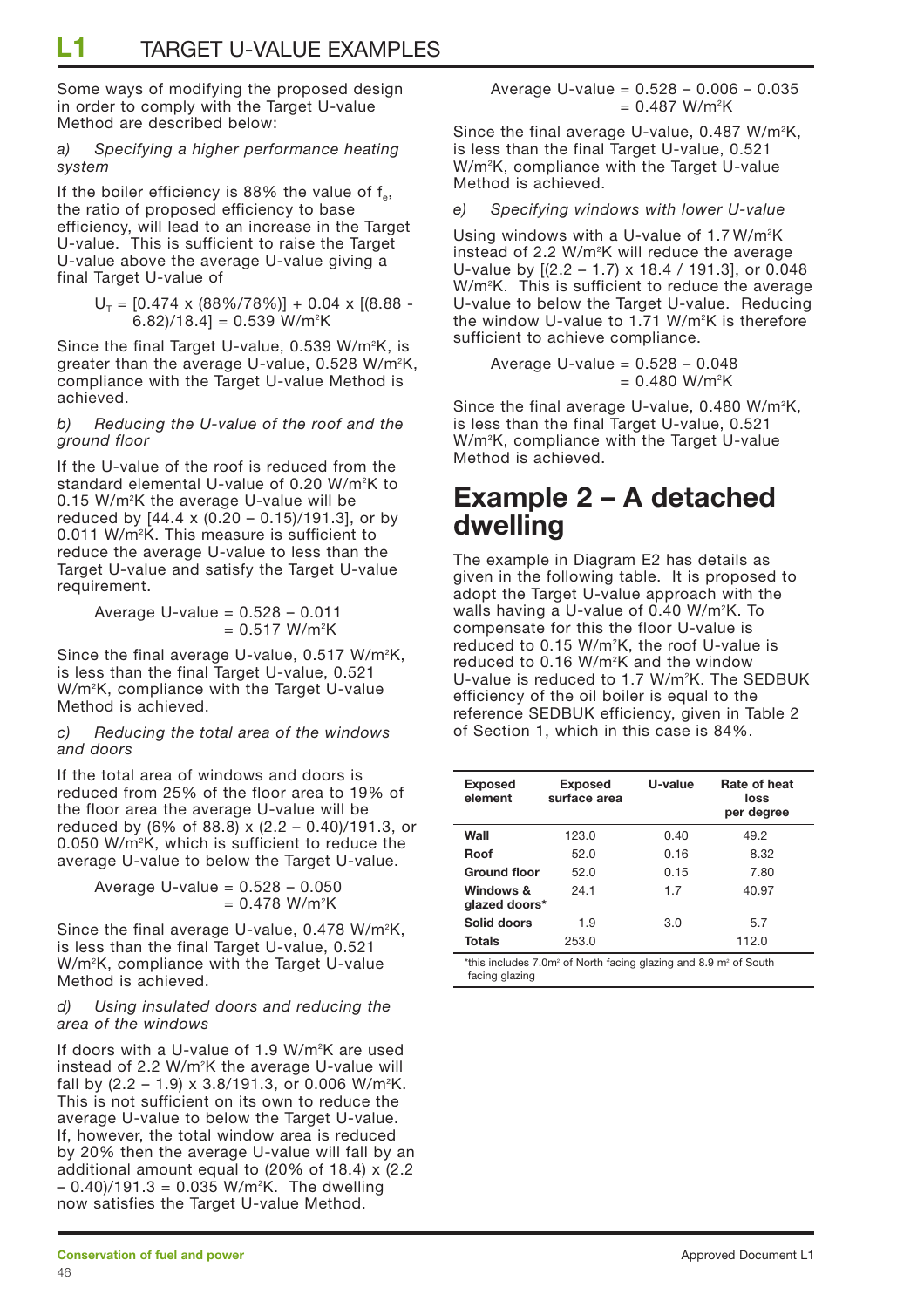# L1 TARGET U-VALUE EXAMPLES

Some ways of modifying the proposed design in order to comply with the Target U-value Method are described below:

*a) Specifying a higher performance heating system*

If the boiler efficiency is 88% the value of $f_e$, the ratio of proposed efficiency to base efficiency, will lead to an increase in the Target U-value. This is sufficient to raise the Target U-value above the average U-value giving a final Target U-value of

$$U_T = [0.474 \times (88\%/78\%)] + 0.04 \times [(8.88 - 6.82)/18.4] = 0.539 \text{ W/m}^2\text{K}$$

Since the final Target U-value, 0.539 W/m²K, is greater than the average U-value, 0.528 W/m²K, compliance with the Target U-value Method is achieved.

*b) Reducing the U-value of the roof and the ground floor*

If the U-value of the roof is reduced from the standard elemental U-value of 0.20 W/m²K to 0.15 W/m²K the average U-value will be reduced by [44.4 x (0.20 – 0.15)/191.3], or by 0.011 W/m²K. This measure is sufficient to reduce the average U-value to less than the Target U-value and satisfy the Target U-value requirement.

$$\text{Average U-value} = 0.528 - 0.011 = 0.517 \text{ W/m}^2\text{K}$$

Since the final average U-value, 0.517 W/m²K, is less than the final Target U-value, 0.521 W/m²K, compliance with the Target U-value Method is achieved.

*c) Reducing the total area of the windows and doors*

If the total area of windows and doors is reduced from 25% of the floor area to 19% of the floor area the average U-value will be reduced by (6% of 88.8) x (2.2 – 0.40)/191.3, or 0.050 W/m²K, which is sufficient to reduce the average U-value to below the Target U-value.

$$\text{Average U-value} = 0.528 - 0.050 = 0.478 \text{ W/m}^2\text{K}$$

Since the final average U-value, 0.478 W/m²K, is less than the final Target U-value, 0.521 W/m²K, compliance with the Target U-value Method is achieved.

*d) Using insulated doors and reducing the area of the windows*

If doors with a U-value of 1.9 W/m²K are used instead of 2.2 W/m²K the average U-value will fall by (2.2 – 1.9) x 3.8/191.3, or 0.006 W/m²K. This is not sufficient on its own to reduce the average U-value to below the Target U-value. If, however, the total window area is reduced by 20% then the average U-value will fall by an additional amount equal to (20% of 18.4) x (2.2 – 0.40)/191.3 = 0.035 W/m²K. The dwelling now satisfies the Target U-value Method.

$$\text{Average U-value} = 0.528 - 0.006 - 0.035 = 0.487 \text{ W/m}^2\text{K}$$

Since the final average U-value, 0.487 W/m²K, is less than the final Target U-value, 0.521 W/m²K, compliance with the Target U-value Method is achieved.

*e) Specifying windows with lower U-value*

Using windows with a U-value of 1.7 W/m²K instead of 2.2 W/m²K will reduce the average U-value by [(2.2 – 1.7) x 18.4 / 191.3], or 0.048 W/m²K. This is sufficient to reduce the average U-value to below the Target U-value. Reducing the window U-value to 1.71 W/m²K is therefore sufficient to achieve compliance.

$$\text{Average U-value} = 0.528 - 0.048 = 0.480 \text{ W/m}^2\text{K}$$

Since the final average U-value, 0.480 W/m²K, is less than the final Target U-value, 0.521 W/m²K, compliance with the Target U-value Method is achieved.

# Example 2 – A detached dwelling

The example in Diagram E2 has details as given in the following table. It is proposed to adopt the Target U-value approach with the walls having a U-value of 0.40 W/m²K. To compensate for this the floor U-value is reduced to 0.15 W/m²K, the roof U-value is reduced to 0.16 W/m²K and the window U-value is reduced to 1.7 W/m²K. The SEDBUK efficiency of the oil boiler is equal to the reference SEDBUK efficiency, given in Table 2 of Section 1, which in this case is 84%.

| Exposed element | Exposed surface area | U-value | Rate of heat loss per degree |
|---|---|---|---|
| **Wall** | 123.0 | 0.40 | 49.2 |
| **Roof** | 52.0 | 0.16 | 8.32 |
| **Ground floor** | 52.0 | 0.15 | 7.80 |
| **Windows & glazed doors*** | 24.1 | 1.7 | 40.97 |
| **Solid doors** | 1.9 | 3.0 | 5.7 |
| **Totals** | 253.0 | | 112.0 |

*this includes 7.0m² of North facing glazing and 8.9 m² of South facing glazing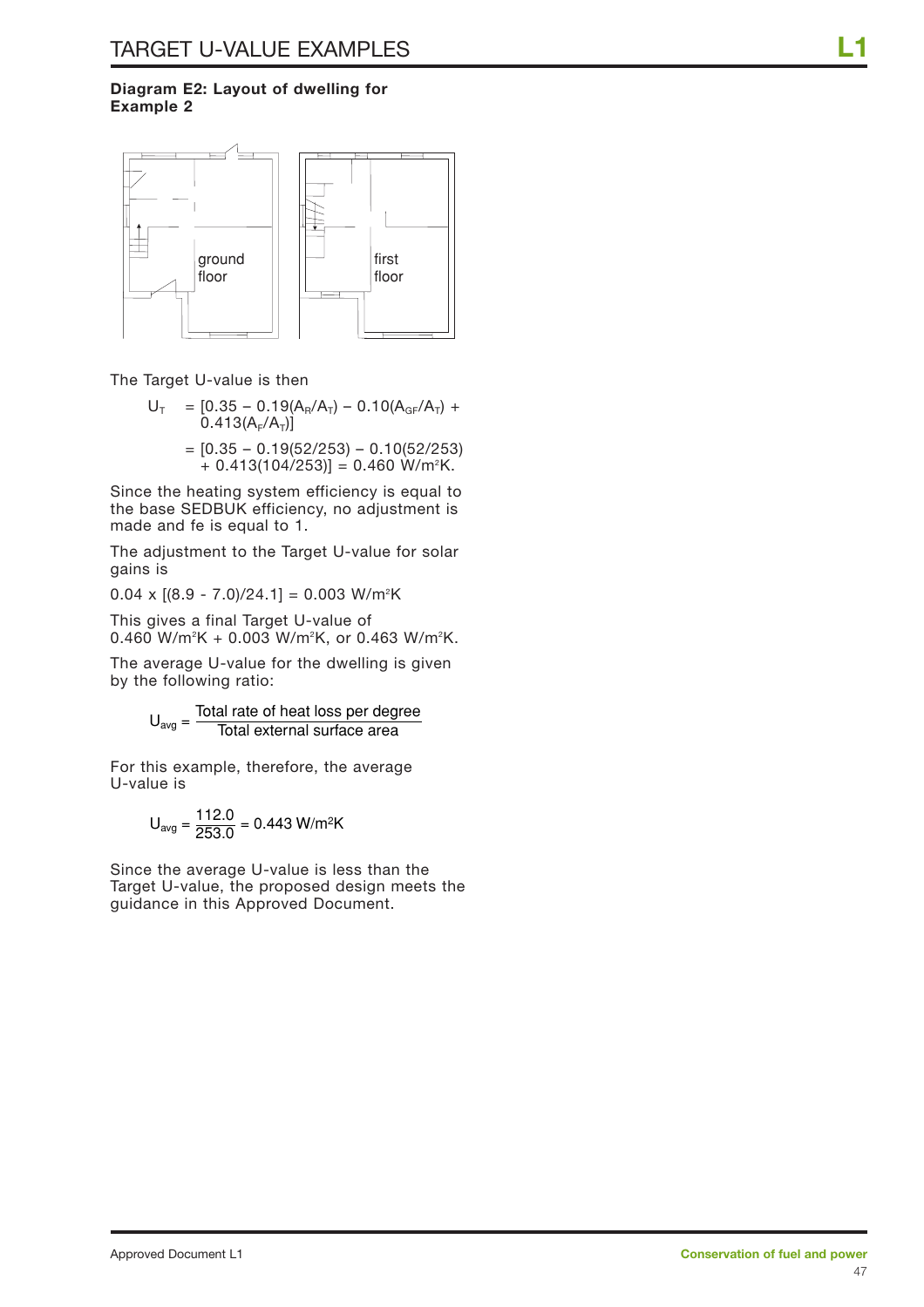**Diagram E2: Layout of dwelling for Example 2**

ground floor

first floor

The Target U-value is then

$$U_T = [0.35 - 0.19(A_R/A_T) - 0.10(A_{GF}/A_T) + 0.413(A_F/A_T)]$$

$$= [0.35 - 0.19(52/253) - 0.10(52/253) + 0.413(104/253)] = 0.460 \text{ W/m}^2\text{K}.$$

Since the heating system efficiency is equal to the base SEDBUK efficiency, no adjustment is made and fe is equal to 1.

The adjustment to the Target U-value for solar gains is

$0.04 \times [(8.9 - 7.0)/24.1] = 0.003$ W/m²K

This gives a final Target U-value of 0.460 W/m²K + 0.003 W/m²K, or 0.463 W/m²K.

The average U-value for the dwelling is given by the following ratio:

$$U_{avg} = \frac{\text{Total rate of heat loss per degree}}{\text{Total external surface area}}$$

For this example, therefore, the average U-value is

$$U_{avg} = \frac{112.0}{253.0} = 0.443 \text{ W/m}^2\text{K}$$

Since the average U-value is less than the Target U-value, the proposed design meets the guidance in this Approved Document.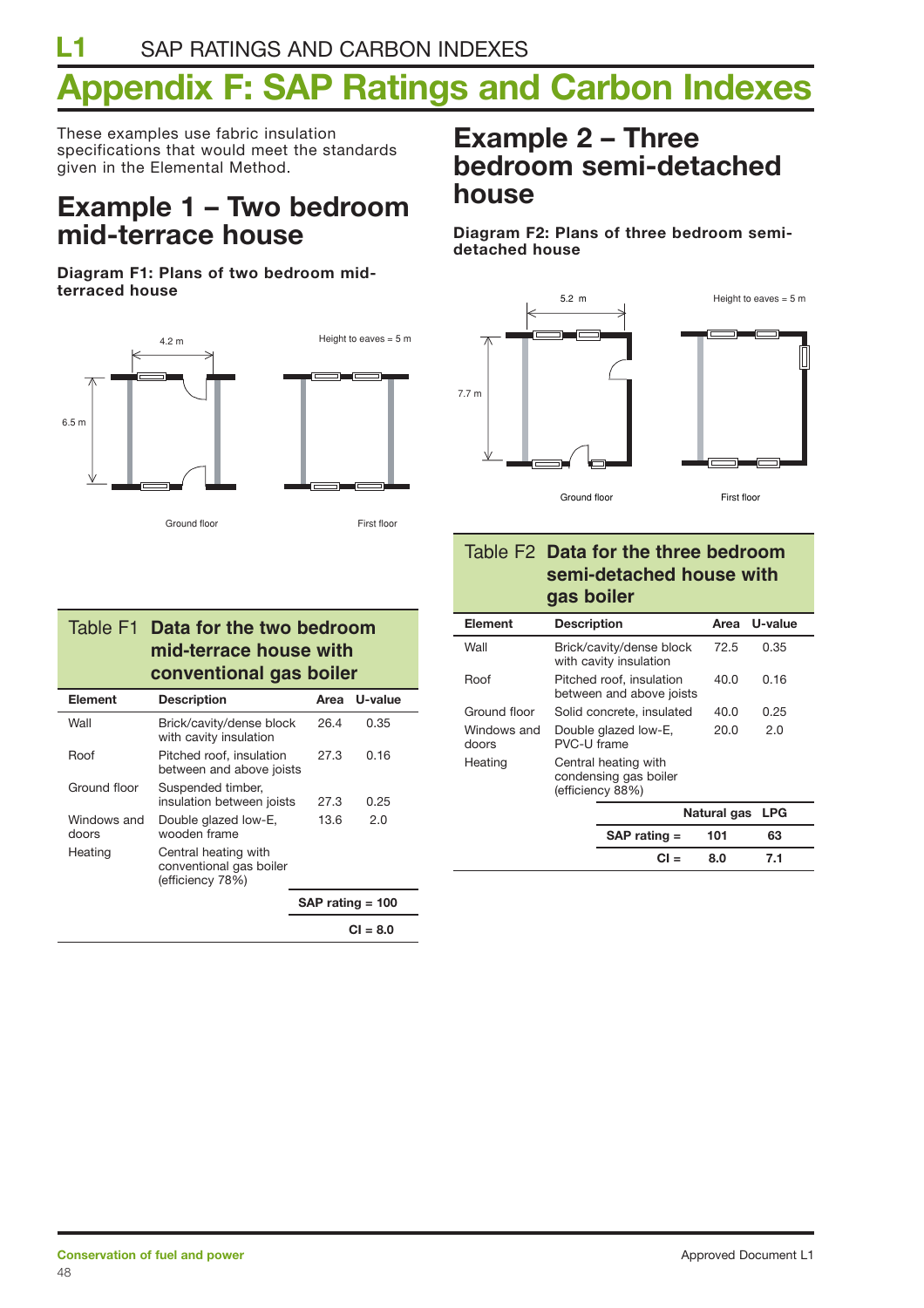# Appendix F: SAP Ratings and Carbon Indexes

These examples use fabric insulation specifications that would meet the standards given in the Elemental Method.

## Example 1 – Two bedroom mid-terrace house

**Diagram F1: Plans of two bedroom mid-terraced house**

4.2 m

6.5 m

Height to eaves = 5 m

Ground floor

First floor

**Table F1 Data for the two bedroom mid-terrace house with conventional gas boiler**

| Element | Description | Area | U-value |
|---|---|---|---|
| Wall | Brick/cavity/dense block with cavity insulation | 26.4 | 0.35 |
| Roof | Pitched roof, insulation between and above joists | 27.3 | 0.16 |
| Ground floor | Suspended timber, insulation between joists | 27.3 | 0.25 |
| Windows and doors | Double glazed low-E, wooden frame | 13.6 | 2.0 |
| Heating | Central heating with conventional gas boiler (efficiency 78%) | | |
| | | **SAP rating = 100** | |
| | | **CI = 8.0** | |

## Example 2 – Three bedroom semi-detached house

**Diagram F2: Plans of three bedroom semi-detached house**

5.2 m

7.7 m

Height to eaves = 5 m

Ground floor

First floor

**Table F2 Data for the three bedroom semi-detached house with gas boiler**

| Element | Description | Area | U-value |
|---|---|---|---|
| Wall | Brick/cavity/dense block with cavity insulation | 72.5 | 0.35 |
| Roof | Pitched roof, insulation between and above joists | 40.0 | 0.16 |
| Ground floor | Solid concrete, insulated | 40.0 | 0.25 |
| Windows and doors | Double glazed low-E, PVC-U frame | 20.0 | 2.0 |
| Heating | Central heating with condensing gas boiler (efficiency 88%) | | |

| | Natural gas | LPG |
|---|---|---|
| **SAP rating =** | **101** | **63** |
| **CI =** | **8.0** | **7.1** |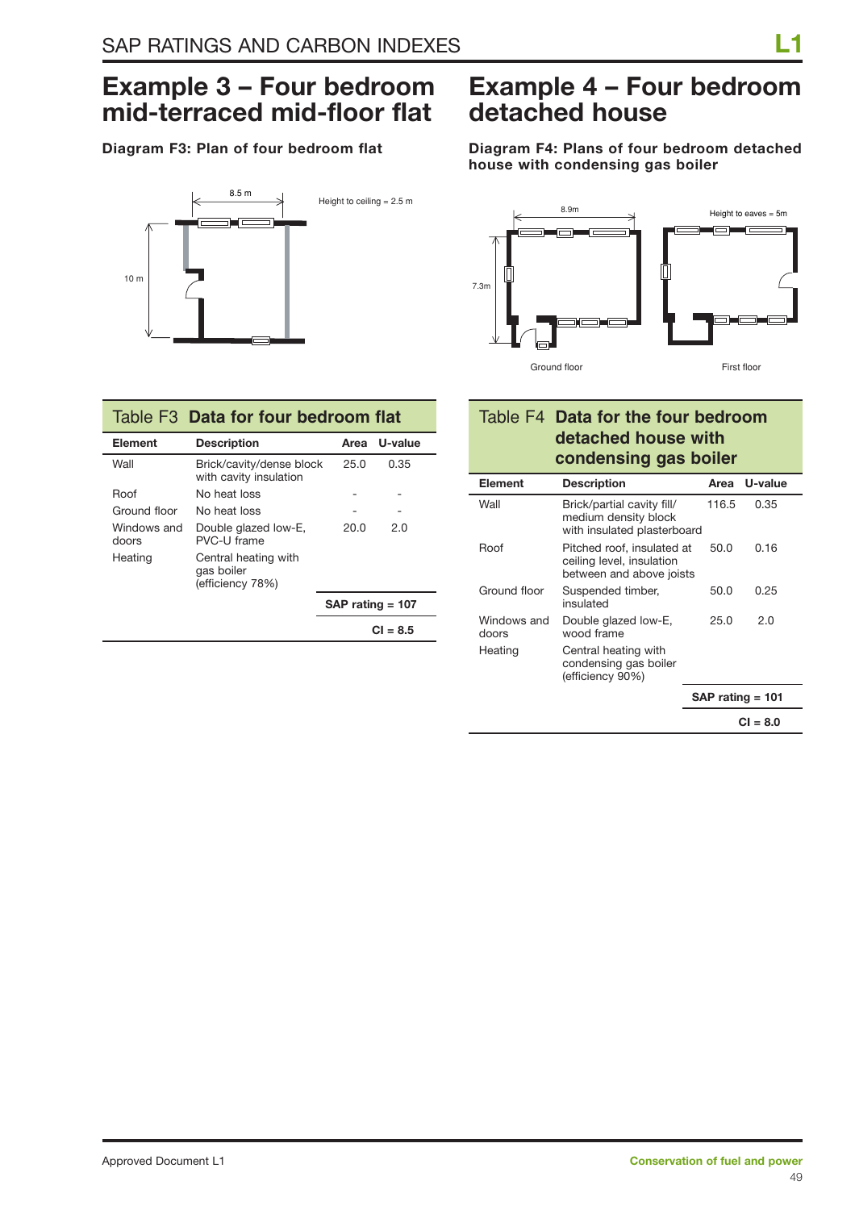## Example 3 – Four bedroom mid-terraced mid-floor flat

**Diagram F3: Plan of four bedroom flat**

8.5 m

Height to ceiling = 2.5 m

10 m

**Table F3 Data for four bedroom flat**

| Element | Description | Area | U-value |
|---|---|---|---|
| Wall | Brick/cavity/dense block with cavity insulation | 25.0 | 0.35 |
| Roof | No heat loss | - | - |
| Ground floor | No heat loss | - | - |
| Windows and doors | Double glazed low-E, PVC-U frame | 20.0 | 2.0 |
| Heating | Central heating with gas boiler (efficiency 78%) | | |
| | | **SAP rating = 107** | |
| | | **CI = 8.5** | |

## Example 4 – Four bedroom detached house

**Diagram F4: Plans of four bedroom detached house with condensing gas boiler**

8.9m

Height to eaves = 5m

7.3m

Ground floor

First floor

**Table F4 Data for the four bedroom detached house with condensing gas boiler**

| Element | Description | Area | U-value |
|---|---|---|---|
| Wall | Brick/partial cavity fill/ medium density block with insulated plasterboard | 116.5 | 0.35 |
| Roof | Pitched roof, insulated at ceiling level, insulation between and above joists | 50.0 | 0.16 |
| Ground floor | Suspended timber, insulated | 50.0 | 0.25 |
| Windows and doors | Double glazed low-E, wood frame | 25.0 | 2.0 |
| Heating | Central heating with condensing gas boiler (efficiency 90%) | | |
| | | **SAP rating = 101** | |
| | | **CI = 8.0** | |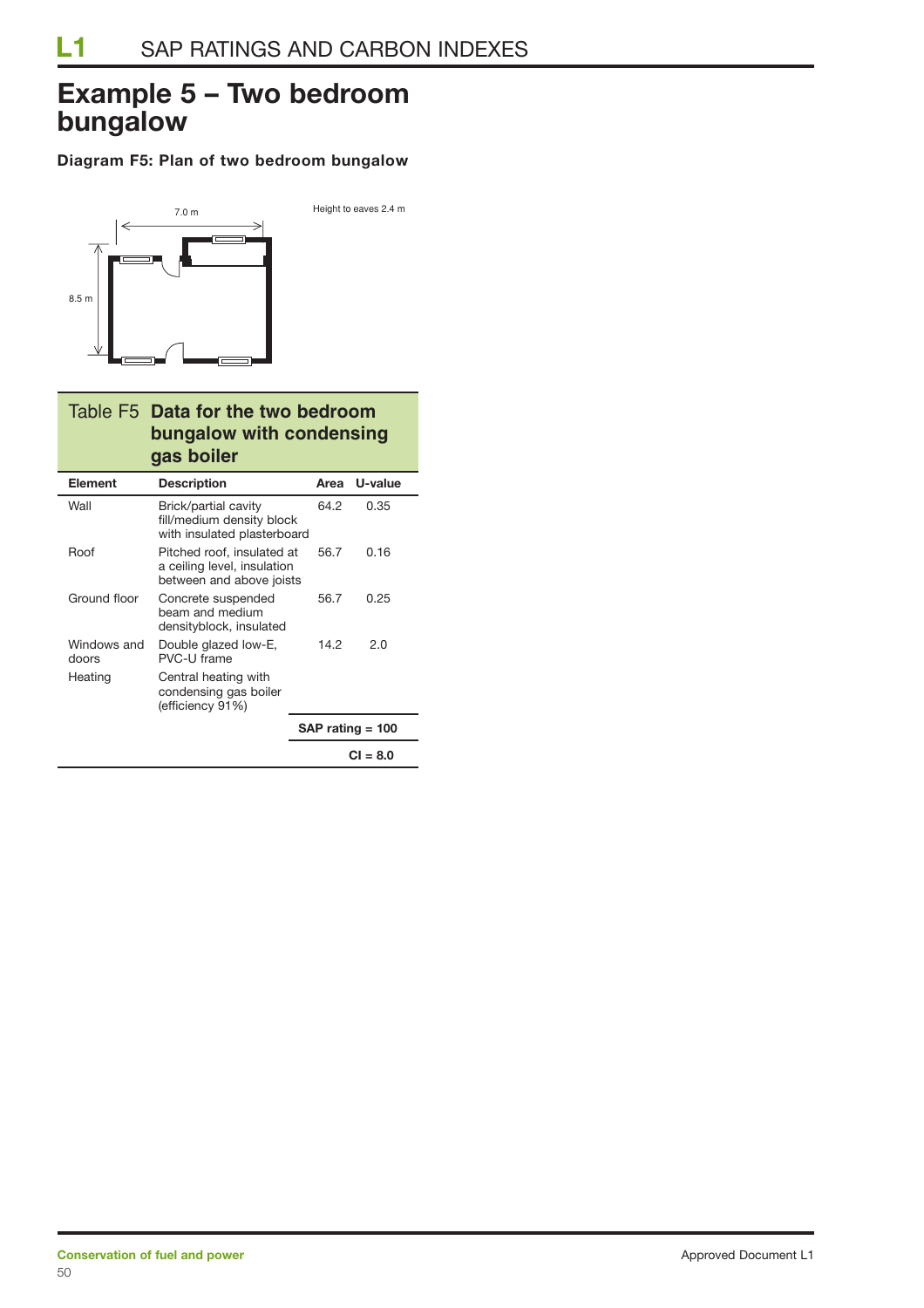# Example 5 – Two bedroom bungalow

**Diagram F5: Plan of two bedroom bungalow**

7.0 m

8.5 m

Height to eaves 2.4 m

**Table F5 Data for the two bedroom bungalow with condensing gas boiler**

| Element | Description | Area | U-value |
|---|---|---|---|
| Wall | Brick/partial cavity fill/medium density block with insulated plasterboard | 64.2 | 0.35 |
| Roof | Pitched roof, insulated at a ceiling level, insulation between and above joists | 56.7 | 0.16 |
| Ground floor | Concrete suspended beam and medium densityblock, insulated | 56.7 | 0.25 |
| Windows and doors | Double glazed low-E, PVC-U frame | 14.2 | 2.0 |
| Heating | Central heating with condensing gas boiler (efficiency 91%) | | |
| | | **SAP rating = 100** | |
| | | **CI = 8.0** | |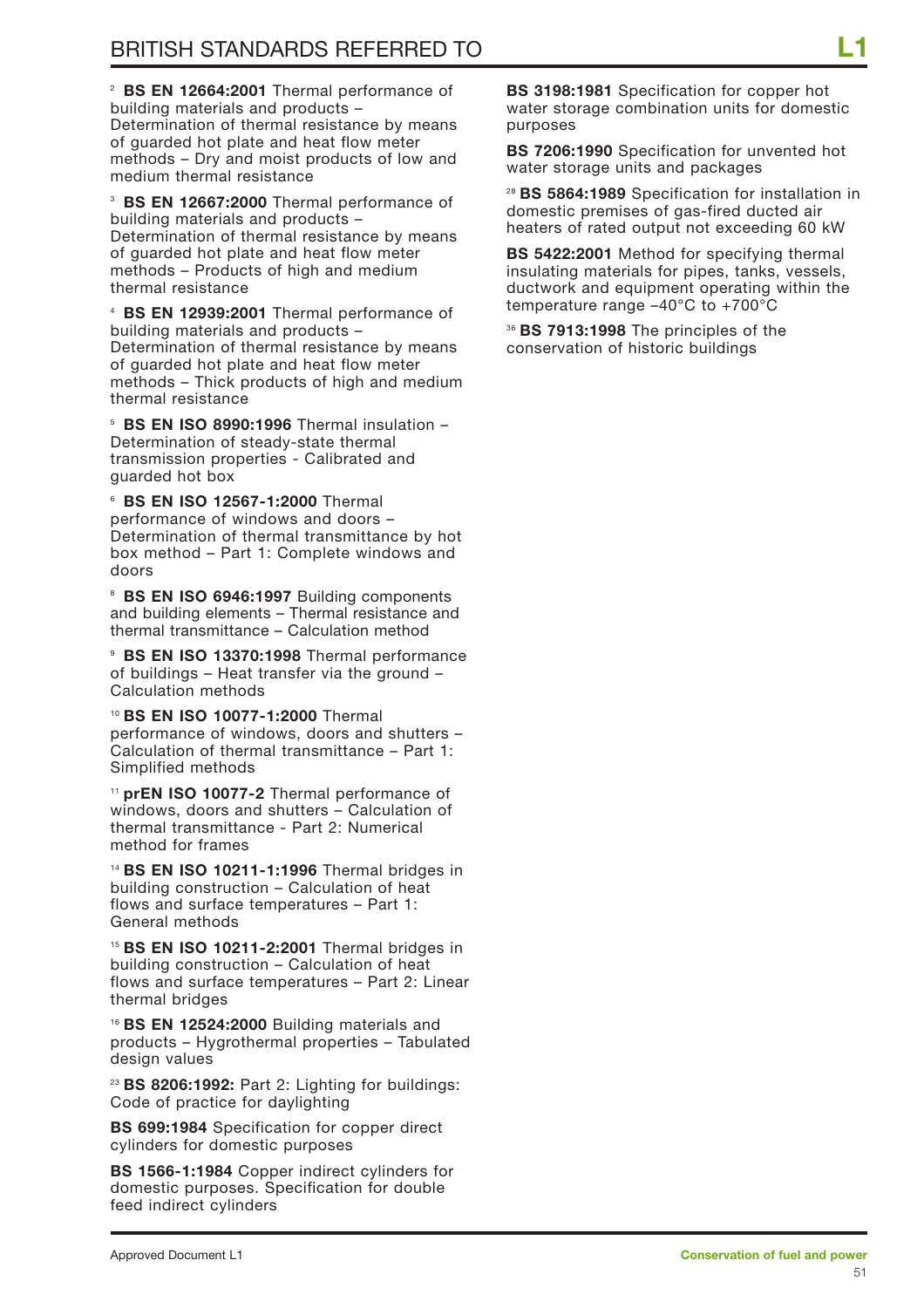# BRITISH STANDARDS REFERRED TO

[2] **BS EN 12664:2001** Thermal performance of building materials and products – Determination of thermal resistance by means of guarded hot plate and heat flow meter methods – Dry and moist products of low and medium thermal resistance

[3] **BS EN 12667:2000** Thermal performance of building materials and products – Determination of thermal resistance by means of guarded hot plate and heat flow meter methods – Products of high and medium thermal resistance

[4] **BS EN 12939:2001** Thermal performance of building materials and products – Determination of thermal resistance by means of guarded hot plate and heat flow meter methods – Thick products of high and medium thermal resistance

[5] **BS EN ISO 8990:1996** Thermal insulation – Determination of steady-state thermal transmission properties - Calibrated and guarded hot box

[6] **BS EN ISO 12567-1:2000** Thermal performance of windows and doors – Determination of thermal transmittance by hot box method – Part 1: Complete windows and doors

[8] **BS EN ISO 6946:1997** Building components and building elements – Thermal resistance and thermal transmittance – Calculation method

[9] **BS EN ISO 13370:1998** Thermal performance of buildings – Heat transfer via the ground – Calculation methods

[10] **BS EN ISO 10077-1:2000** Thermal performance of windows, doors and shutters – Calculation of thermal transmittance – Part 1: Simplified methods

[11] **prEN ISO 10077-2** Thermal performance of windows, doors and shutters – Calculation of thermal transmittance - Part 2: Numerical method for frames

[14] **BS EN ISO 10211-1:1996** Thermal bridges in building construction – Calculation of heat flows and surface temperatures – Part 1: General methods

[15] **BS EN ISO 10211-2:2001** Thermal bridges in building construction – Calculation of heat flows and surface temperatures – Part 2: Linear thermal bridges

[16] **BS EN 12524:2000** Building materials and products – Hygrothermal properties – Tabulated design values

[23] **BS 8206:1992:** Part 2: Lighting for buildings: Code of practice for daylighting

**BS 699:1984** Specification for copper direct cylinders for domestic purposes

**BS 1566-1:1984** Copper indirect cylinders for domestic purposes. Specification for double feed indirect cylinders

**BS 3198:1981** Specification for copper hot water storage combination units for domestic purposes

**BS 7206:1990** Specification for unvented hot water storage units and packages

[28] **BS 5864:1989** Specification for installation in domestic premises of gas-fired ducted air heaters of rated output not exceeding 60 kW

**BS 5422:2001** Method for specifying thermal insulating materials for pipes, tanks, vessels, ductwork and equipment operating within the temperature range –40°C to +700°C

[36] **BS 7913:1998** The principles of the conservation of historic buildings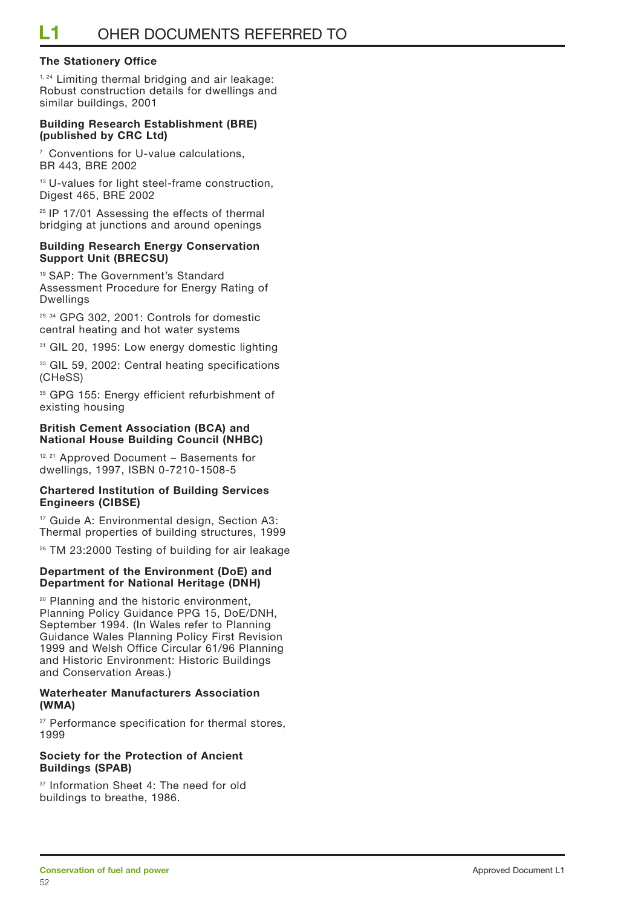# L1 OHER DOCUMENTS REFERRED TO

**The Stationery Office**

[1, 24] Limiting thermal bridging and air leakage: Robust construction details for dwellings and similar buildings, 2001

**Building Research Establishment (BRE) (published by CRC Ltd)**

[7] Conventions for U-value calculations, BR 443, BRE 2002

[13] U-values for light steel-frame construction, Digest 465, BRE 2002

[25] IP 17/01 Assessing the effects of thermal bridging at junctions and around openings

**Building Research Energy Conservation Support Unit (BRECSU)**

[19] SAP: The Government's Standard Assessment Procedure for Energy Rating of Dwellings

[29, 34] GPG 302, 2001: Controls for domestic central heating and hot water systems

[31] GIL 20, 1995: Low energy domestic lighting

[33] GIL 59, 2002: Central heating specifications (CHeSS)

[35] GPG 155: Energy efficient refurbishment of existing housing

**British Cement Association (BCA) and National House Building Council (NHBC)**

[12, 21] Approved Document – Basements for dwellings, 1997, ISBN 0-7210-1508-5

**Chartered Institution of Building Services Engineers (CIBSE)**

[17] Guide A: Environmental design, Section A3: Thermal properties of building structures, 1999

[26] TM 23:2000 Testing of building for air leakage

**Department of the Environment (DoE) and Department for National Heritage (DNH)**

[20] Planning and the historic environment, Planning Policy Guidance PPG 15, DoE/DNH, September 1994. (In Wales refer to Planning Guidance Wales Planning Policy First Revision 1999 and Welsh Office Circular 61/96 Planning and Historic Environment: Historic Buildings and Conservation Areas.)

**Waterheater Manufacturers Association (WMA)**

[27] Performance specification for thermal stores, 1999

**Society for the Protection of Ancient Buildings (SPAB)**

[37] Information Sheet 4: The need for old buildings to breathe, 1986.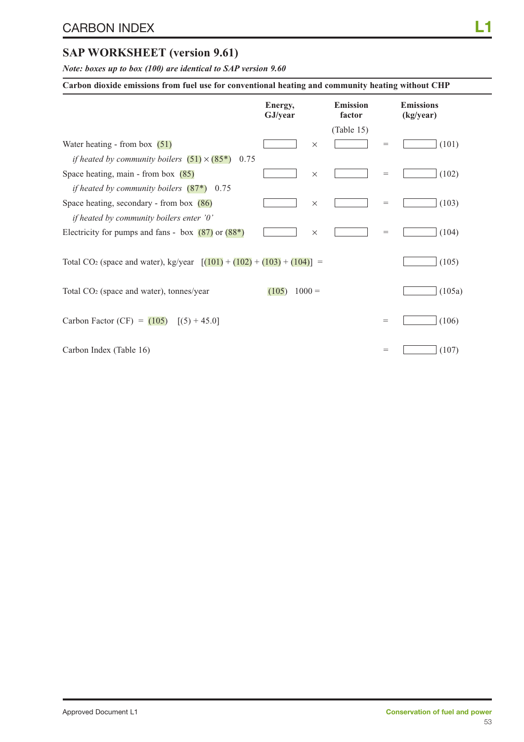## SAP WORKSHEET (version 9.61)

***Note: boxes up to box (100) are identical to SAP version 9.60***

**Carbon dioxide emissions from fuel use for conventional heating and community heating without CHP**

| | Energy, GJ/year | | Emission factor | | Emissions (kg/year) | |
|---|---|---|---|---|---|---|
| | | | (Table 15) | | | |
| Water heating - from box (51) | | × | | = | | (101) |
| *if heated by community boilers* (51) × (85*) 0.75 | | | | | | |
| Space heating, main - from box (85) | | × | | = | | (102) |
| *if heated by community boilers* (87*) 0.75 | | | | | | |
| Space heating, secondary - from box (86) | | × | | = | | (103) |
| *if heated by community boilers enter '0'* | | | | | | |
| Electricity for pumps and fans - box (87) or (88*) | | × | | = | | (104) |
| Total $CO_2$ (space and water), kg/year [(101) + (102) + (103) + (104)] = | | | | | | (105) |
| Total $CO_2$ (space and water), tonnes/year | (105) 1000 = | | | | | (105a) |
| Carbon Factor (CF) = (105) [(5) + 45.0] | | | | = | | (106) |
| Carbon Index (Table 16) | | | | = | | (107) |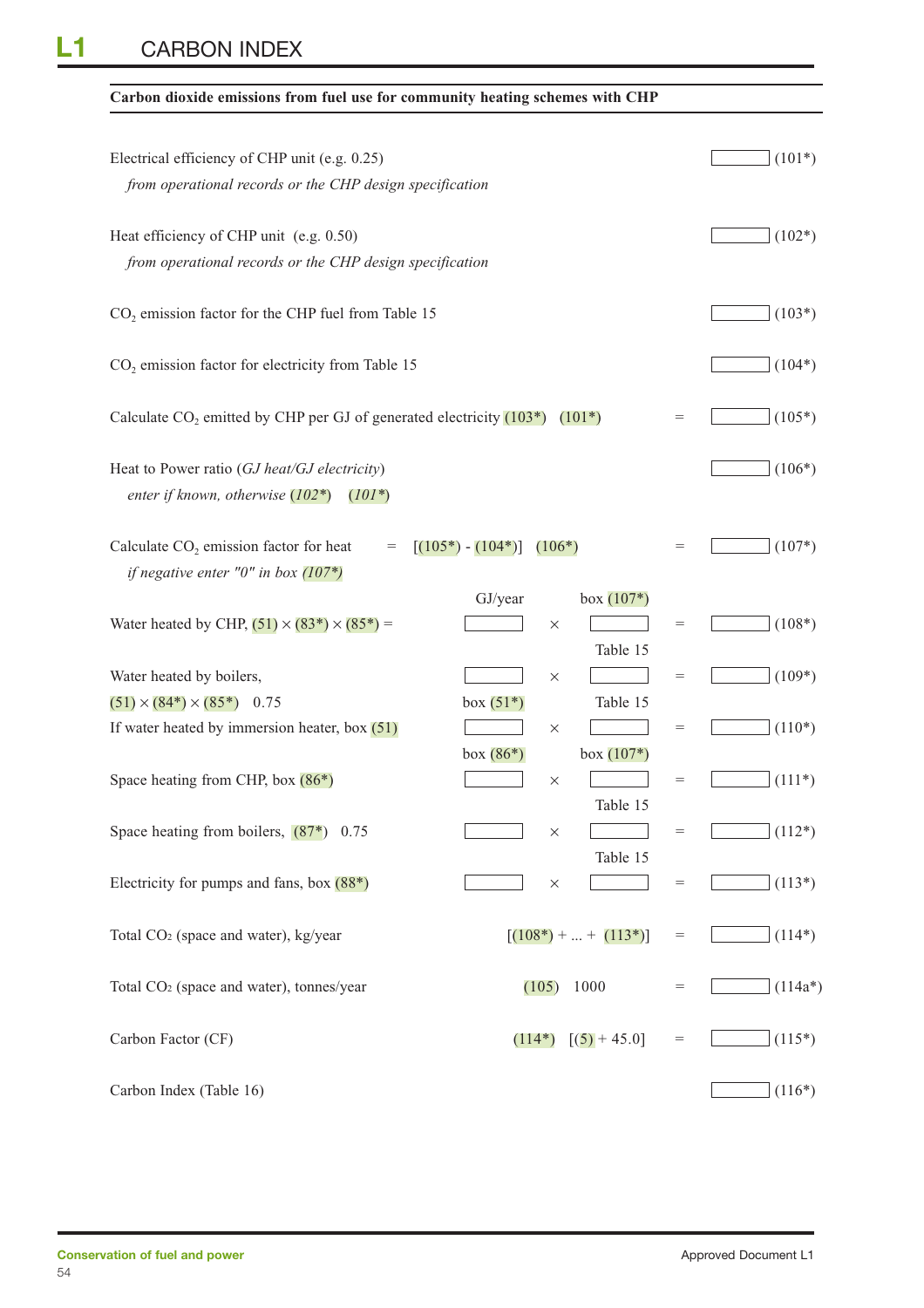## L1 CARBON INDEX

**Carbon dioxide emissions from fuel use for community heating schemes with CHP**

| | | | | | | |
|---|---|---|---|---|---|---|
| Electrical efficiency of CHP unit (e.g. 0.25) *from operational records or the CHP design specification* | | | | | | (101*) |
| Heat efficiency of CHP unit (e.g. 0.50) *from operational records or the CHP design specification* | | | | | | (102*) |
| $CO_2$ emission factor for the CHP fuel from Table 15 | | | | | | (103*) |
| $CO_2$ emission factor for electricity from Table 15 | | | | | | (104*) |
| Calculate $CO_2$ emitted by CHP per GJ of generated electricity (103*) (101*) | | | | | = | (105*) |
| Heat to Power ratio (*GJ heat/GJ electricity*) *enter if known, otherwise (102*) (101*)* | | | | | | (106*) |
| Calculate $CO_2$ emission factor for heat = [(105*) - (104*)] (106*) *if negative enter "0" in box (107*)* | | | | | = | (107*) |
| | GJ/year | | box (107*) | | | |
| Water heated by CHP, (51) × (83*) × (85*) = | | × | | | = | (108*) |
| | | | Table 15 | | | |
| Water heated by boilers, (51) × (84*) × (85*) 0.75 | | × | | | = | (109*) |
| | box (51*) | | Table 15 | | | |
| If water heated by immersion heater, box (51) | | × | | | = | (110*) |
| | box (86*) | | box (107*) | | | |
| Space heating from CHP, box (86*) | | × | | | = | (111*) |
| | | | Table 15 | | | |
| Space heating from boilers, (87*) 0.75 | | × | | | = | (112*) |
| | | | Table 15 | | | |
| Electricity for pumps and fans, box (88*) | | × | | | = | (113*) |
| Total $CO_2$ (space and water), kg/year | | | [(108*) + ... + (113*)] | | = | (114*) |
| Total $CO_2$ (space and water), tonnes/year | | | (105) 1000 | | = | (114a*) |
| Carbon Factor (CF) | | | (114*) [(5) + 45.0] | | = | (115*) |
| Carbon Index (Table 16) | | | | | | (116*) |